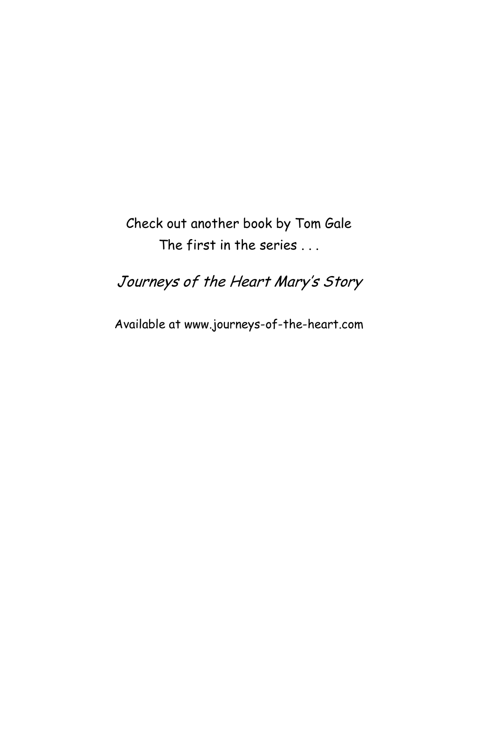Check out another book by Tom Gale
The first in the series . . .

*Journeys of the Heart Mary's Story*

Available at www.journeys-of-the-heart.com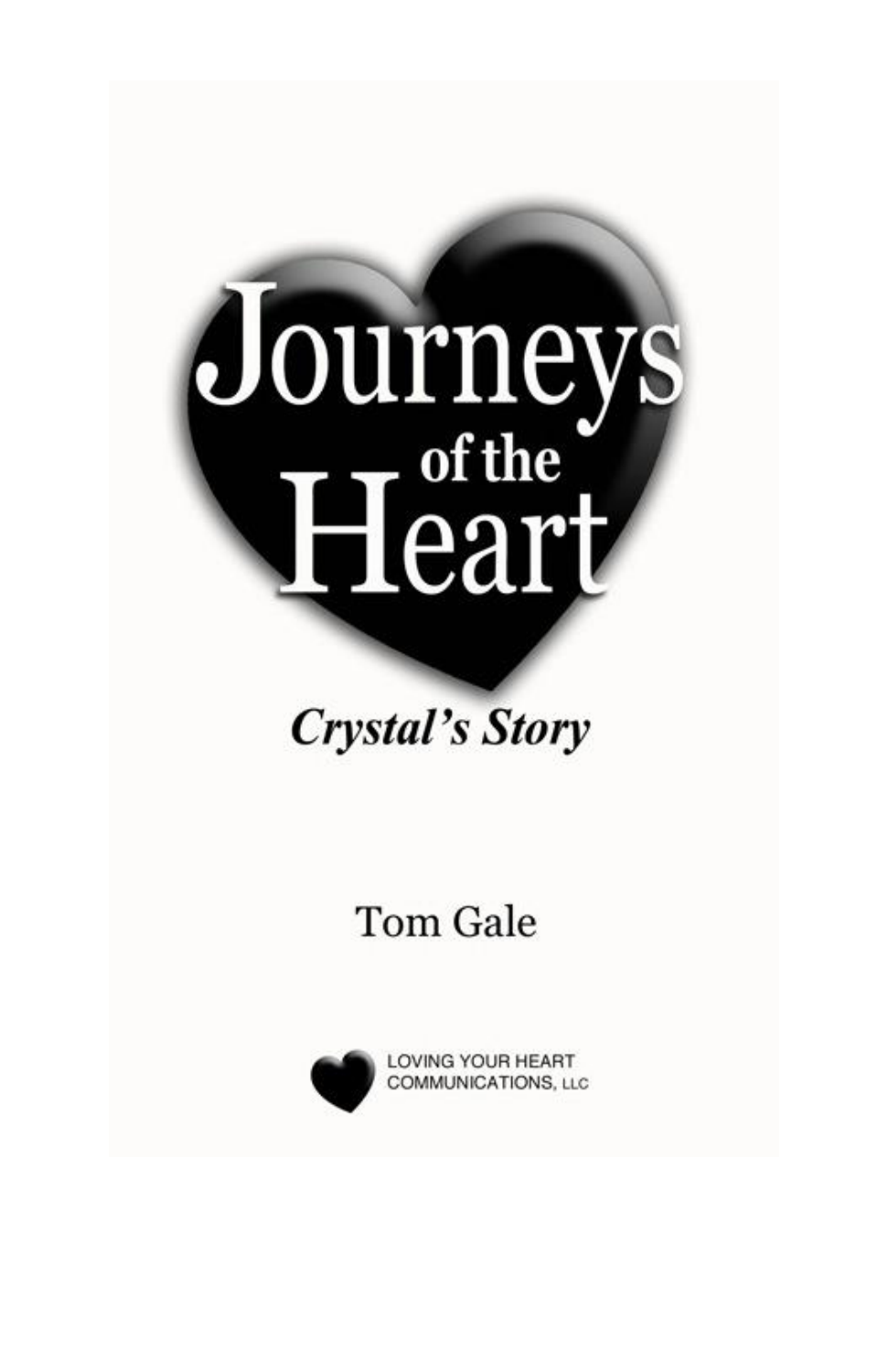# Journeys of the Heart

## *Crystal's Story*

Tom Gale

LOVING YOUR HEART COMMUNICATIONS, LLC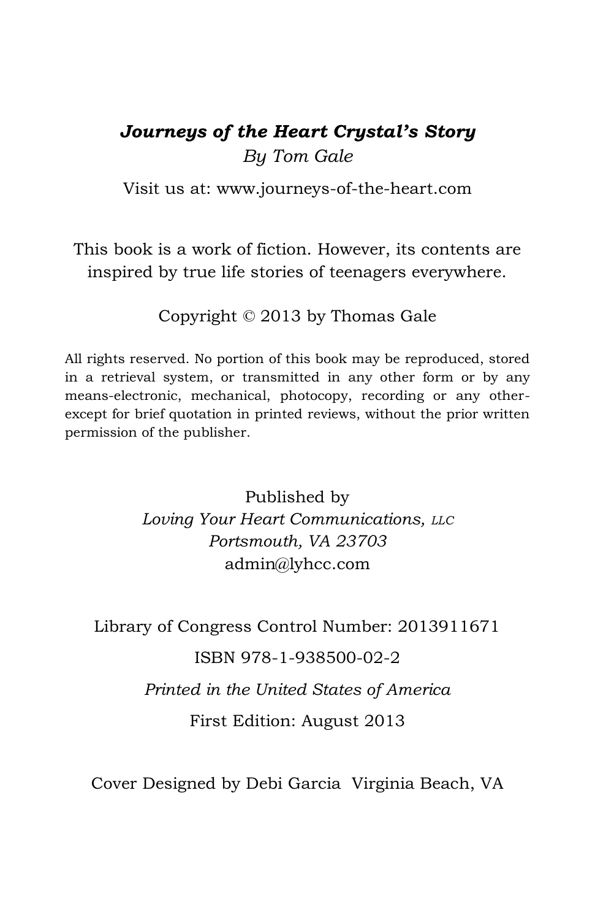***Journeys of the Heart Crystal's Story***
*By Tom Gale*

Visit us at: www.journeys-of-the-heart.com

This book is a work of fiction. However, its contents are inspired by true life stories of teenagers everywhere.

Copyright © 2013 by Thomas Gale

All rights reserved. No portion of this book may be reproduced, stored in a retrieval system, or transmitted in any other form or by any means-electronic, mechanical, photocopy, recording or any other-except for brief quotation in printed reviews, without the prior written permission of the publisher.

Published by
*Loving Your Heart Communications, LLC*
*Portsmouth, VA 23703*
admin@lyhcc.com

Library of Congress Control Number: 2013911671

ISBN 978-1-938500-02-2

*Printed in the United States of America*

First Edition: August 2013

Cover Designed by Debi Garcia Virginia Beach, VA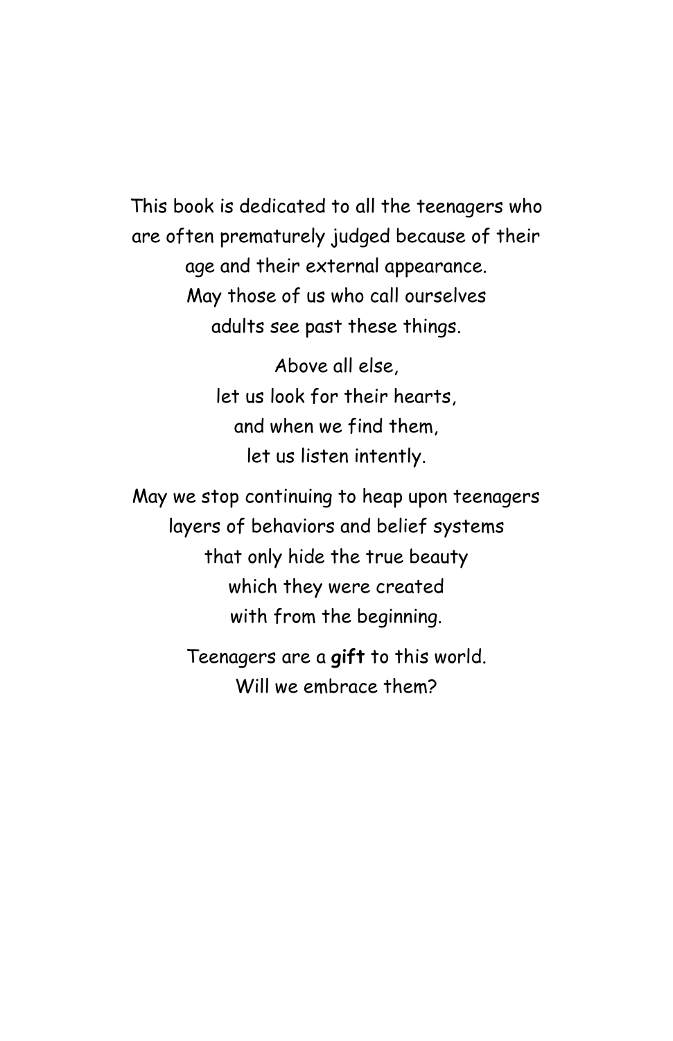This book is dedicated to all the teenagers who are often prematurely judged because of their age and their external appearance.
May those of us who call ourselves adults see past these things.

Above all else,
let us look for their hearts,
and when we find them,
let us listen intently.

May we stop continuing to heap upon teenagers
layers of behaviors and belief systems
that only hide the true beauty
which they were created
with from the beginning.

Teenagers are a **gift** to this world.
Will we embrace them?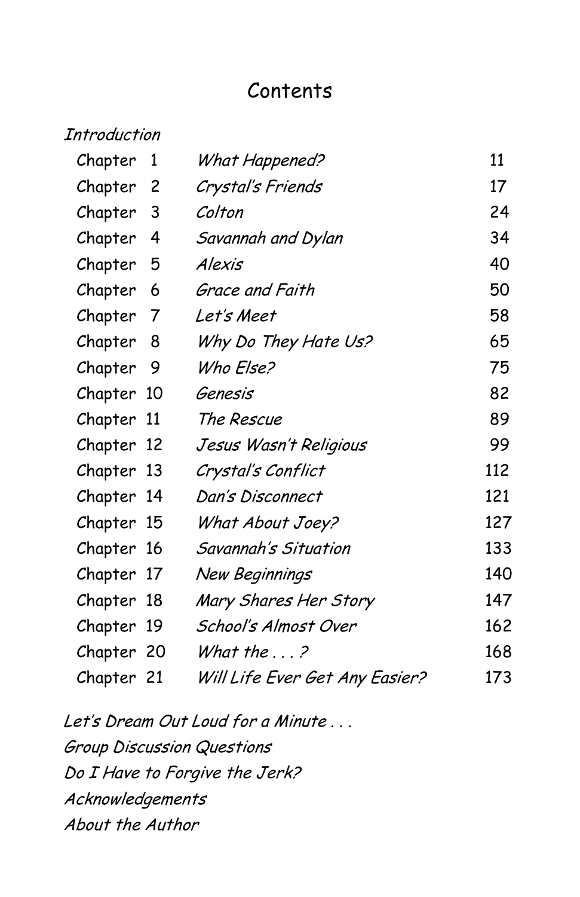# Contents

*Introduction*

| | | |
|---|---|---|
| Chapter 1 | *What Happened?* | 11 |
| Chapter 2 | *Crystal's Friends* | 17 |
| Chapter 3 | *Colton* | 24 |
| Chapter 4 | *Savannah and Dylan* | 34 |
| Chapter 5 | *Alexis* | 40 |
| Chapter 6 | *Grace and Faith* | 50 |
| Chapter 7 | *Let's Meet* | 58 |
| Chapter 8 | *Why Do They Hate Us?* | 65 |
| Chapter 9 | *Who Else?* | 75 |
| Chapter 10 | *Genesis* | 82 |
| Chapter 11 | *The Rescue* | 89 |
| Chapter 12 | *Jesus Wasn't Religious* | 99 |
| Chapter 13 | *Crystal's Conflict* | 112 |
| Chapter 14 | *Dan's Disconnect* | 121 |
| Chapter 15 | *What About Joey?* | 127 |
| Chapter 16 | *Savannah's Situation* | 133 |
| Chapter 17 | *New Beginnings* | 140 |
| Chapter 18 | *Mary Shares Her Story* | 147 |
| Chapter 19 | *School's Almost Over* | 162 |
| Chapter 20 | *What the . . . ?* | 168 |
| Chapter 21 | *Will Life Ever Get Any Easier?* | 173 |

*Let's Dream Out Loud for a Minute . . .*

*Group Discussion Questions*

*Do I Have to Forgive the Jerk?*

*Acknowledgements*

*About the Author*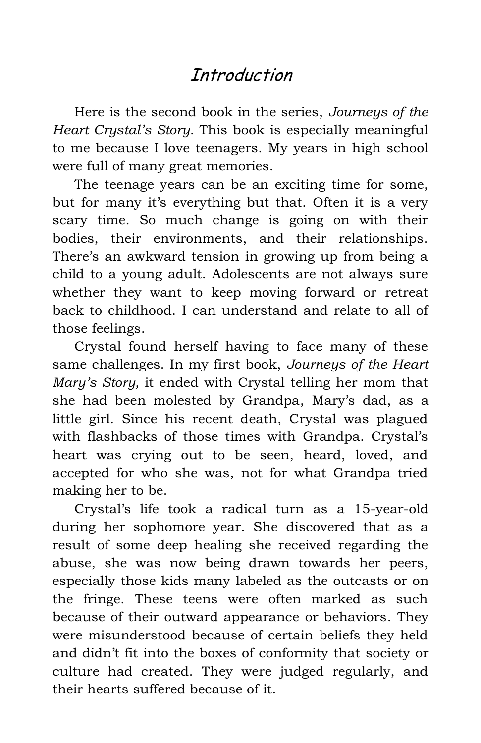# *Introduction*

Here is the second book in the series, *Journeys of the Heart Crystal's Story.* This book is especially meaningful to me because I love teenagers. My years in high school were full of many great memories.

The teenage years can be an exciting time for some, but for many it's everything but that. Often it is a very scary time. So much change is going on with their bodies, their environments, and their relationships. There's an awkward tension in growing up from being a child to a young adult. Adolescents are not always sure whether they want to keep moving forward or retreat back to childhood. I can understand and relate to all of those feelings.

Crystal found herself having to face many of these same challenges. In my first book, *Journeys of the Heart Mary's Story,* it ended with Crystal telling her mom that she had been molested by Grandpa, Mary's dad, as a little girl. Since his recent death, Crystal was plagued with flashbacks of those times with Grandpa. Crystal's heart was crying out to be seen, heard, loved, and accepted for who she was, not for what Grandpa tried making her to be.

Crystal's life took a radical turn as a 15-year-old during her sophomore year. She discovered that as a result of some deep healing she received regarding the abuse, she was now being drawn towards her peers, especially those kids many labeled as the outcasts or on the fringe. These teens were often marked as such because of their outward appearance or behaviors. They were misunderstood because of certain beliefs they held and didn't fit into the boxes of conformity that society or culture had created. They were judged regularly, and their hearts suffered because of it.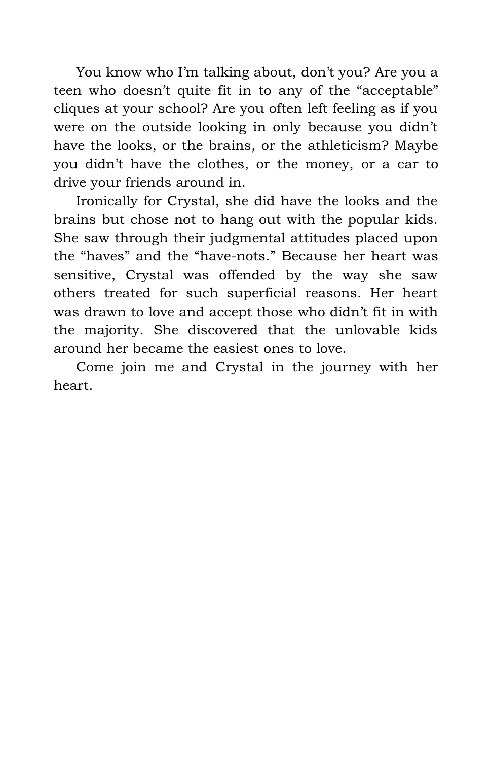You know who I'm talking about, don't you? Are you a teen who doesn't quite fit in to any of the "acceptable" cliques at your school? Are you often left feeling as if you were on the outside looking in only because you didn't have the looks, or the brains, or the athleticism? Maybe you didn't have the clothes, or the money, or a car to drive your friends around in.

Ironically for Crystal, she did have the looks and the brains but chose not to hang out with the popular kids. She saw through their judgmental attitudes placed upon the "haves" and the "have-nots." Because her heart was sensitive, Crystal was offended by the way she saw others treated for such superficial reasons. Her heart was drawn to love and accept those who didn't fit in with the majority. She discovered that the unlovable kids around her became the easiest ones to love.

Come join me and Crystal in the journey with her heart.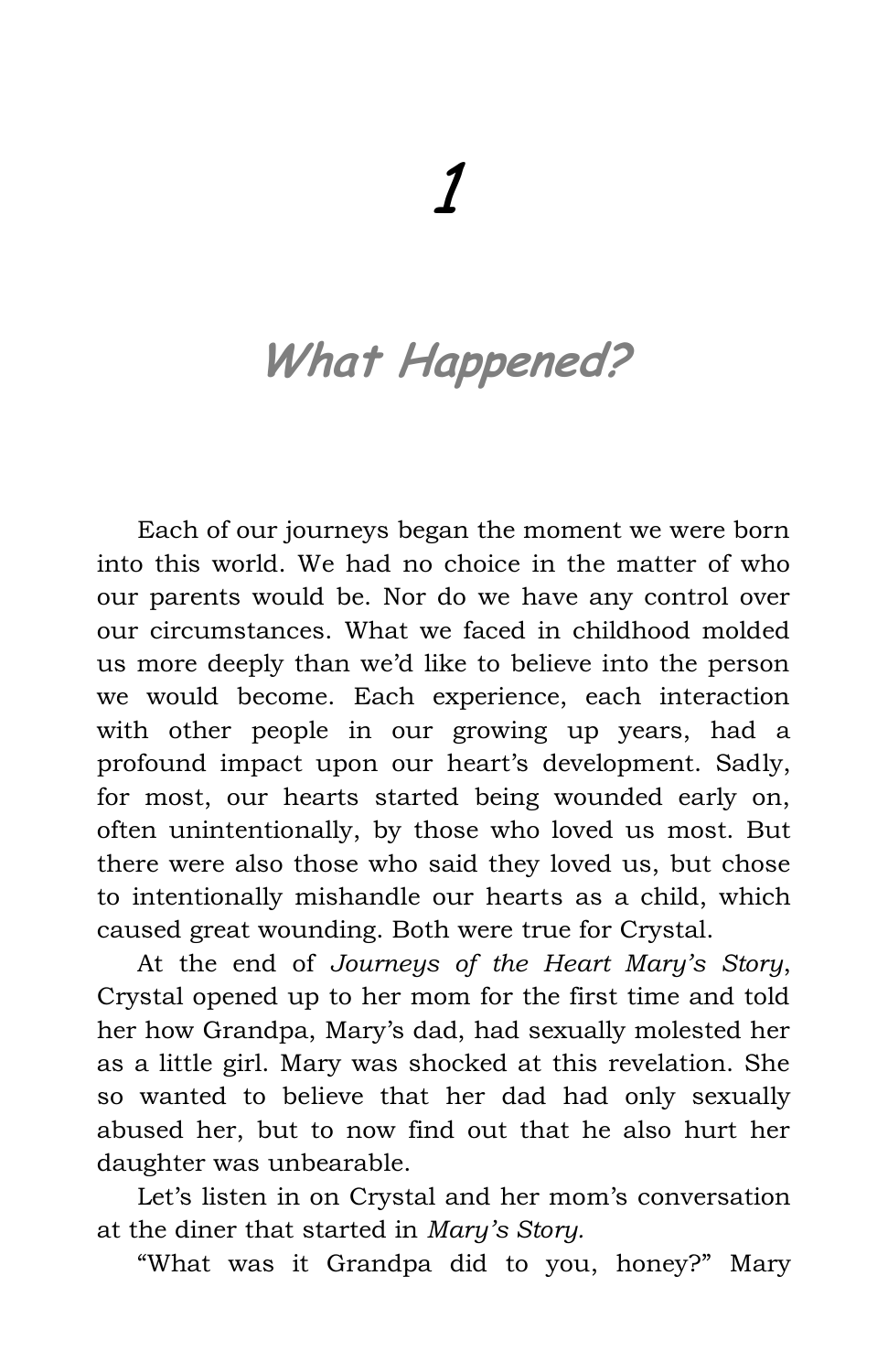# 1

## *What Happened?*

Each of our journeys began the moment we were born into this world. We had no choice in the matter of who our parents would be. Nor do we have any control over our circumstances. What we faced in childhood molded us more deeply than we'd like to believe into the person we would become. Each experience, each interaction with other people in our growing up years, had a profound impact upon our heart's development. Sadly, for most, our hearts started being wounded early on, often unintentionally, by those who loved us most. But there were also those who said they loved us, but chose to intentionally mishandle our hearts as a child, which caused great wounding. Both were true for Crystal.

At the end of *Journeys of the Heart Mary's Story*, Crystal opened up to her mom for the first time and told her how Grandpa, Mary's dad, had sexually molested her as a little girl. Mary was shocked at this revelation. She so wanted to believe that her dad had only sexually abused her, but to now find out that he also hurt her daughter was unbearable.

Let's listen in on Crystal and her mom's conversation at the diner that started in *Mary's Story.*

"What was it Grandpa did to you, honey?" Mary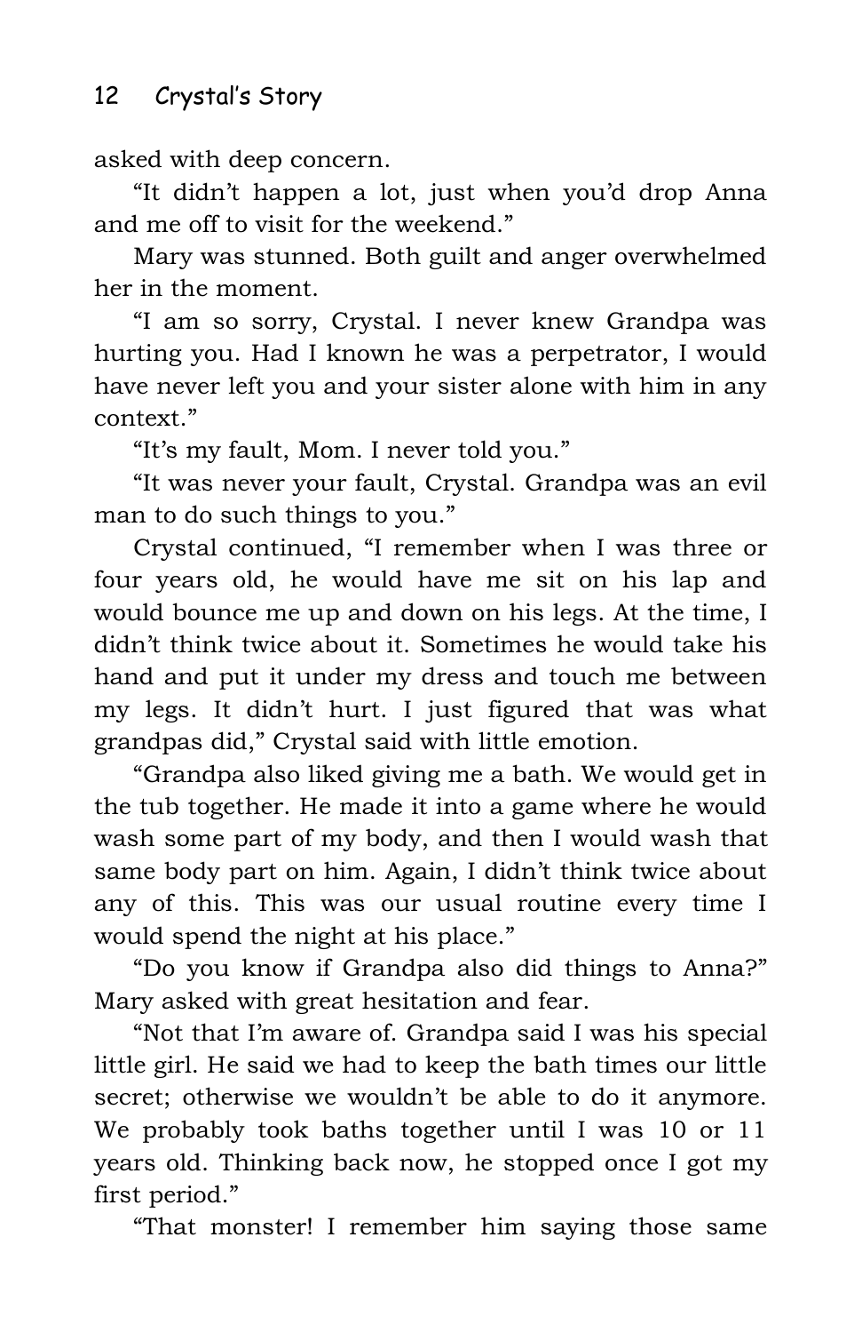asked with deep concern.

"It didn't happen a lot, just when you'd drop Anna and me off to visit for the weekend."

Mary was stunned. Both guilt and anger overwhelmed her in the moment.

"I am so sorry, Crystal. I never knew Grandpa was hurting you. Had I known he was a perpetrator, I would have never left you and your sister alone with him in any context."

"It's my fault, Mom. I never told you."

"It was never your fault, Crystal. Grandpa was an evil man to do such things to you."

Crystal continued, "I remember when I was three or four years old, he would have me sit on his lap and would bounce me up and down on his legs. At the time, I didn't think twice about it. Sometimes he would take his hand and put it under my dress and touch me between my legs. It didn't hurt. I just figured that was what grandpas did," Crystal said with little emotion.

"Grandpa also liked giving me a bath. We would get in the tub together. He made it into a game where he would wash some part of my body, and then I would wash that same body part on him. Again, I didn't think twice about any of this. This was our usual routine every time I would spend the night at his place."

"Do you know if Grandpa also did things to Anna?" Mary asked with great hesitation and fear.

"Not that I'm aware of. Grandpa said I was his special little girl. He said we had to keep the bath times our little secret; otherwise we wouldn't be able to do it anymore. We probably took baths together until I was 10 or 11 years old. Thinking back now, he stopped once I got my first period."

"That monster! I remember him saying those same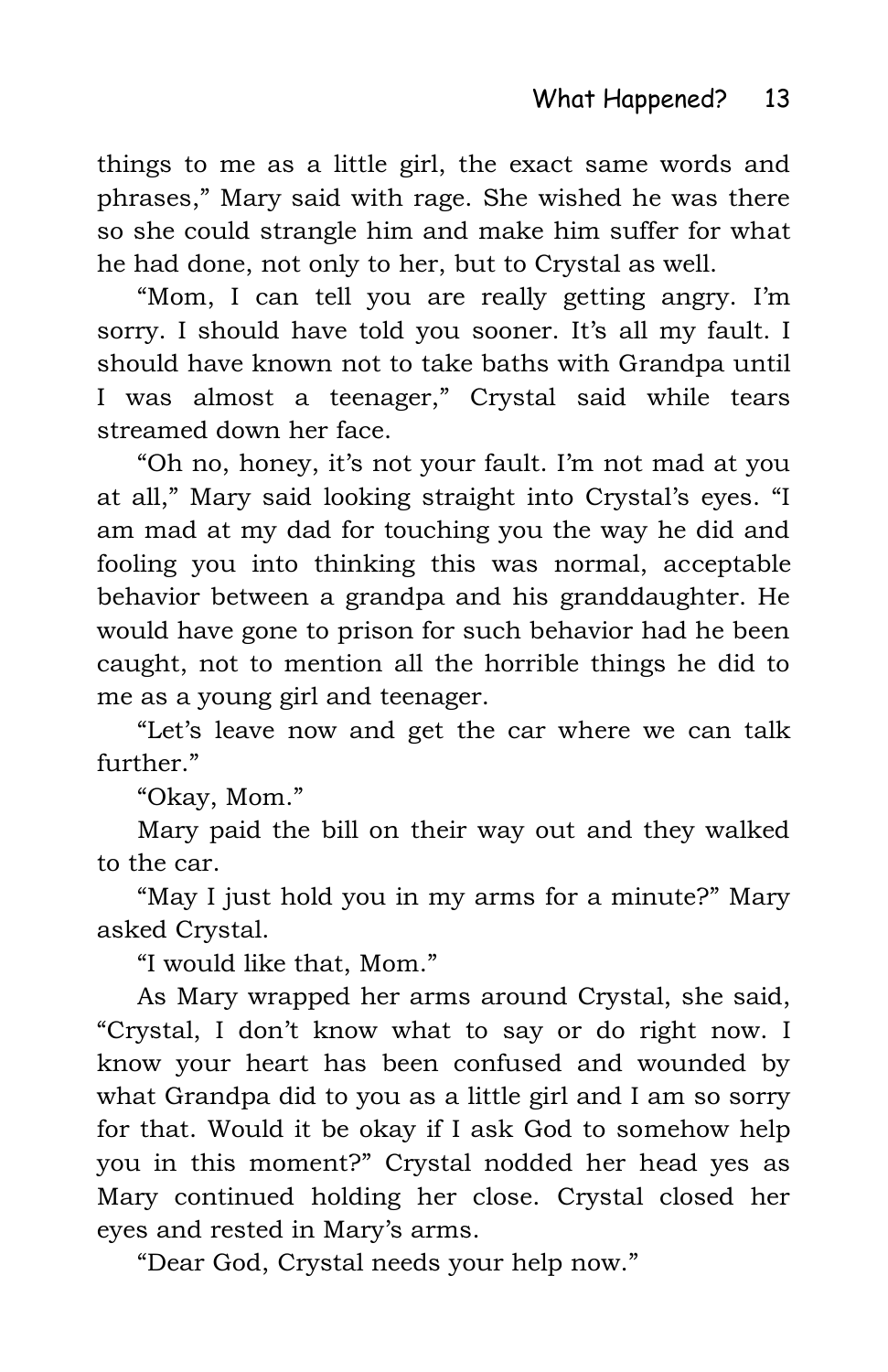things to me as a little girl, the exact same words and phrases," Mary said with rage. She wished he was there so she could strangle him and make him suffer for what he had done, not only to her, but to Crystal as well.

"Mom, I can tell you are really getting angry. I'm sorry. I should have told you sooner. It's all my fault. I should have known not to take baths with Grandpa until I was almost a teenager," Crystal said while tears streamed down her face.

"Oh no, honey, it's not your fault. I'm not mad at you at all," Mary said looking straight into Crystal's eyes. "I am mad at my dad for touching you the way he did and fooling you into thinking this was normal, acceptable behavior between a grandpa and his granddaughter. He would have gone to prison for such behavior had he been caught, not to mention all the horrible things he did to me as a young girl and teenager.

"Let's leave now and get the car where we can talk further."

"Okay, Mom."

Mary paid the bill on their way out and they walked to the car.

"May I just hold you in my arms for a minute?" Mary asked Crystal.

"I would like that, Mom."

As Mary wrapped her arms around Crystal, she said, "Crystal, I don't know what to say or do right now. I know your heart has been confused and wounded by what Grandpa did to you as a little girl and I am so sorry for that. Would it be okay if I ask God to somehow help you in this moment?" Crystal nodded her head yes as Mary continued holding her close. Crystal closed her eyes and rested in Mary's arms.

"Dear God, Crystal needs your help now."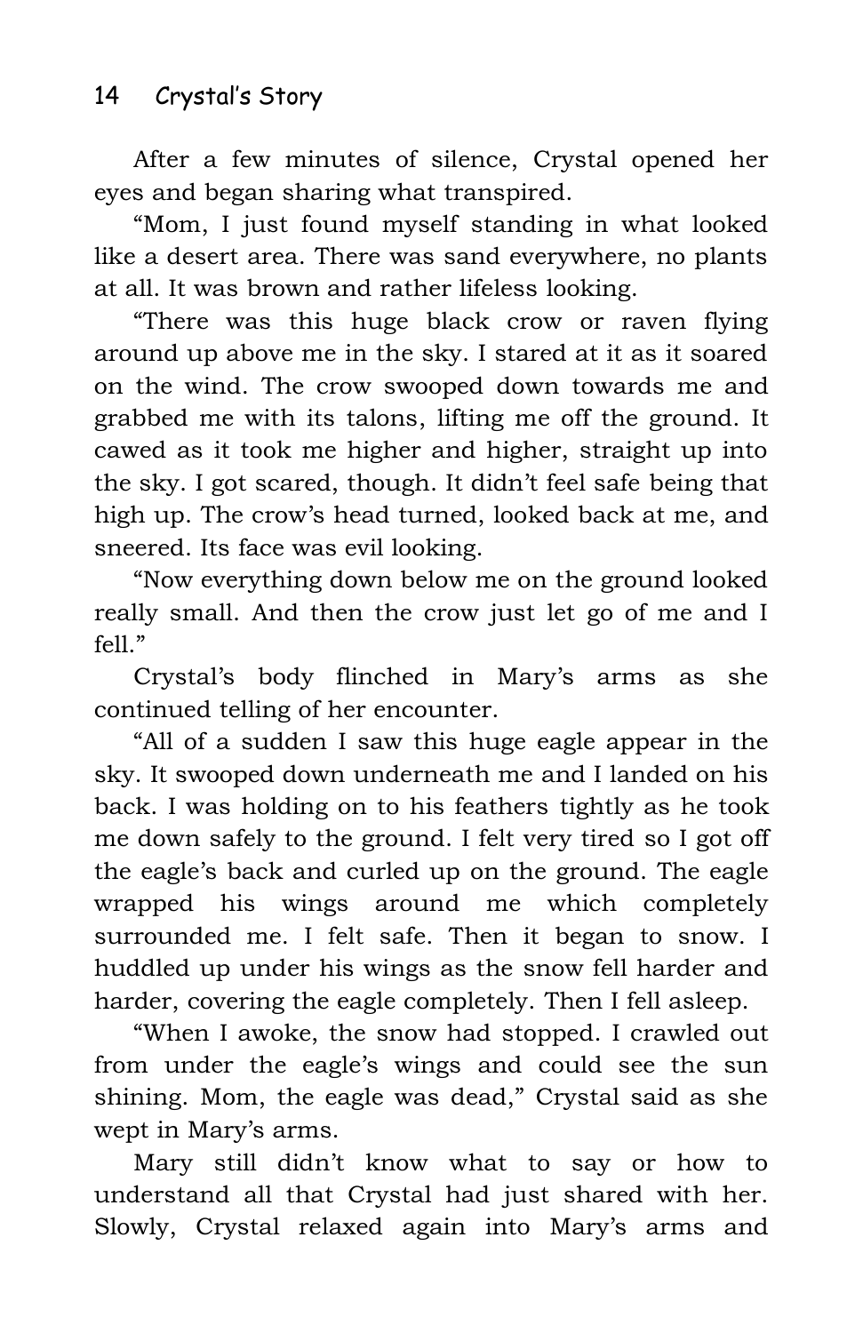After a few minutes of silence, Crystal opened her eyes and began sharing what transpired.

"Mom, I just found myself standing in what looked like a desert area. There was sand everywhere, no plants at all. It was brown and rather lifeless looking.

"There was this huge black crow or raven flying around up above me in the sky. I stared at it as it soared on the wind. The crow swooped down towards me and grabbed me with its talons, lifting me off the ground. It cawed as it took me higher and higher, straight up into the sky. I got scared, though. It didn't feel safe being that high up. The crow's head turned, looked back at me, and sneered. Its face was evil looking.

"Now everything down below me on the ground looked really small. And then the crow just let go of me and I fell."

Crystal's body flinched in Mary's arms as she continued telling of her encounter.

"All of a sudden I saw this huge eagle appear in the sky. It swooped down underneath me and I landed on his back. I was holding on to his feathers tightly as he took me down safely to the ground. I felt very tired so I got off the eagle's back and curled up on the ground. The eagle wrapped his wings around me which completely surrounded me. I felt safe. Then it began to snow. I huddled up under his wings as the snow fell harder and harder, covering the eagle completely. Then I fell asleep.

"When I awoke, the snow had stopped. I crawled out from under the eagle's wings and could see the sun shining. Mom, the eagle was dead," Crystal said as she wept in Mary's arms.

Mary still didn't know what to say or how to understand all that Crystal had just shared with her. Slowly, Crystal relaxed again into Mary's arms and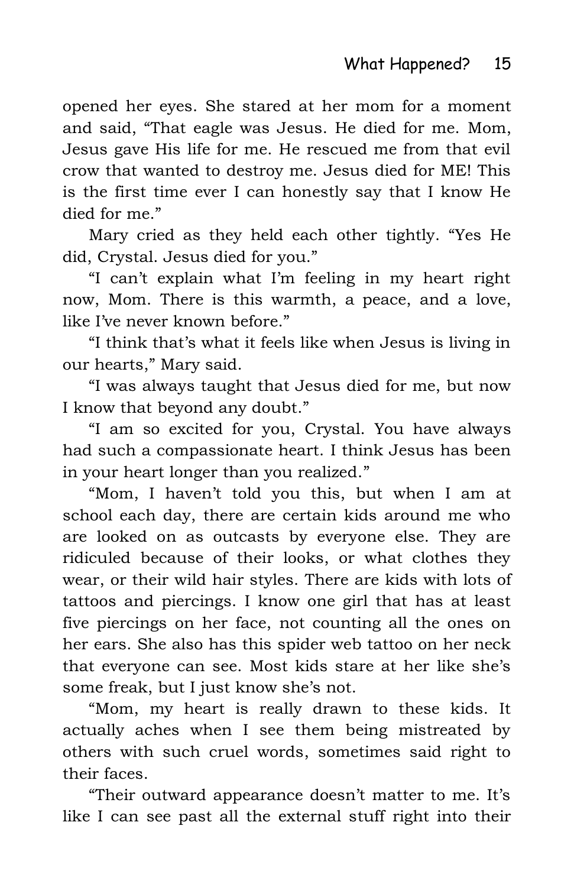opened her eyes. She stared at her mom for a moment and said, "That eagle was Jesus. He died for me. Mom, Jesus gave His life for me. He rescued me from that evil crow that wanted to destroy me. Jesus died for ME! This is the first time ever I can honestly say that I know He died for me."

Mary cried as they held each other tightly. "Yes He did, Crystal. Jesus died for you."

"I can't explain what I'm feeling in my heart right now, Mom. There is this warmth, a peace, and a love, like I've never known before."

"I think that's what it feels like when Jesus is living in our hearts," Mary said.

"I was always taught that Jesus died for me, but now I know that beyond any doubt."

"I am so excited for you, Crystal. You have always had such a compassionate heart. I think Jesus has been in your heart longer than you realized."

"Mom, I haven't told you this, but when I am at school each day, there are certain kids around me who are looked on as outcasts by everyone else. They are ridiculed because of their looks, or what clothes they wear, or their wild hair styles. There are kids with lots of tattoos and piercings. I know one girl that has at least five piercings on her face, not counting all the ones on her ears. She also has this spider web tattoo on her neck that everyone can see. Most kids stare at her like she's some freak, but I just know she's not.

"Mom, my heart is really drawn to these kids. It actually aches when I see them being mistreated by others with such cruel words, sometimes said right to their faces.

"Their outward appearance doesn't matter to me. It's like I can see past all the external stuff right into their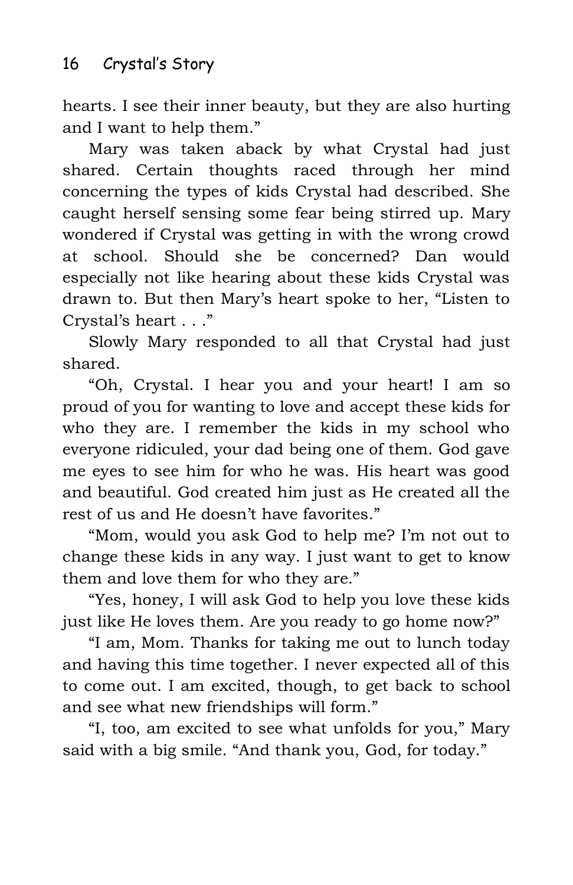hearts. I see their inner beauty, but they are also hurting and I want to help them."

Mary was taken aback by what Crystal had just shared. Certain thoughts raced through her mind concerning the types of kids Crystal had described. She caught herself sensing some fear being stirred up. Mary wondered if Crystal was getting in with the wrong crowd at school. Should she be concerned? Dan would especially not like hearing about these kids Crystal was drawn to. But then Mary's heart spoke to her, "Listen to Crystal's heart . . ."

Slowly Mary responded to all that Crystal had just shared.

"Oh, Crystal. I hear you and your heart! I am so proud of you for wanting to love and accept these kids for who they are. I remember the kids in my school who everyone ridiculed, your dad being one of them. God gave me eyes to see him for who he was. His heart was good and beautiful. God created him just as He created all the rest of us and He doesn't have favorites."

"Mom, would you ask God to help me? I'm not out to change these kids in any way. I just want to get to know them and love them for who they are."

"Yes, honey, I will ask God to help you love these kids just like He loves them. Are you ready to go home now?"

"I am, Mom. Thanks for taking me out to lunch today and having this time together. I never expected all of this to come out. I am excited, though, to get back to school and see what new friendships will form."

"I, too, am excited to see what unfolds for you," Mary said with a big smile. "And thank you, God, for today."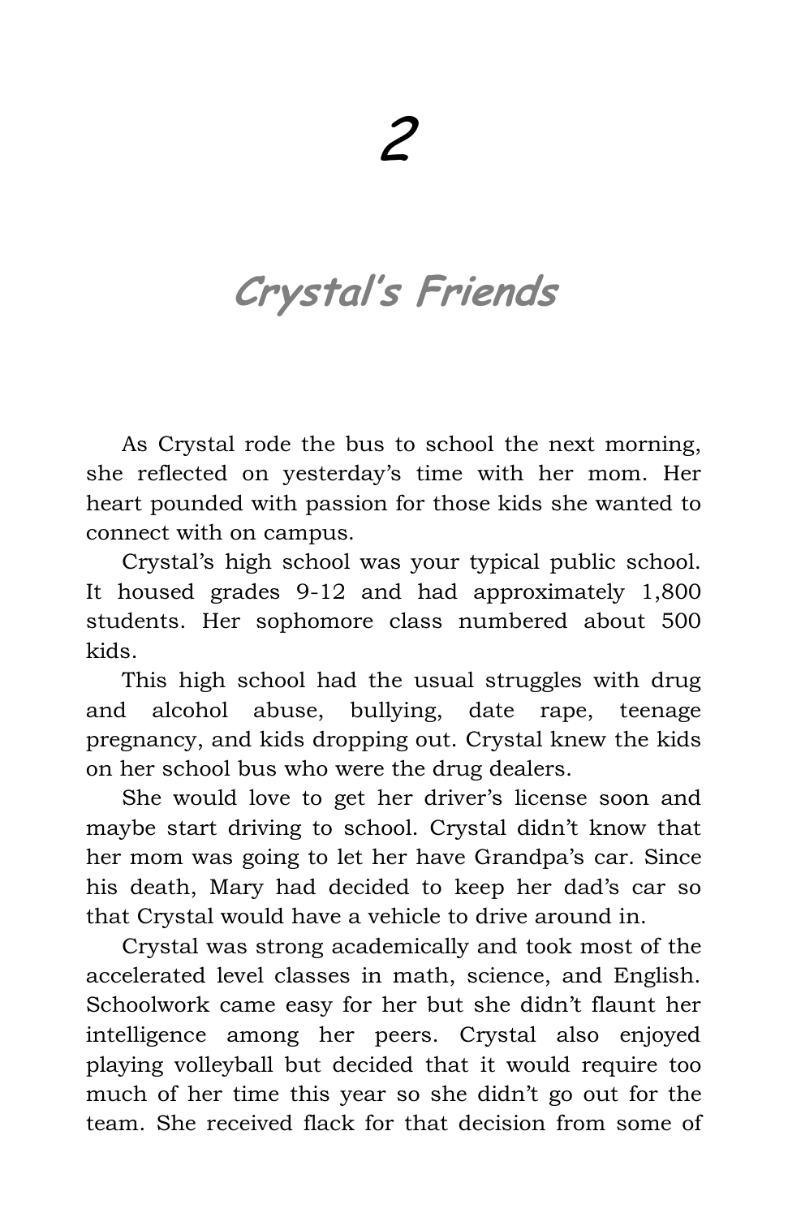# 2

## Crystal's Friends

As Crystal rode the bus to school the next morning, she reflected on yesterday's time with her mom. Her heart pounded with passion for those kids she wanted to connect with on campus.

Crystal's high school was your typical public school. It housed grades 9-12 and had approximately 1,800 students. Her sophomore class numbered about 500 kids.

This high school had the usual struggles with drug and alcohol abuse, bullying, date rape, teenage pregnancy, and kids dropping out. Crystal knew the kids on her school bus who were the drug dealers.

She would love to get her driver's license soon and maybe start driving to school. Crystal didn't know that her mom was going to let her have Grandpa's car. Since his death, Mary had decided to keep her dad's car so that Crystal would have a vehicle to drive around in.

Crystal was strong academically and took most of the accelerated level classes in math, science, and English. Schoolwork came easy for her but she didn't flaunt her intelligence among her peers. Crystal also enjoyed playing volleyball but decided that it would require too much of her time this year so she didn't go out for the team. She received flack for that decision from some of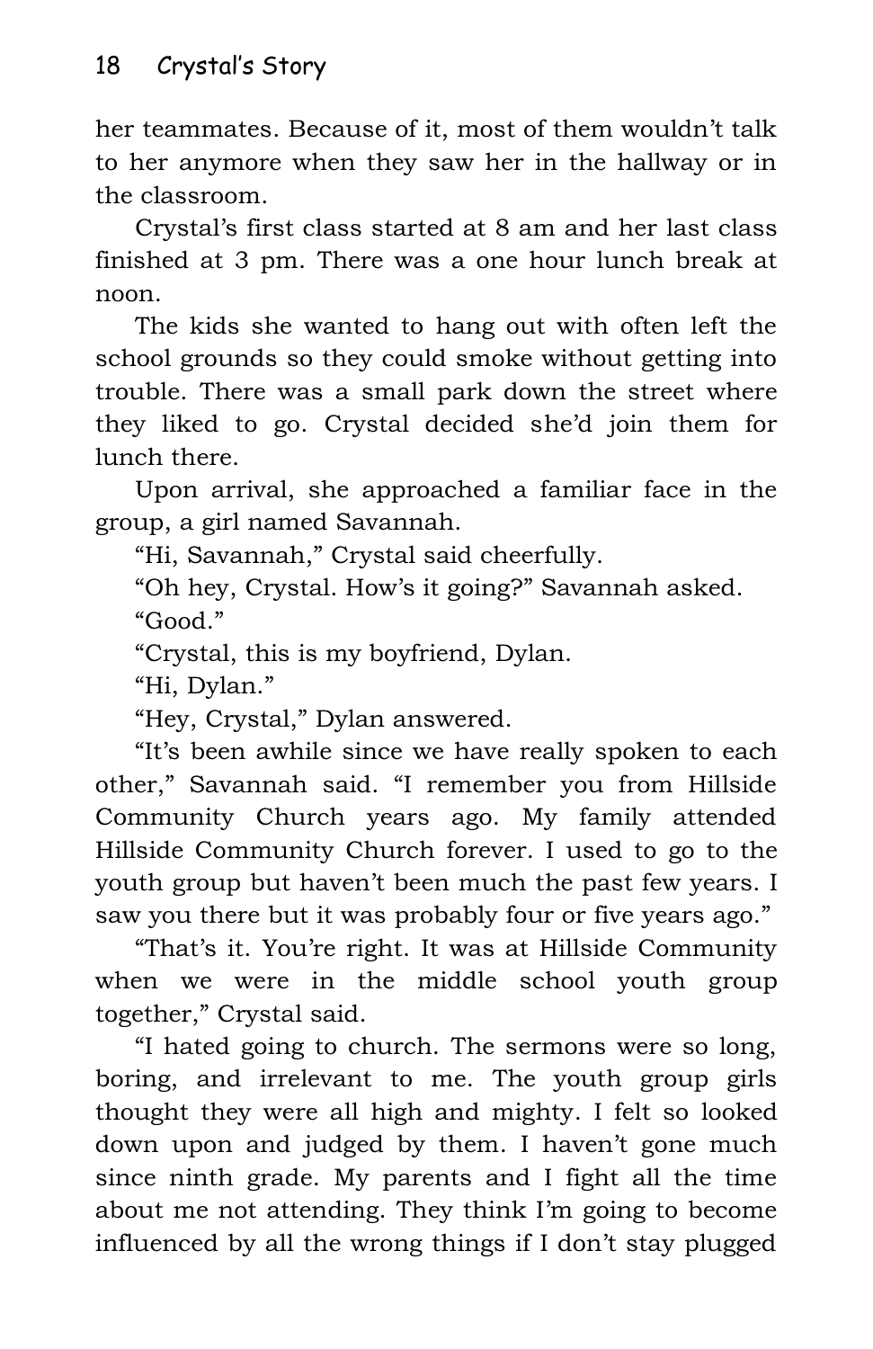her teammates. Because of it, most of them wouldn't talk to her anymore when they saw her in the hallway or in the classroom.

Crystal's first class started at 8 am and her last class finished at 3 pm. There was a one hour lunch break at noon.

The kids she wanted to hang out with often left the school grounds so they could smoke without getting into trouble. There was a small park down the street where they liked to go. Crystal decided she'd join them for lunch there.

Upon arrival, she approached a familiar face in the group, a girl named Savannah.

"Hi, Savannah," Crystal said cheerfully.

"Oh hey, Crystal. How's it going?" Savannah asked.

"Good."

"Crystal, this is my boyfriend, Dylan.

"Hi, Dylan."

"Hey, Crystal," Dylan answered.

"It's been awhile since we have really spoken to each other," Savannah said. "I remember you from Hillside Community Church years ago. My family attended Hillside Community Church forever. I used to go to the youth group but haven't been much the past few years. I saw you there but it was probably four or five years ago."

"That's it. You're right. It was at Hillside Community when we were in the middle school youth group together," Crystal said.

"I hated going to church. The sermons were so long, boring, and irrelevant to me. The youth group girls thought they were all high and mighty. I felt so looked down upon and judged by them. I haven't gone much since ninth grade. My parents and I fight all the time about me not attending. They think I'm going to become influenced by all the wrong things if I don't stay plugged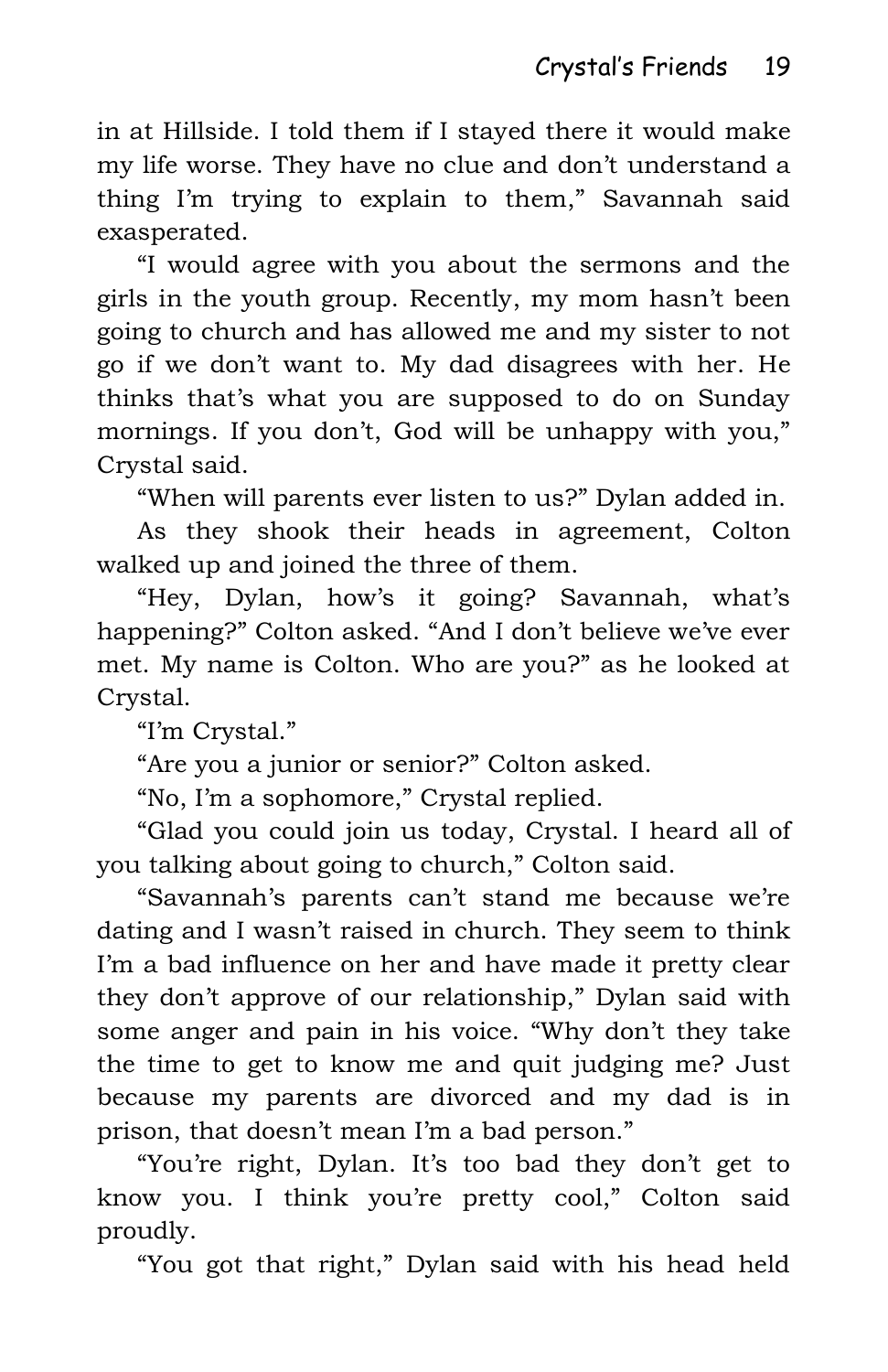in at Hillside. I told them if I stayed there it would make my life worse. They have no clue and don't understand a thing I'm trying to explain to them," Savannah said exasperated.

"I would agree with you about the sermons and the girls in the youth group. Recently, my mom hasn't been going to church and has allowed me and my sister to not go if we don't want to. My dad disagrees with her. He thinks that's what you are supposed to do on Sunday mornings. If you don't, God will be unhappy with you," Crystal said.

"When will parents ever listen to us?" Dylan added in.

As they shook their heads in agreement, Colton walked up and joined the three of them.

"Hey, Dylan, how's it going? Savannah, what's happening?" Colton asked. "And I don't believe we've ever met. My name is Colton. Who are you?" as he looked at Crystal.

"I'm Crystal."

"Are you a junior or senior?" Colton asked.

"No, I'm a sophomore," Crystal replied.

"Glad you could join us today, Crystal. I heard all of you talking about going to church," Colton said.

"Savannah's parents can't stand me because we're dating and I wasn't raised in church. They seem to think I'm a bad influence on her and have made it pretty clear they don't approve of our relationship," Dylan said with some anger and pain in his voice. "Why don't they take the time to get to know me and quit judging me? Just because my parents are divorced and my dad is in prison, that doesn't mean I'm a bad person."

"You're right, Dylan. It's too bad they don't get to know you. I think you're pretty cool," Colton said proudly.

"You got that right," Dylan said with his head held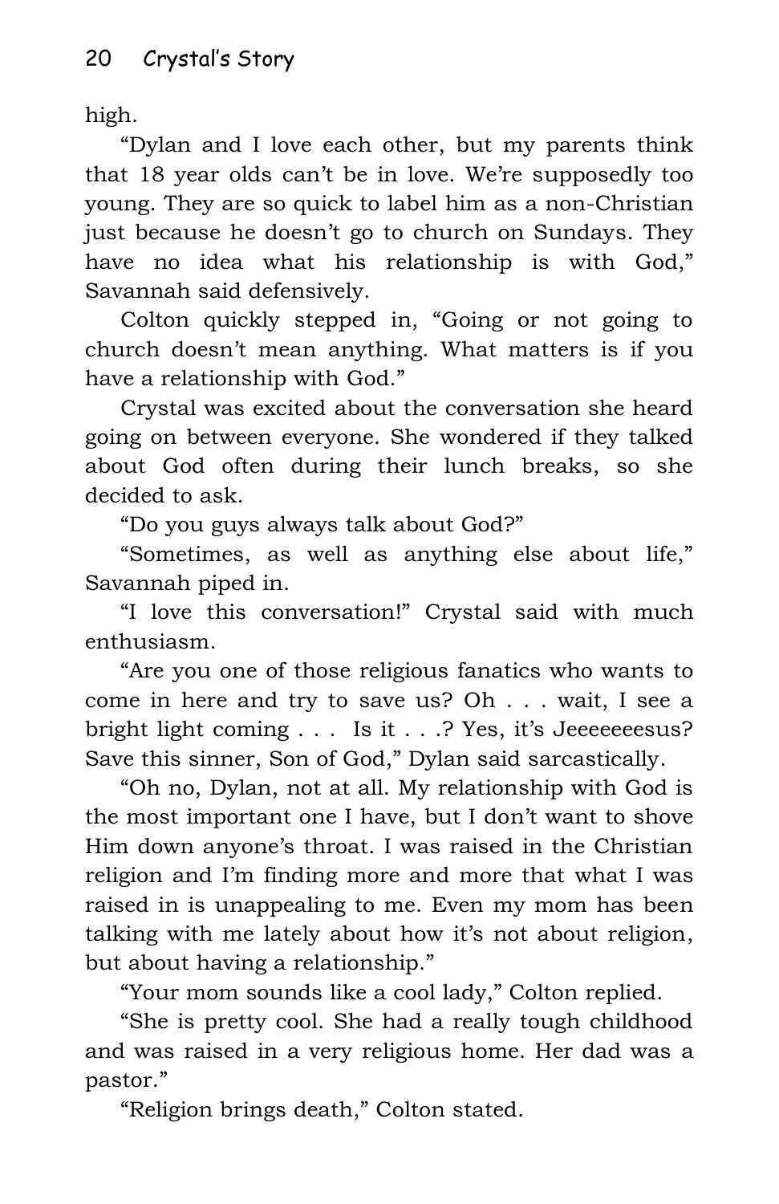high.

"Dylan and I love each other, but my parents think that 18 year olds can't be in love. We're supposedly too young. They are so quick to label him as a non-Christian just because he doesn't go to church on Sundays. They have no idea what his relationship is with God," Savannah said defensively.

Colton quickly stepped in, "Going or not going to church doesn't mean anything. What matters is if you have a relationship with God."

Crystal was excited about the conversation she heard going on between everyone. She wondered if they talked about God often during their lunch breaks, so she decided to ask.

"Do you guys always talk about God?"

"Sometimes, as well as anything else about life," Savannah piped in.

"I love this conversation!" Crystal said with much enthusiasm.

"Are you one of those religious fanatics who wants to come in here and try to save us? Oh . . . wait, I see a bright light coming . . . Is it . . .? Yes, it's Jeeeeeeesus? Save this sinner, Son of God," Dylan said sarcastically.

"Oh no, Dylan, not at all. My relationship with God is the most important one I have, but I don't want to shove Him down anyone's throat. I was raised in the Christian religion and I'm finding more and more that what I was raised in is unappealing to me. Even my mom has been talking with me lately about how it's not about religion, but about having a relationship."

"Your mom sounds like a cool lady," Colton replied.

"She is pretty cool. She had a really tough childhood and was raised in a very religious home. Her dad was a pastor."

"Religion brings death," Colton stated.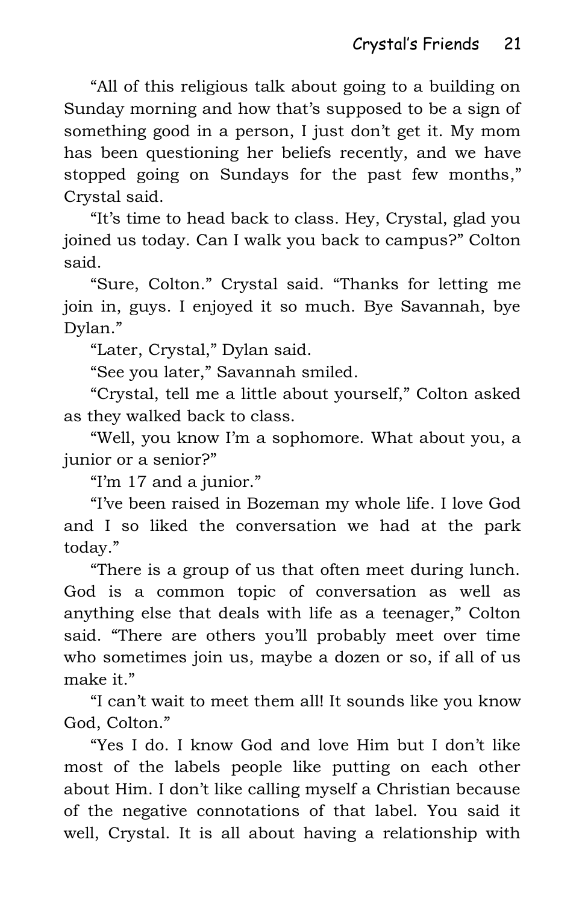"All of this religious talk about going to a building on Sunday morning and how that's supposed to be a sign of something good in a person, I just don't get it. My mom has been questioning her beliefs recently, and we have stopped going on Sundays for the past few months," Crystal said.

"It's time to head back to class. Hey, Crystal, glad you joined us today. Can I walk you back to campus?" Colton said.

"Sure, Colton." Crystal said. "Thanks for letting me join in, guys. I enjoyed it so much. Bye Savannah, bye Dylan."

"Later, Crystal," Dylan said.

"See you later," Savannah smiled.

"Crystal, tell me a little about yourself," Colton asked as they walked back to class.

"Well, you know I'm a sophomore. What about you, a junior or a senior?"

"I'm 17 and a junior."

"I've been raised in Bozeman my whole life. I love God and I so liked the conversation we had at the park today."

"There is a group of us that often meet during lunch. God is a common topic of conversation as well as anything else that deals with life as a teenager," Colton said. "There are others you'll probably meet over time who sometimes join us, maybe a dozen or so, if all of us make it."

"I can't wait to meet them all! It sounds like you know God, Colton."

"Yes I do. I know God and love Him but I don't like most of the labels people like putting on each other about Him. I don't like calling myself a Christian because of the negative connotations of that label. You said it well, Crystal. It is all about having a relationship with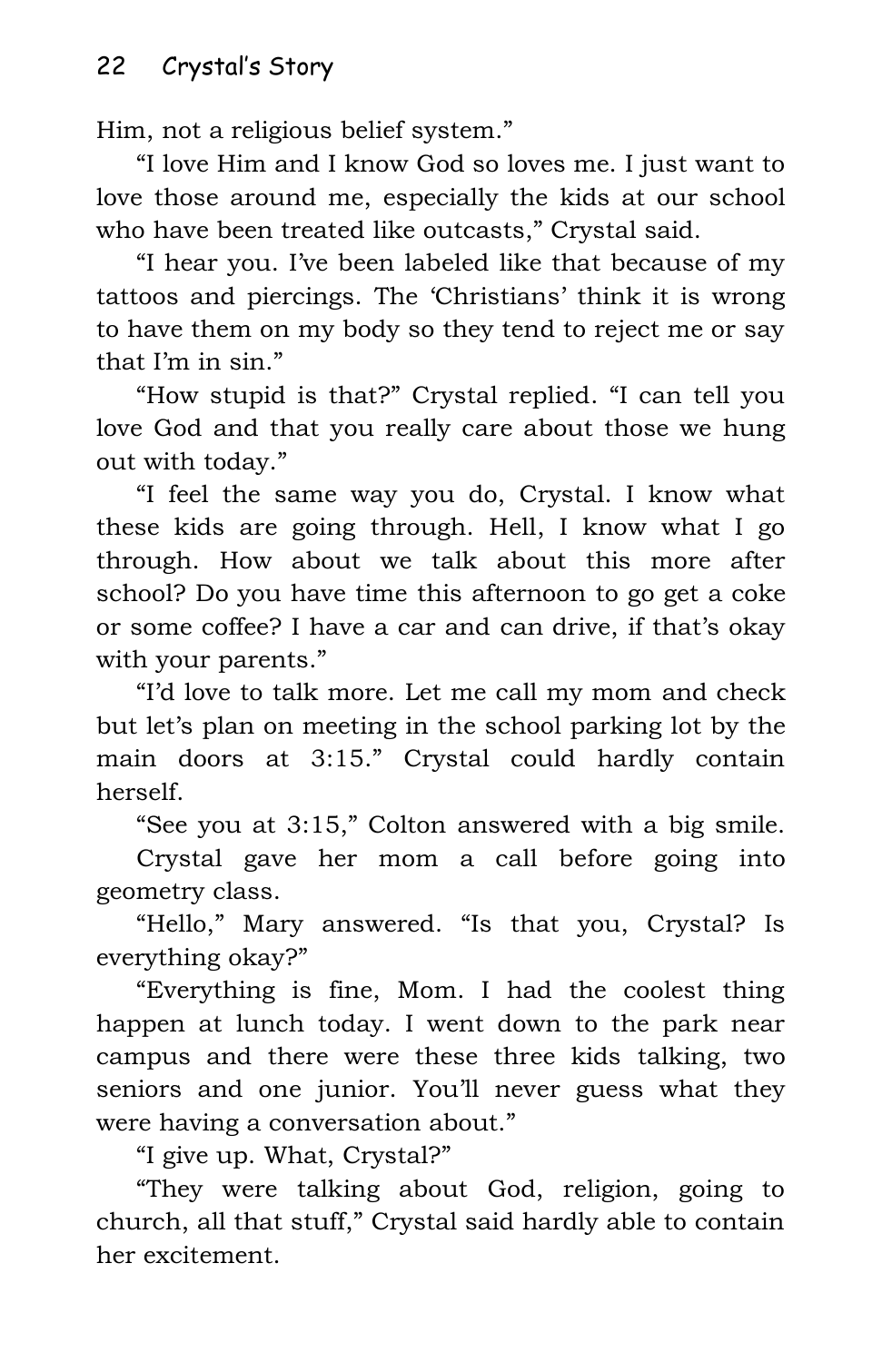Him, not a religious belief system."

"I love Him and I know God so loves me. I just want to love those around me, especially the kids at our school who have been treated like outcasts," Crystal said.

"I hear you. I've been labeled like that because of my tattoos and piercings. The 'Christians' think it is wrong to have them on my body so they tend to reject me or say that I'm in sin."

"How stupid is that?" Crystal replied. "I can tell you love God and that you really care about those we hung out with today."

"I feel the same way you do, Crystal. I know what these kids are going through. Hell, I know what I go through. How about we talk about this more after school? Do you have time this afternoon to go get a coke or some coffee? I have a car and can drive, if that's okay with your parents."

"I'd love to talk more. Let me call my mom and check but let's plan on meeting in the school parking lot by the main doors at 3:15." Crystal could hardly contain herself.

"See you at 3:15," Colton answered with a big smile.

Crystal gave her mom a call before going into geometry class.

"Hello," Mary answered. "Is that you, Crystal? Is everything okay?"

"Everything is fine, Mom. I had the coolest thing happen at lunch today. I went down to the park near campus and there were these three kids talking, two seniors and one junior. You'll never guess what they were having a conversation about."

"I give up. What, Crystal?"

"They were talking about God, religion, going to church, all that stuff," Crystal said hardly able to contain her excitement.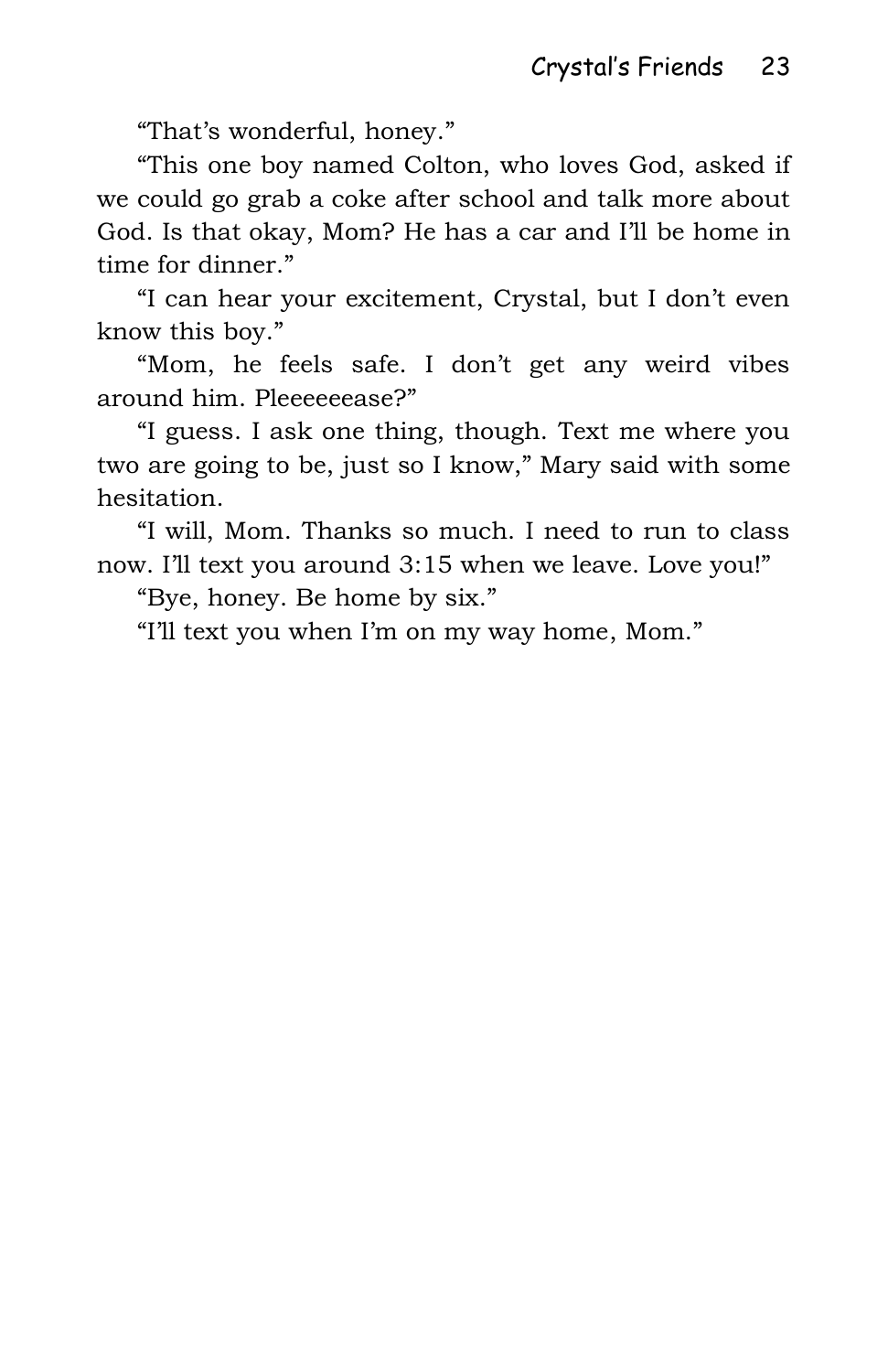"That's wonderful, honey."

"This one boy named Colton, who loves God, asked if we could go grab a coke after school and talk more about God. Is that okay, Mom? He has a car and I'll be home in time for dinner."

"I can hear your excitement, Crystal, but I don't even know this boy."

"Mom, he feels safe. I don't get any weird vibes around him. Pleeeeeease?"

"I guess. I ask one thing, though. Text me where you two are going to be, just so I know," Mary said with some hesitation.

"I will, Mom. Thanks so much. I need to run to class now. I'll text you around 3:15 when we leave. Love you!"

"Bye, honey. Be home by six."

"I'll text you when I'm on my way home, Mom."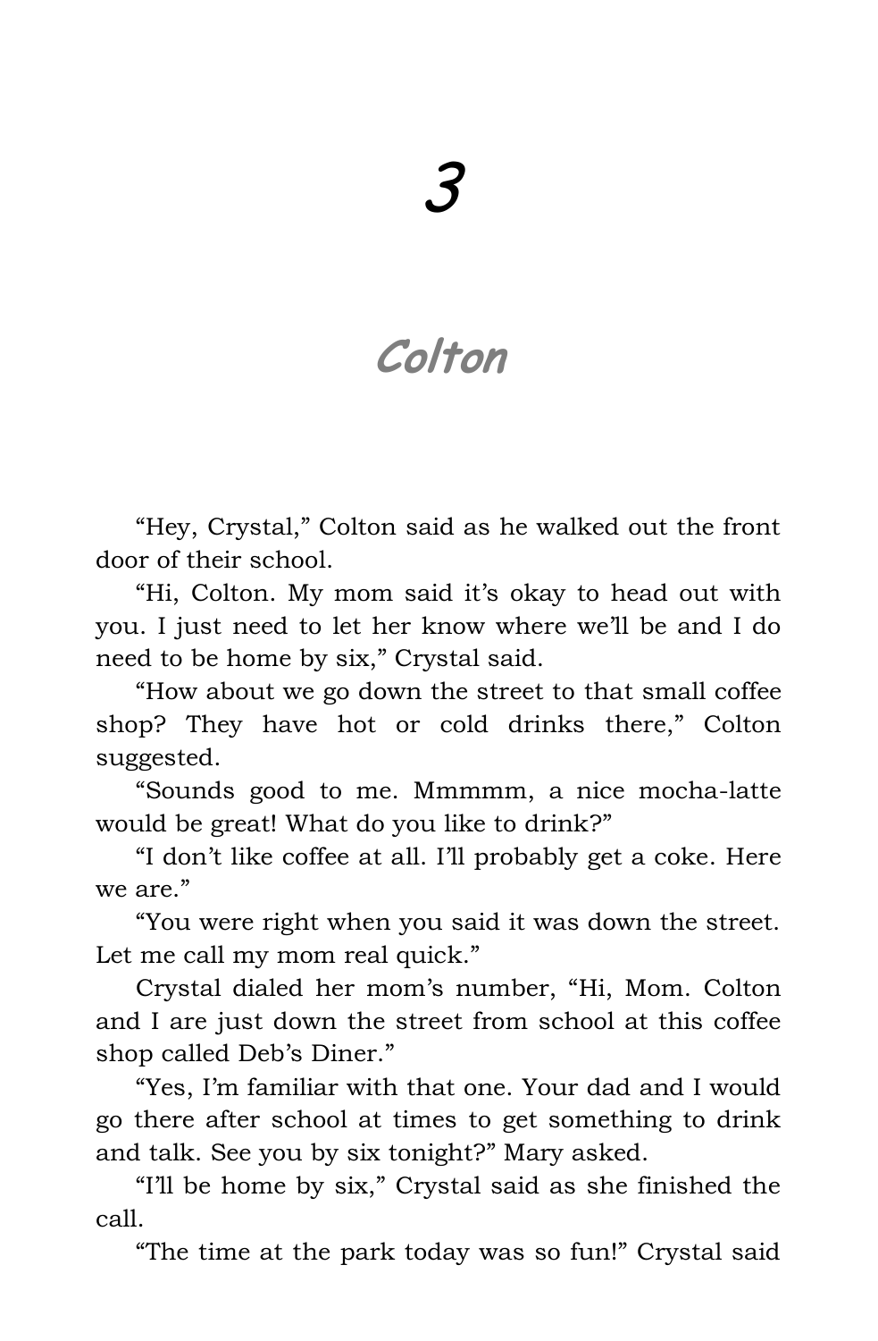# 3

## *Colton*

"Hey, Crystal," Colton said as he walked out the front door of their school.

"Hi, Colton. My mom said it's okay to head out with you. I just need to let her know where we'll be and I do need to be home by six," Crystal said.

"How about we go down the street to that small coffee shop? They have hot or cold drinks there," Colton suggested.

"Sounds good to me. Mmmmm, a nice mocha-latte would be great! What do you like to drink?"

"I don't like coffee at all. I'll probably get a coke. Here we are."

"You were right when you said it was down the street. Let me call my mom real quick."

Crystal dialed her mom's number, "Hi, Mom. Colton and I are just down the street from school at this coffee shop called Deb's Diner."

"Yes, I'm familiar with that one. Your dad and I would go there after school at times to get something to drink and talk. See you by six tonight?" Mary asked.

"I'll be home by six," Crystal said as she finished the call.

"The time at the park today was so fun!" Crystal said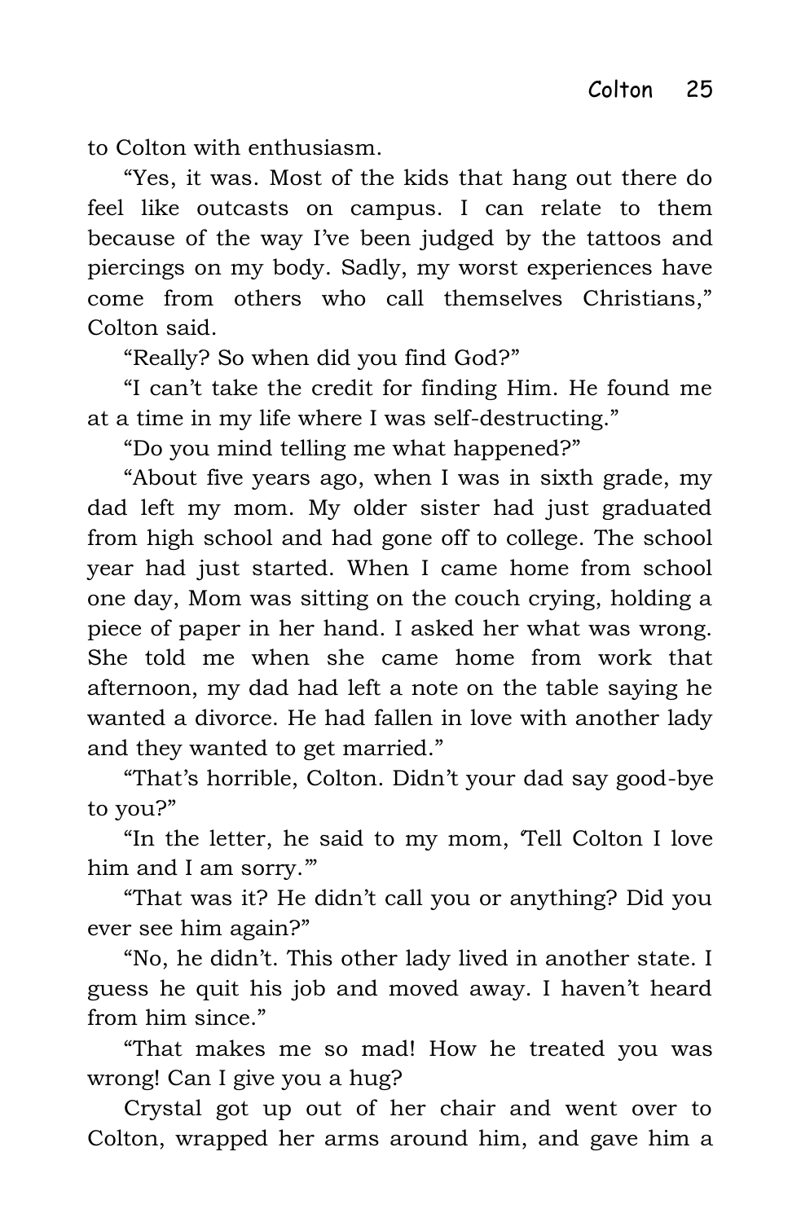to Colton with enthusiasm.

"Yes, it was. Most of the kids that hang out there do feel like outcasts on campus. I can relate to them because of the way I've been judged by the tattoos and piercings on my body. Sadly, my worst experiences have come from others who call themselves Christians," Colton said.

"Really? So when did you find God?"

"I can't take the credit for finding Him. He found me at a time in my life where I was self-destructing."

"Do you mind telling me what happened?"

"About five years ago, when I was in sixth grade, my dad left my mom. My older sister had just graduated from high school and had gone off to college. The school year had just started. When I came home from school one day, Mom was sitting on the couch crying, holding a piece of paper in her hand. I asked her what was wrong. She told me when she came home from work that afternoon, my dad had left a note on the table saying he wanted a divorce. He had fallen in love with another lady and they wanted to get married."

"That's horrible, Colton. Didn't your dad say good-bye to you?"

"In the letter, he said to my mom, 'Tell Colton I love him and I am sorry.'"

"That was it? He didn't call you or anything? Did you ever see him again?"

"No, he didn't. This other lady lived in another state. I guess he quit his job and moved away. I haven't heard from him since."

"That makes me so mad! How he treated you was wrong! Can I give you a hug?

Crystal got up out of her chair and went over to Colton, wrapped her arms around him, and gave him a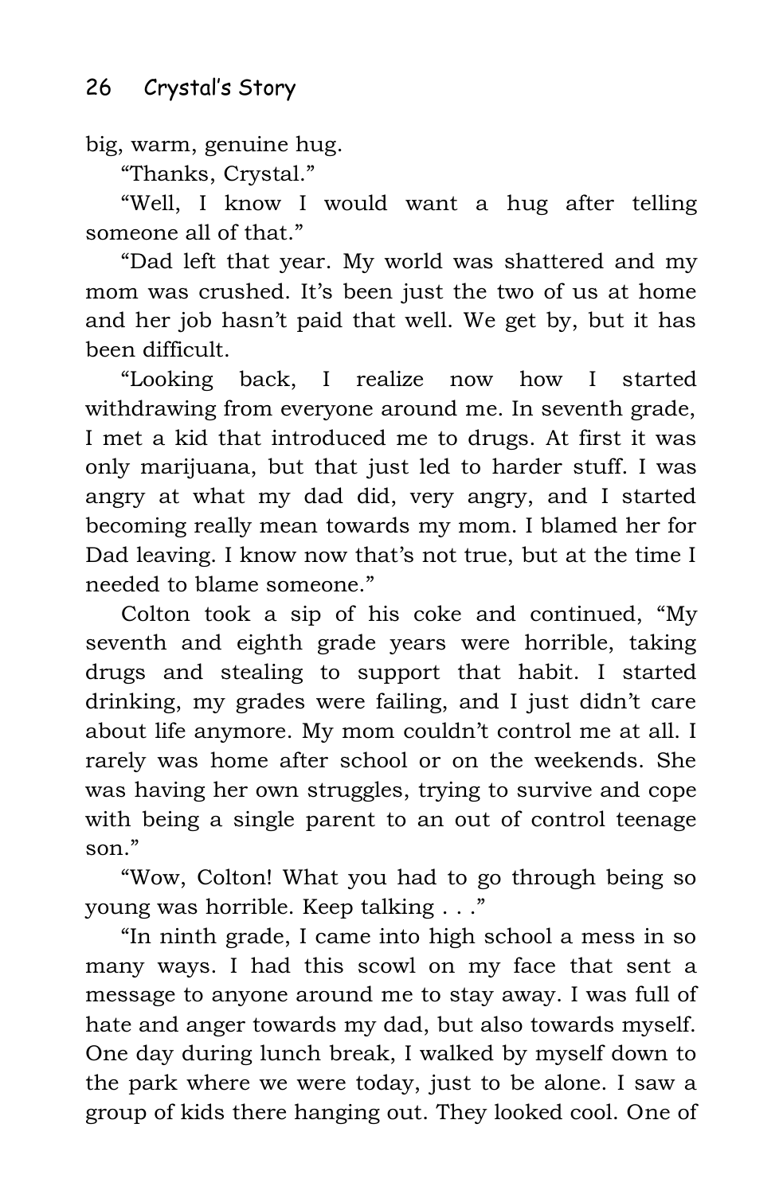big, warm, genuine hug.

"Thanks, Crystal."

"Well, I know I would want a hug after telling someone all of that."

"Dad left that year. My world was shattered and my mom was crushed. It's been just the two of us at home and her job hasn't paid that well. We get by, but it has been difficult.

"Looking back, I realize now how I started withdrawing from everyone around me. In seventh grade, I met a kid that introduced me to drugs. At first it was only marijuana, but that just led to harder stuff. I was angry at what my dad did, very angry, and I started becoming really mean towards my mom. I blamed her for Dad leaving. I know now that's not true, but at the time I needed to blame someone."

Colton took a sip of his coke and continued, "My seventh and eighth grade years were horrible, taking drugs and stealing to support that habit. I started drinking, my grades were failing, and I just didn't care about life anymore. My mom couldn't control me at all. I rarely was home after school or on the weekends. She was having her own struggles, trying to survive and cope with being a single parent to an out of control teenage son."

"Wow, Colton! What you had to go through being so young was horrible. Keep talking . . ."

"In ninth grade, I came into high school a mess in so many ways. I had this scowl on my face that sent a message to anyone around me to stay away. I was full of hate and anger towards my dad, but also towards myself. One day during lunch break, I walked by myself down to the park where we were today, just to be alone. I saw a group of kids there hanging out. They looked cool. One of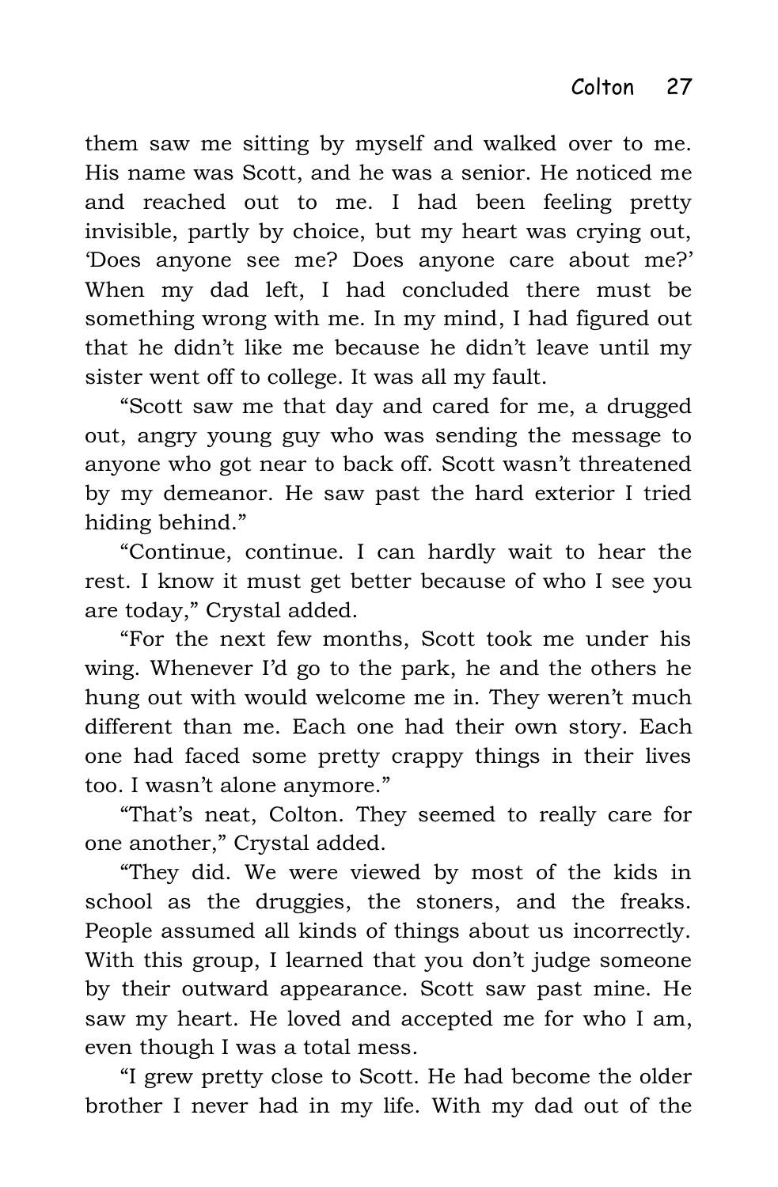them saw me sitting by myself and walked over to me. His name was Scott, and he was a senior. He noticed me and reached out to me. I had been feeling pretty invisible, partly by choice, but my heart was crying out, 'Does anyone see me? Does anyone care about me?' When my dad left, I had concluded there must be something wrong with me. In my mind, I had figured out that he didn't like me because he didn't leave until my sister went off to college. It was all my fault.

"Scott saw me that day and cared for me, a drugged out, angry young guy who was sending the message to anyone who got near to back off. Scott wasn't threatened by my demeanor. He saw past the hard exterior I tried hiding behind."

"Continue, continue. I can hardly wait to hear the rest. I know it must get better because of who I see you are today," Crystal added.

"For the next few months, Scott took me under his wing. Whenever I'd go to the park, he and the others he hung out with would welcome me in. They weren't much different than me. Each one had their own story. Each one had faced some pretty crappy things in their lives too. I wasn't alone anymore."

"That's neat, Colton. They seemed to really care for one another," Crystal added.

"They did. We were viewed by most of the kids in school as the druggies, the stoners, and the freaks. People assumed all kinds of things about us incorrectly. With this group, I learned that you don't judge someone by their outward appearance. Scott saw past mine. He saw my heart. He loved and accepted me for who I am, even though I was a total mess.

"I grew pretty close to Scott. He had become the older brother I never had in my life. With my dad out of the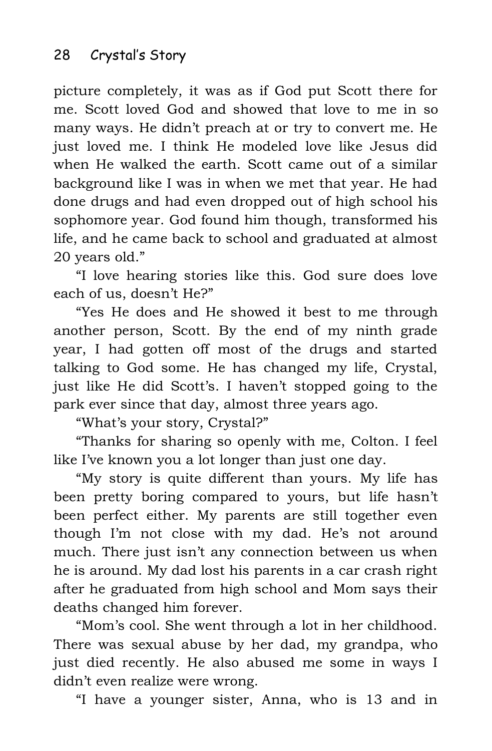picture completely, it was as if God put Scott there for me. Scott loved God and showed that love to me in so many ways. He didn't preach at or try to convert me. He just loved me. I think He modeled love like Jesus did when He walked the earth. Scott came out of a similar background like I was in when we met that year. He had done drugs and had even dropped out of high school his sophomore year. God found him though, transformed his life, and he came back to school and graduated at almost 20 years old."

"I love hearing stories like this. God sure does love each of us, doesn't He?"

"Yes He does and He showed it best to me through another person, Scott. By the end of my ninth grade year, I had gotten off most of the drugs and started talking to God some. He has changed my life, Crystal, just like He did Scott's. I haven't stopped going to the park ever since that day, almost three years ago.

"What's your story, Crystal?"

"Thanks for sharing so openly with me, Colton. I feel like I've known you a lot longer than just one day.

"My story is quite different than yours. My life has been pretty boring compared to yours, but life hasn't been perfect either. My parents are still together even though I'm not close with my dad. He's not around much. There just isn't any connection between us when he is around. My dad lost his parents in a car crash right after he graduated from high school and Mom says their deaths changed him forever.

"Mom's cool. She went through a lot in her childhood. There was sexual abuse by her dad, my grandpa, who just died recently. He also abused me some in ways I didn't even realize were wrong.

"I have a younger sister, Anna, who is 13 and in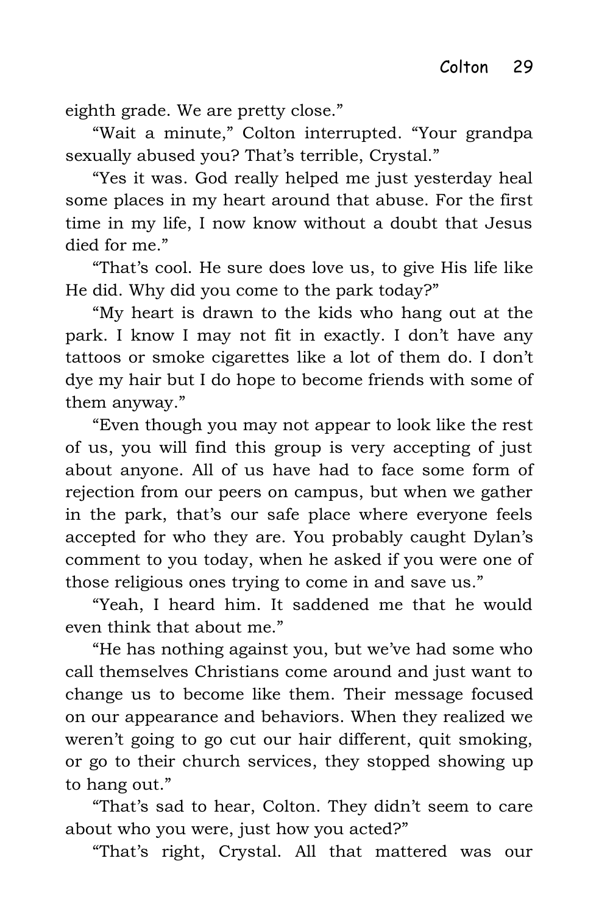eighth grade. We are pretty close."

"Wait a minute," Colton interrupted. "Your grandpa sexually abused you? That's terrible, Crystal."

"Yes it was. God really helped me just yesterday heal some places in my heart around that abuse. For the first time in my life, I now know without a doubt that Jesus died for me."

"That's cool. He sure does love us, to give His life like He did. Why did you come to the park today?"

"My heart is drawn to the kids who hang out at the park. I know I may not fit in exactly. I don't have any tattoos or smoke cigarettes like a lot of them do. I don't dye my hair but I do hope to become friends with some of them anyway."

"Even though you may not appear to look like the rest of us, you will find this group is very accepting of just about anyone. All of us have had to face some form of rejection from our peers on campus, but when we gather in the park, that's our safe place where everyone feels accepted for who they are. You probably caught Dylan's comment to you today, when he asked if you were one of those religious ones trying to come in and save us."

"Yeah, I heard him. It saddened me that he would even think that about me."

"He has nothing against you, but we've had some who call themselves Christians come around and just want to change us to become like them. Their message focused on our appearance and behaviors. When they realized we weren't going to go cut our hair different, quit smoking, or go to their church services, they stopped showing up to hang out."

"That's sad to hear, Colton. They didn't seem to care about who you were, just how you acted?"

"That's right, Crystal. All that mattered was our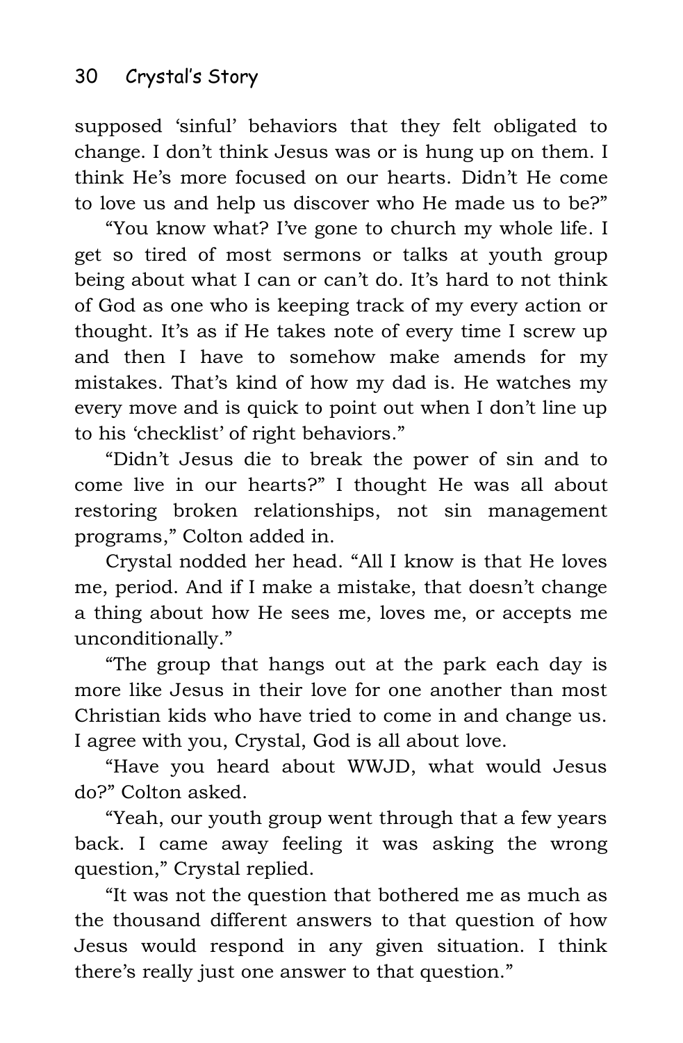supposed 'sinful' behaviors that they felt obligated to change. I don't think Jesus was or is hung up on them. I think He's more focused on our hearts. Didn't He come to love us and help us discover who He made us to be?"

"You know what? I've gone to church my whole life. I get so tired of most sermons or talks at youth group being about what I can or can't do. It's hard to not think of God as one who is keeping track of my every action or thought. It's as if He takes note of every time I screw up and then I have to somehow make amends for my mistakes. That's kind of how my dad is. He watches my every move and is quick to point out when I don't line up to his 'checklist' of right behaviors."

"Didn't Jesus die to break the power of sin and to come live in our hearts?" I thought He was all about restoring broken relationships, not sin management programs," Colton added in.

Crystal nodded her head. "All I know is that He loves me, period. And if I make a mistake, that doesn't change a thing about how He sees me, loves me, or accepts me unconditionally."

"The group that hangs out at the park each day is more like Jesus in their love for one another than most Christian kids who have tried to come in and change us. I agree with you, Crystal, God is all about love.

"Have you heard about WWJD, what would Jesus do?" Colton asked.

"Yeah, our youth group went through that a few years back. I came away feeling it was asking the wrong question," Crystal replied.

"It was not the question that bothered me as much as the thousand different answers to that question of how Jesus would respond in any given situation. I think there's really just one answer to that question."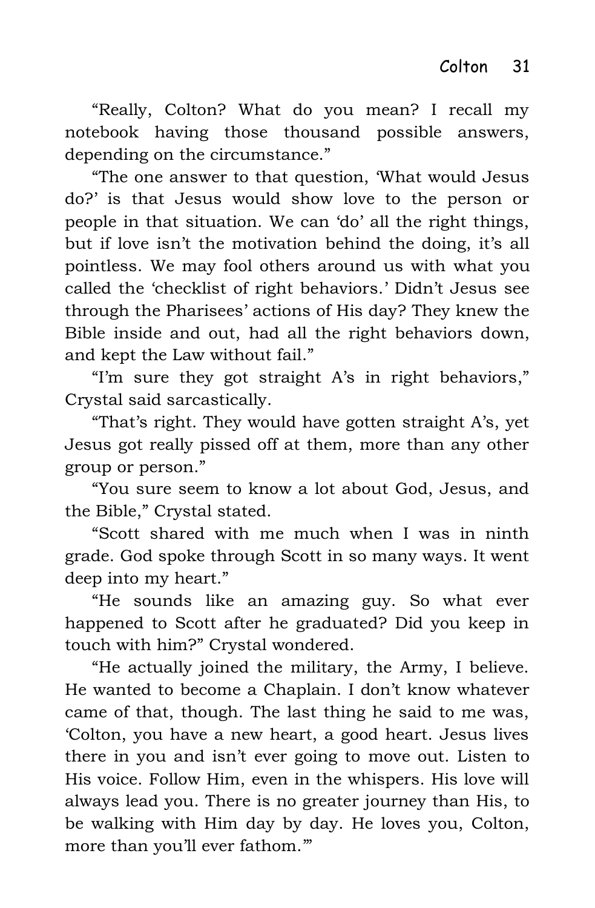"Really, Colton? What do you mean? I recall my notebook having those thousand possible answers, depending on the circumstance."

"The one answer to that question, 'What would Jesus do?' is that Jesus would show love to the person or people in that situation. We can 'do' all the right things, but if love isn't the motivation behind the doing, it's all pointless. We may fool others around us with what you called the 'checklist of right behaviors.' Didn't Jesus see through the Pharisees' actions of His day? They knew the Bible inside and out, had all the right behaviors down, and kept the Law without fail."

"I'm sure they got straight A's in right behaviors," Crystal said sarcastically.

"That's right. They would have gotten straight A's, yet Jesus got really pissed off at them, more than any other group or person."

"You sure seem to know a lot about God, Jesus, and the Bible," Crystal stated.

"Scott shared with me much when I was in ninth grade. God spoke through Scott in so many ways. It went deep into my heart."

"He sounds like an amazing guy. So what ever happened to Scott after he graduated? Did you keep in touch with him?" Crystal wondered.

"He actually joined the military, the Army, I believe. He wanted to become a Chaplain. I don't know whatever came of that, though. The last thing he said to me was, 'Colton, you have a new heart, a good heart. Jesus lives there in you and isn't ever going to move out. Listen to His voice. Follow Him, even in the whispers. His love will always lead you. There is no greater journey than His, to be walking with Him day by day. He loves you, Colton, more than you'll ever fathom.'"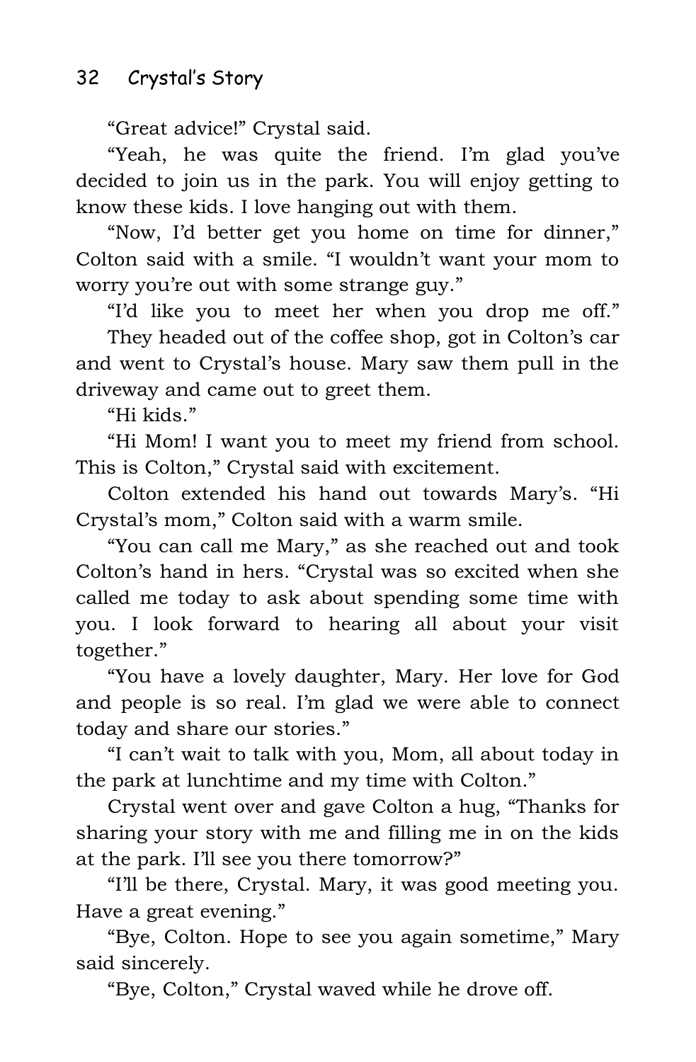"Great advice!" Crystal said.

"Yeah, he was quite the friend. I'm glad you've decided to join us in the park. You will enjoy getting to know these kids. I love hanging out with them.

"Now, I'd better get you home on time for dinner," Colton said with a smile. "I wouldn't want your mom to worry you're out with some strange guy."

"I'd like you to meet her when you drop me off." They headed out of the coffee shop, got in Colton's car and went to Crystal's house. Mary saw them pull in the driveway and came out to greet them.

"Hi kids."

"Hi Mom! I want you to meet my friend from school. This is Colton," Crystal said with excitement.

Colton extended his hand out towards Mary's. "Hi Crystal's mom," Colton said with a warm smile.

"You can call me Mary," as she reached out and took Colton's hand in hers. "Crystal was so excited when she called me today to ask about spending some time with you. I look forward to hearing all about your visit together."

"You have a lovely daughter, Mary. Her love for God and people is so real. I'm glad we were able to connect today and share our stories."

"I can't wait to talk with you, Mom, all about today in the park at lunchtime and my time with Colton."

Crystal went over and gave Colton a hug, "Thanks for sharing your story with me and filling me in on the kids at the park. I'll see you there tomorrow?"

"I'll be there, Crystal. Mary, it was good meeting you. Have a great evening."

"Bye, Colton. Hope to see you again sometime," Mary said sincerely.

"Bye, Colton," Crystal waved while he drove off.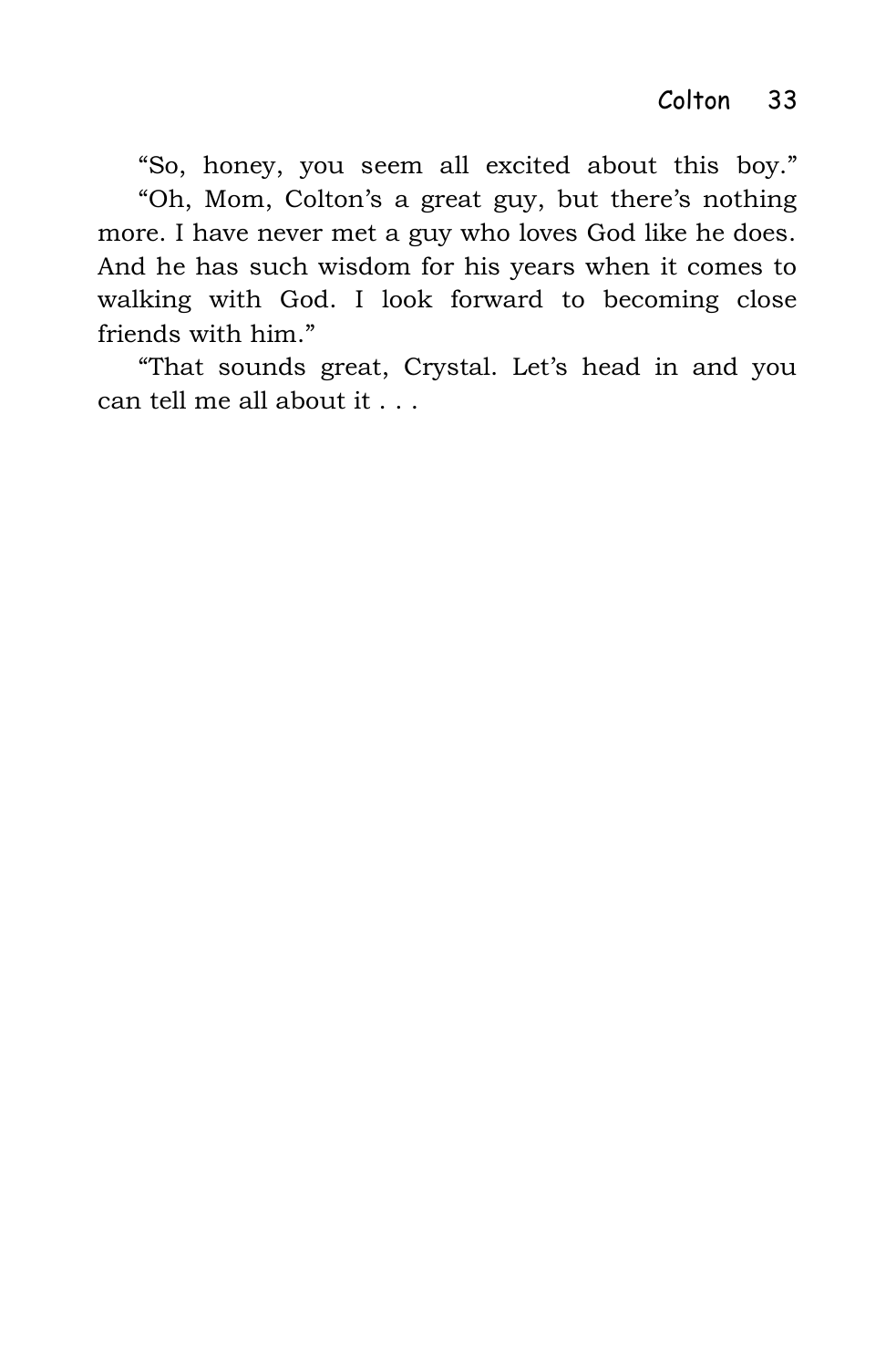"So, honey, you seem all excited about this boy."

"Oh, Mom, Colton's a great guy, but there's nothing more. I have never met a guy who loves God like he does. And he has such wisdom for his years when it comes to walking with God. I look forward to becoming close friends with him."

"That sounds great, Crystal. Let's head in and you can tell me all about it . . .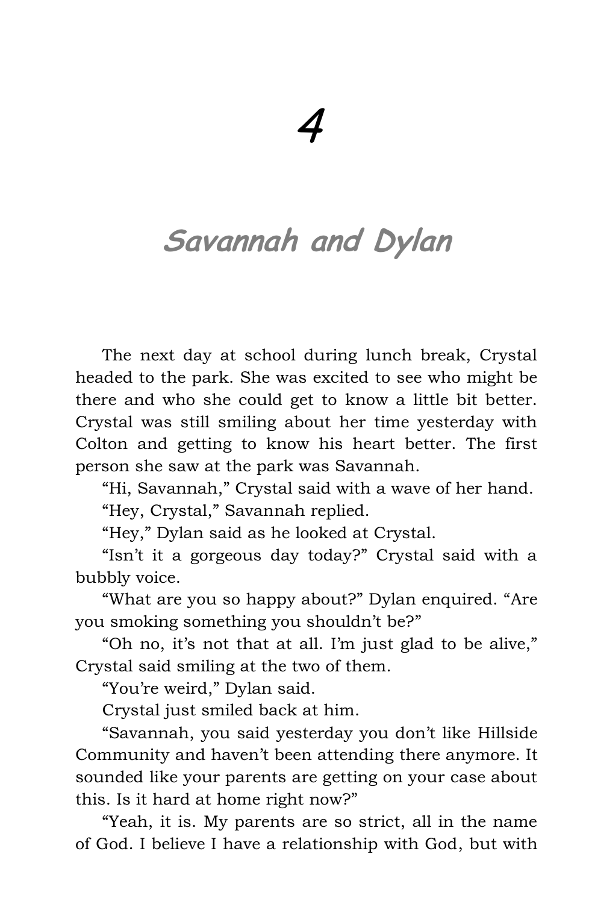# 4

## Savannah and Dylan

The next day at school during lunch break, Crystal headed to the park. She was excited to see who might be there and who she could get to know a little bit better. Crystal was still smiling about her time yesterday with Colton and getting to know his heart better. The first person she saw at the park was Savannah.

"Hi, Savannah," Crystal said with a wave of her hand.

"Hey, Crystal," Savannah replied.

"Hey," Dylan said as he looked at Crystal.

"Isn't it a gorgeous day today?" Crystal said with a bubbly voice.

"What are you so happy about?" Dylan enquired. "Are you smoking something you shouldn't be?"

"Oh no, it's not that at all. I'm just glad to be alive," Crystal said smiling at the two of them.

"You're weird," Dylan said.

Crystal just smiled back at him.

"Savannah, you said yesterday you don't like Hillside Community and haven't been attending there anymore. It sounded like your parents are getting on your case about this. Is it hard at home right now?"

"Yeah, it is. My parents are so strict, all in the name of God. I believe I have a relationship with God, but with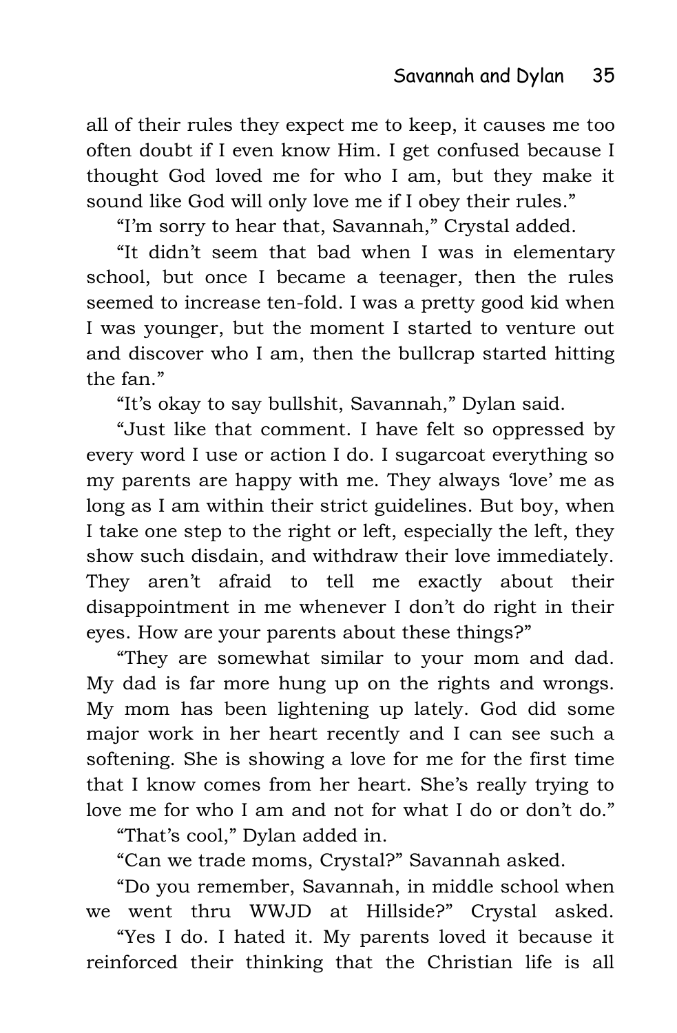all of their rules they expect me to keep, it causes me too often doubt if I even know Him. I get confused because I thought God loved me for who I am, but they make it sound like God will only love me if I obey their rules."

"I'm sorry to hear that, Savannah," Crystal added.

"It didn't seem that bad when I was in elementary school, but once I became a teenager, then the rules seemed to increase ten-fold. I was a pretty good kid when I was younger, but the moment I started to venture out and discover who I am, then the bullcrap started hitting the fan."

"It's okay to say bullshit, Savannah," Dylan said.

"Just like that comment. I have felt so oppressed by every word I use or action I do. I sugarcoat everything so my parents are happy with me. They always 'love' me as long as I am within their strict guidelines. But boy, when I take one step to the right or left, especially the left, they show such disdain, and withdraw their love immediately. They aren't afraid to tell me exactly about their disappointment in me whenever I don't do right in their eyes. How are your parents about these things?"

"They are somewhat similar to your mom and dad. My dad is far more hung up on the rights and wrongs. My mom has been lightening up lately. God did some major work in her heart recently and I can see such a softening. She is showing a love for me for the first time that I know comes from her heart. She's really trying to love me for who I am and not for what I do or don't do."

"That's cool," Dylan added in.

"Can we trade moms, Crystal?" Savannah asked.

"Do you remember, Savannah, in middle school when we went thru WWJD at Hillside?" Crystal asked.

"Yes I do. I hated it. My parents loved it because it reinforced their thinking that the Christian life is all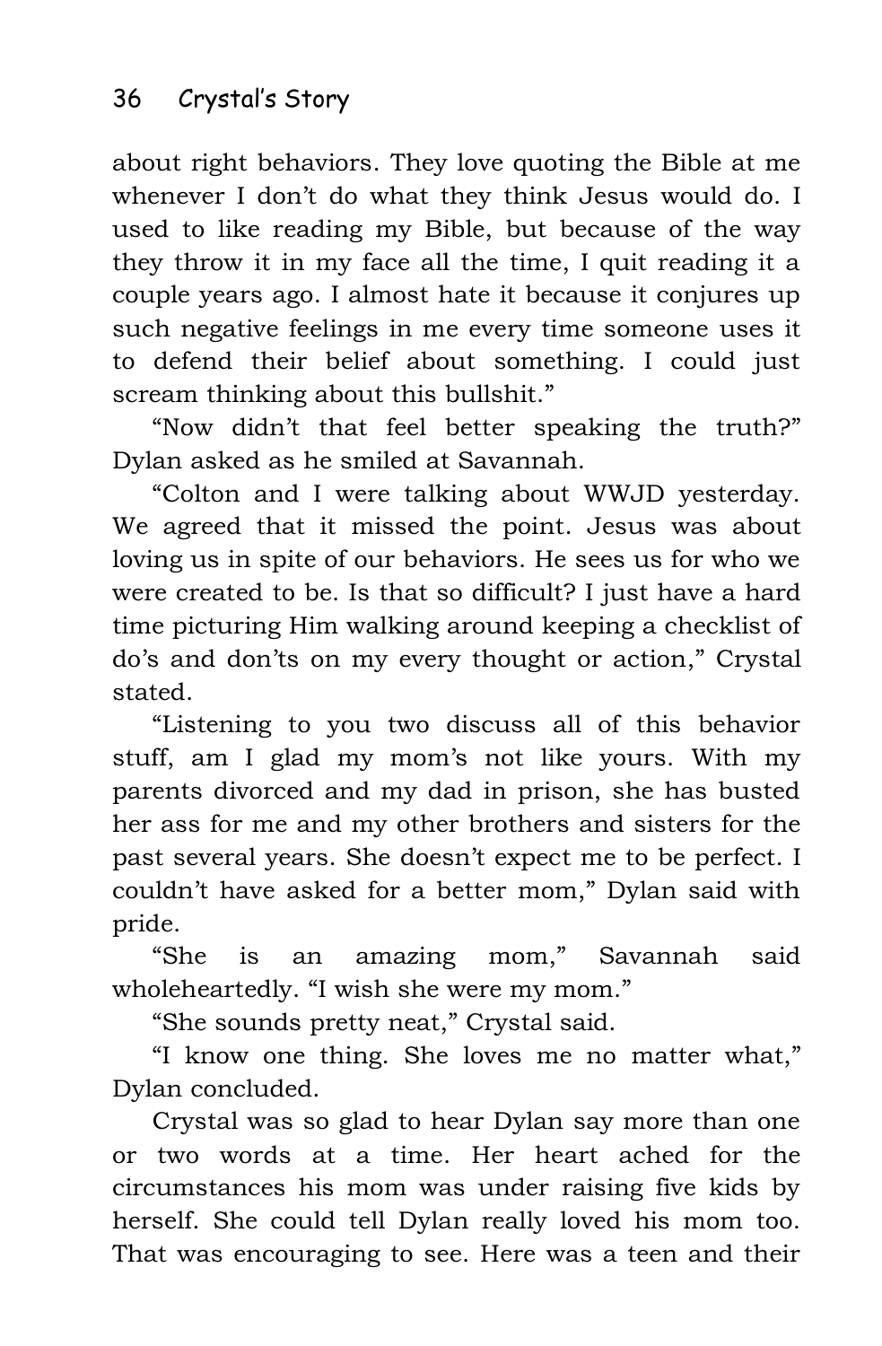about right behaviors. They love quoting the Bible at me whenever I don't do what they think Jesus would do. I used to like reading my Bible, but because of the way they throw it in my face all the time, I quit reading it a couple years ago. I almost hate it because it conjures up such negative feelings in me every time someone uses it to defend their belief about something. I could just scream thinking about this bullshit."

"Now didn't that feel better speaking the truth?" Dylan asked as he smiled at Savannah.

"Colton and I were talking about WWJD yesterday. We agreed that it missed the point. Jesus was about loving us in spite of our behaviors. He sees us for who we were created to be. Is that so difficult? I just have a hard time picturing Him walking around keeping a checklist of do's and don'ts on my every thought or action," Crystal stated.

"Listening to you two discuss all of this behavior stuff, am I glad my mom's not like yours. With my parents divorced and my dad in prison, she has busted her ass for me and my other brothers and sisters for the past several years. She doesn't expect me to be perfect. I couldn't have asked for a better mom," Dylan said with pride.

"She is an amazing mom," Savannah said wholeheartedly. "I wish she were my mom."

"She sounds pretty neat," Crystal said.

"I know one thing. She loves me no matter what," Dylan concluded.

Crystal was so glad to hear Dylan say more than one or two words at a time. Her heart ached for the circumstances his mom was under raising five kids by herself. She could tell Dylan really loved his mom too. That was encouraging to see. Here was a teen and their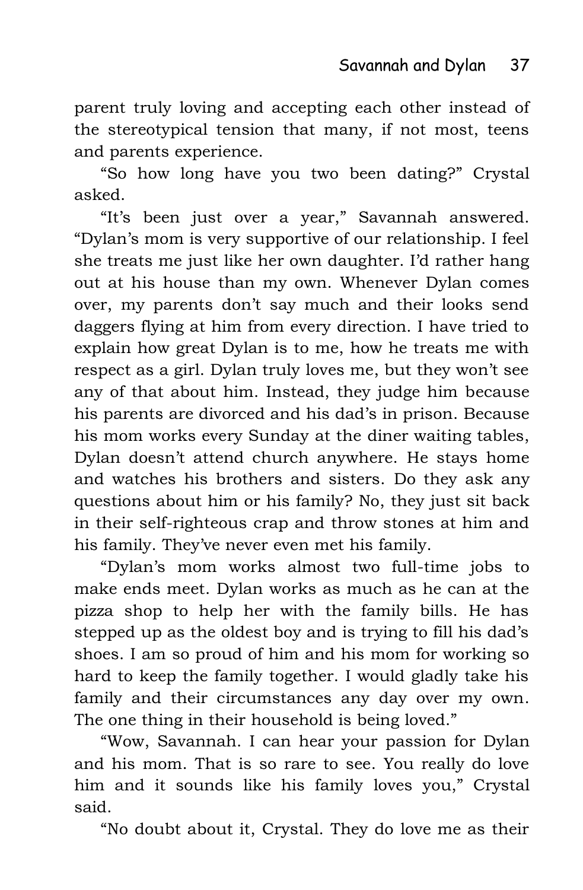parent truly loving and accepting each other instead of the stereotypical tension that many, if not most, teens and parents experience.

"So how long have you two been dating?" Crystal asked.

"It's been just over a year," Savannah answered. "Dylan's mom is very supportive of our relationship. I feel she treats me just like her own daughter. I'd rather hang out at his house than my own. Whenever Dylan comes over, my parents don't say much and their looks send daggers flying at him from every direction. I have tried to explain how great Dylan is to me, how he treats me with respect as a girl. Dylan truly loves me, but they won't see any of that about him. Instead, they judge him because his parents are divorced and his dad's in prison. Because his mom works every Sunday at the diner waiting tables, Dylan doesn't attend church anywhere. He stays home and watches his brothers and sisters. Do they ask any questions about him or his family? No, they just sit back in their self-righteous crap and throw stones at him and his family. They've never even met his family.

"Dylan's mom works almost two full-time jobs to make ends meet. Dylan works as much as he can at the pizza shop to help her with the family bills. He has stepped up as the oldest boy and is trying to fill his dad's shoes. I am so proud of him and his mom for working so hard to keep the family together. I would gladly take his family and their circumstances any day over my own. The one thing in their household is being loved."

"Wow, Savannah. I can hear your passion for Dylan and his mom. That is so rare to see. You really do love him and it sounds like his family loves you," Crystal said.

"No doubt about it, Crystal. They do love me as their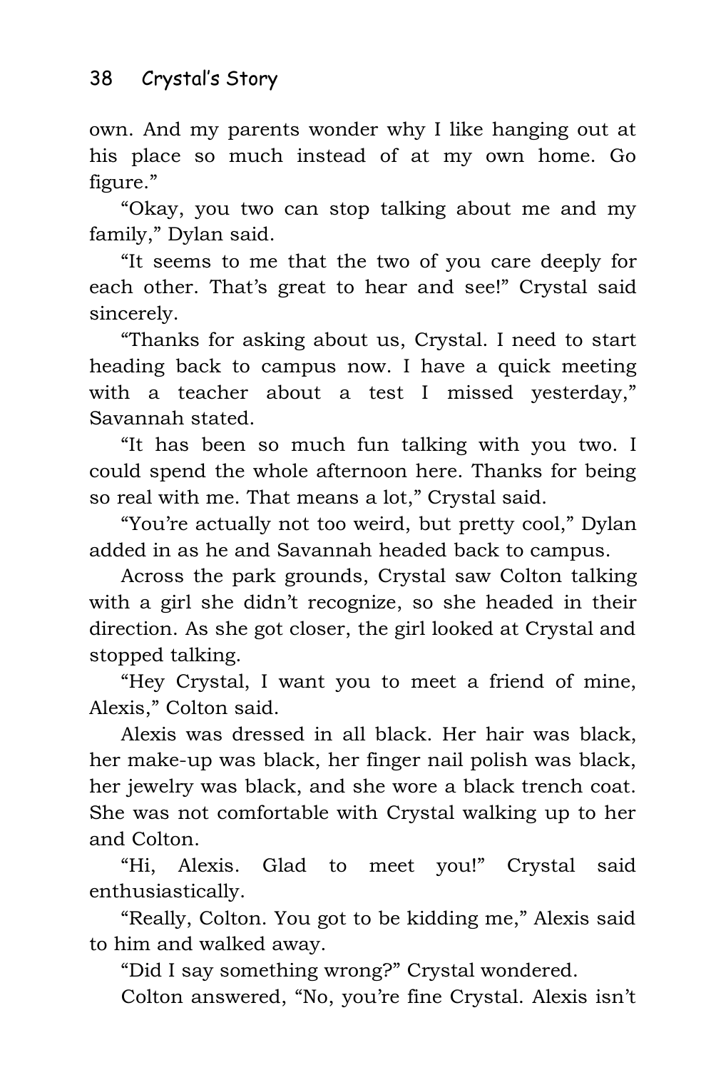own. And my parents wonder why I like hanging out at his place so much instead of at my own home. Go figure."

"Okay, you two can stop talking about me and my family," Dylan said.

"It seems to me that the two of you care deeply for each other. That's great to hear and see!" Crystal said sincerely.

"Thanks for asking about us, Crystal. I need to start heading back to campus now. I have a quick meeting with a teacher about a test I missed yesterday," Savannah stated.

"It has been so much fun talking with you two. I could spend the whole afternoon here. Thanks for being so real with me. That means a lot," Crystal said.

"You're actually not too weird, but pretty cool," Dylan added in as he and Savannah headed back to campus.

Across the park grounds, Crystal saw Colton talking with a girl she didn't recognize, so she headed in their direction. As she got closer, the girl looked at Crystal and stopped talking.

"Hey Crystal, I want you to meet a friend of mine, Alexis," Colton said.

Alexis was dressed in all black. Her hair was black, her make-up was black, her finger nail polish was black, her jewelry was black, and she wore a black trench coat. She was not comfortable with Crystal walking up to her and Colton.

"Hi, Alexis. Glad to meet you!" Crystal said enthusiastically.

"Really, Colton. You got to be kidding me," Alexis said to him and walked away.

"Did I say something wrong?" Crystal wondered.

Colton answered, "No, you're fine Crystal. Alexis isn't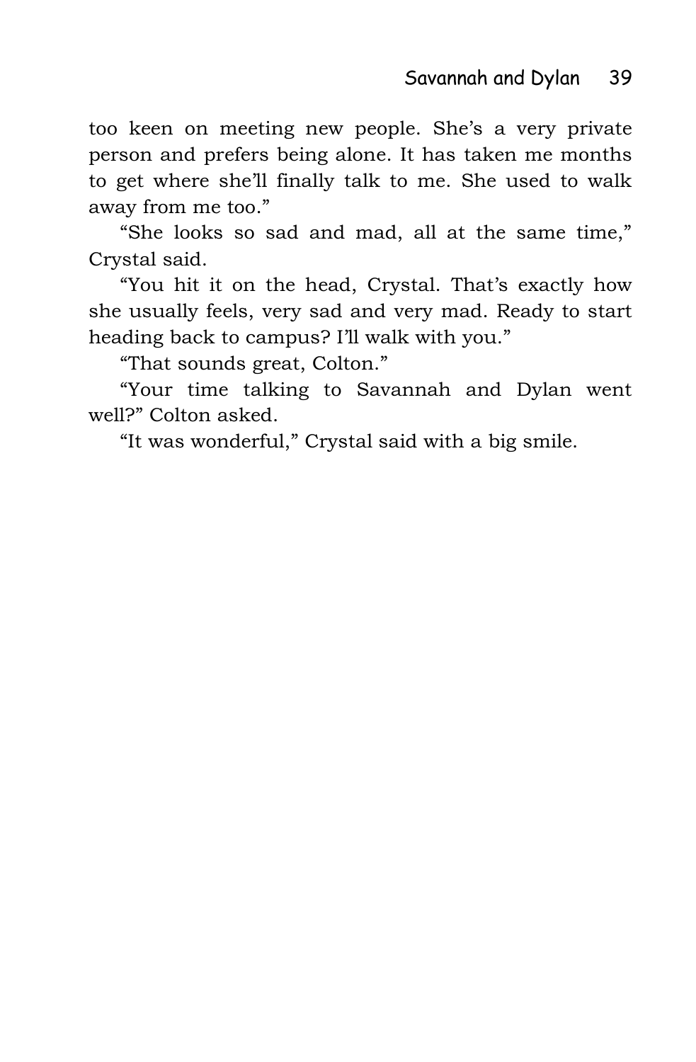too keen on meeting new people. She's a very private person and prefers being alone. It has taken me months to get where she'll finally talk to me. She used to walk away from me too."

"She looks so sad and mad, all at the same time," Crystal said.

"You hit it on the head, Crystal. That's exactly how she usually feels, very sad and very mad. Ready to start heading back to campus? I'll walk with you."

"That sounds great, Colton."

"Your time talking to Savannah and Dylan went well?" Colton asked.

"It was wonderful," Crystal said with a big smile.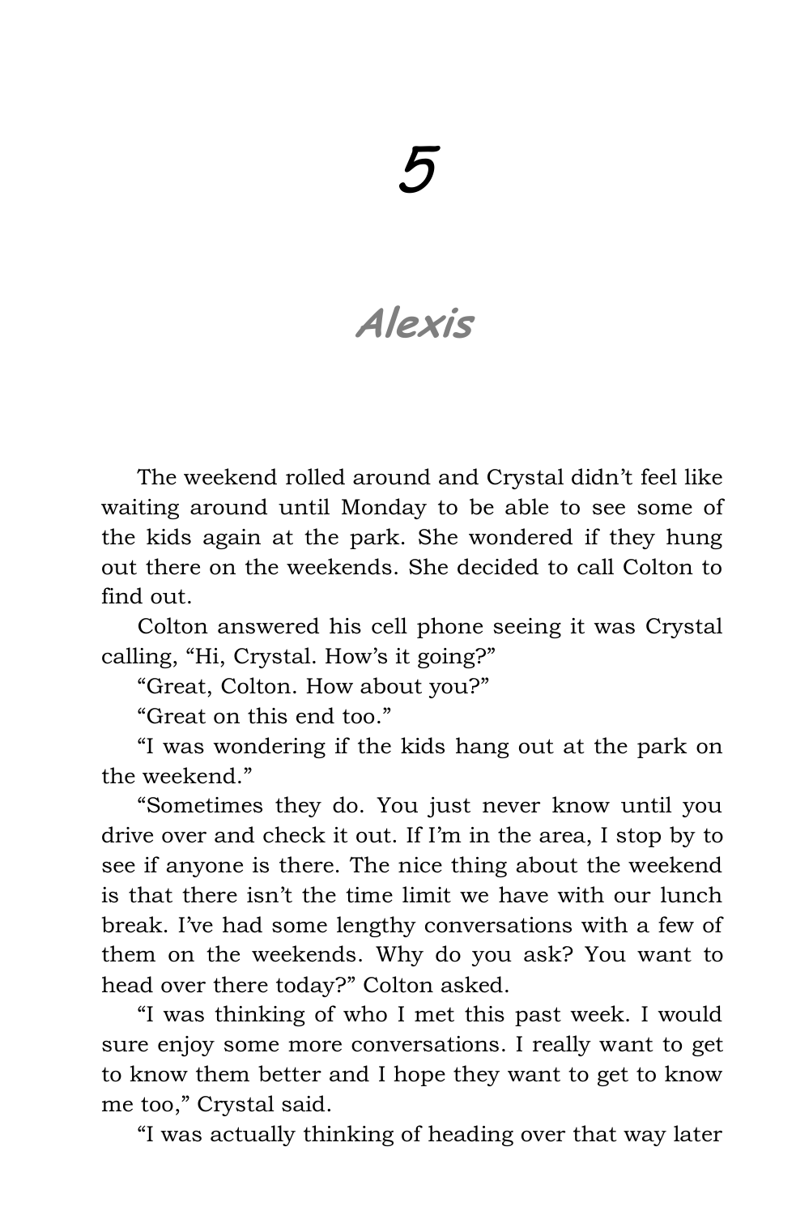# 5

## *Alexis*

The weekend rolled around and Crystal didn't feel like waiting around until Monday to be able to see some of the kids again at the park. She wondered if they hung out there on the weekends. She decided to call Colton to find out.

Colton answered his cell phone seeing it was Crystal calling, "Hi, Crystal. How's it going?"

"Great, Colton. How about you?"

"Great on this end too."

"I was wondering if the kids hang out at the park on the weekend."

"Sometimes they do. You just never know until you drive over and check it out. If I'm in the area, I stop by to see if anyone is there. The nice thing about the weekend is that there isn't the time limit we have with our lunch break. I've had some lengthy conversations with a few of them on the weekends. Why do you ask? You want to head over there today?" Colton asked.

"I was thinking of who I met this past week. I would sure enjoy some more conversations. I really want to get to know them better and I hope they want to get to know me too," Crystal said.

"I was actually thinking of heading over that way later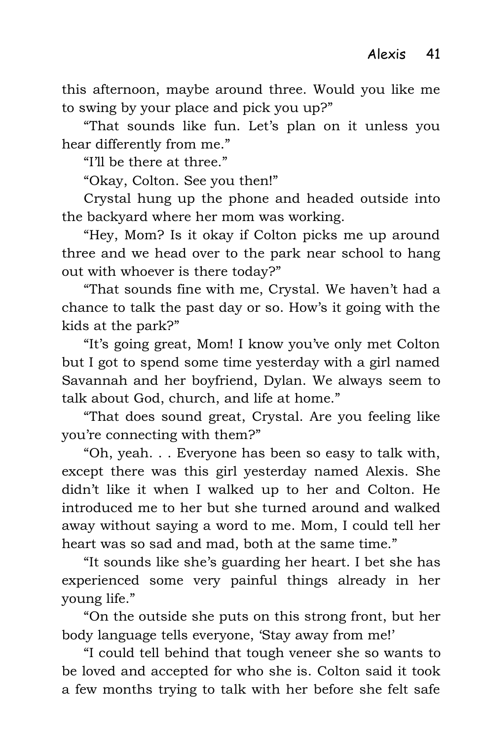this afternoon, maybe around three. Would you like me to swing by your place and pick you up?"

"That sounds like fun. Let's plan on it unless you hear differently from me."

"I'll be there at three."

"Okay, Colton. See you then!"

Crystal hung up the phone and headed outside into the backyard where her mom was working.

"Hey, Mom? Is it okay if Colton picks me up around three and we head over to the park near school to hang out with whoever is there today?"

"That sounds fine with me, Crystal. We haven't had a chance to talk the past day or so. How's it going with the kids at the park?"

"It's going great, Mom! I know you've only met Colton but I got to spend some time yesterday with a girl named Savannah and her boyfriend, Dylan. We always seem to talk about God, church, and life at home."

"That does sound great, Crystal. Are you feeling like you're connecting with them?"

"Oh, yeah. . . Everyone has been so easy to talk with, except there was this girl yesterday named Alexis. She didn't like it when I walked up to her and Colton. He introduced me to her but she turned around and walked away without saying a word to me. Mom, I could tell her heart was so sad and mad, both at the same time."

"It sounds like she's guarding her heart. I bet she has experienced some very painful things already in her young life."

"On the outside she puts on this strong front, but her body language tells everyone, 'Stay away from me!'

"I could tell behind that tough veneer she so wants to be loved and accepted for who she is. Colton said it took a few months trying to talk with her before she felt safe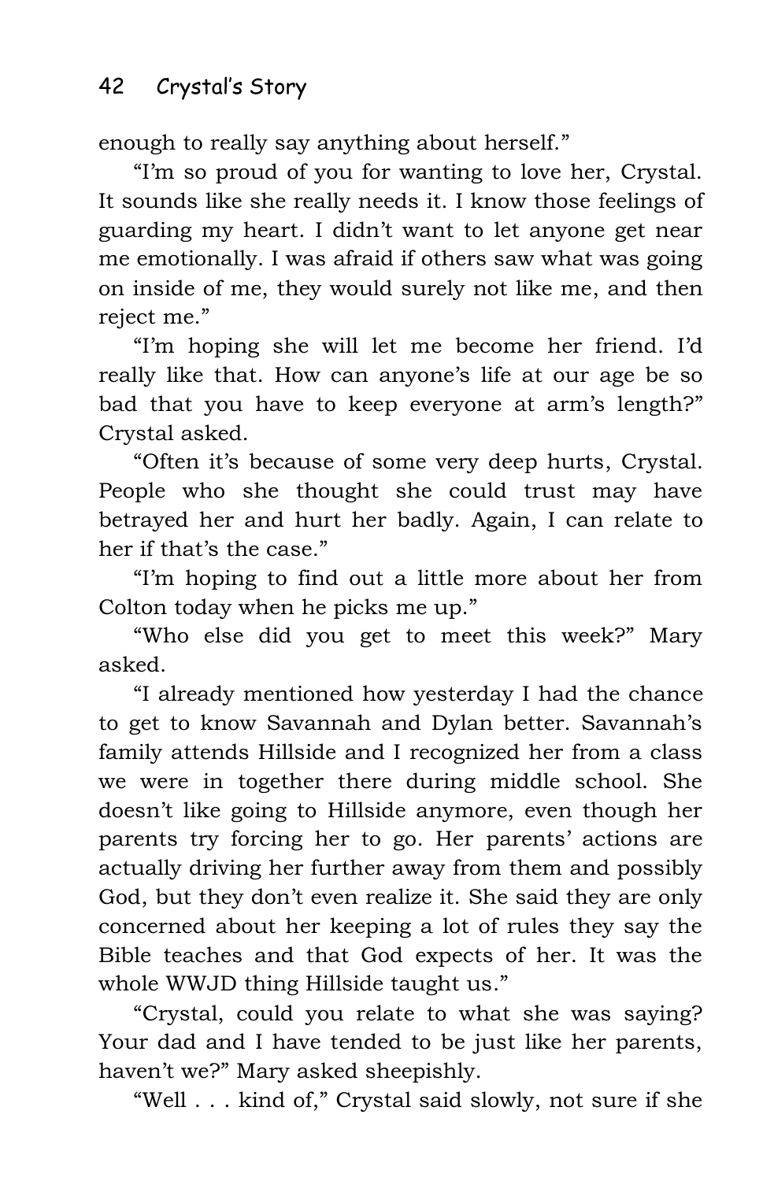enough to really say anything about herself."

"I'm so proud of you for wanting to love her, Crystal. It sounds like she really needs it. I know those feelings of guarding my heart. I didn't want to let anyone get near me emotionally. I was afraid if others saw what was going on inside of me, they would surely not like me, and then reject me."

"I'm hoping she will let me become her friend. I'd really like that. How can anyone's life at our age be so bad that you have to keep everyone at arm's length?" Crystal asked.

"Often it's because of some very deep hurts, Crystal. People who she thought she could trust may have betrayed her and hurt her badly. Again, I can relate to her if that's the case."

"I'm hoping to find out a little more about her from Colton today when he picks me up."

"Who else did you get to meet this week?" Mary asked.

"I already mentioned how yesterday I had the chance to get to know Savannah and Dylan better. Savannah's family attends Hillside and I recognized her from a class we were in together there during middle school. She doesn't like going to Hillside anymore, even though her parents try forcing her to go. Her parents' actions are actually driving her further away from them and possibly God, but they don't even realize it. She said they are only concerned about her keeping a lot of rules they say the Bible teaches and that God expects of her. It was the whole WWJD thing Hillside taught us."

"Crystal, could you relate to what she was saying? Your dad and I have tended to be just like her parents, haven't we?" Mary asked sheepishly.

"Well . . . kind of," Crystal said slowly, not sure if she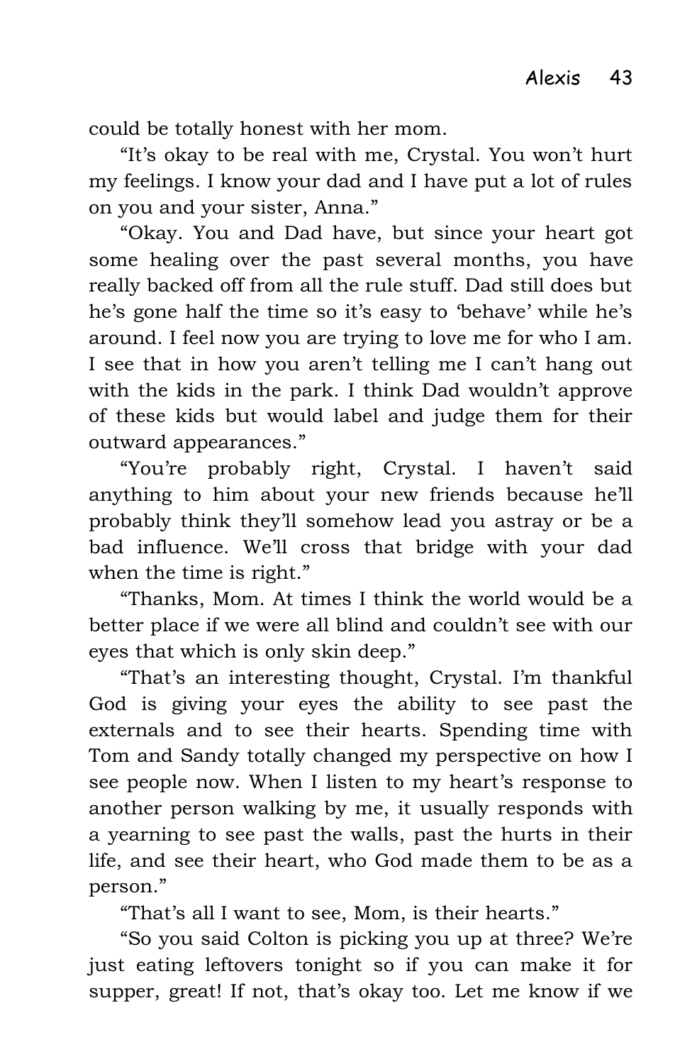could be totally honest with her mom.

"It's okay to be real with me, Crystal. You won't hurt my feelings. I know your dad and I have put a lot of rules on you and your sister, Anna."

"Okay. You and Dad have, but since your heart got some healing over the past several months, you have really backed off from all the rule stuff. Dad still does but he's gone half the time so it's easy to 'behave' while he's around. I feel now you are trying to love me for who I am. I see that in how you aren't telling me I can't hang out with the kids in the park. I think Dad wouldn't approve of these kids but would label and judge them for their outward appearances."

"You're probably right, Crystal. I haven't said anything to him about your new friends because he'll probably think they'll somehow lead you astray or be a bad influence. We'll cross that bridge with your dad when the time is right."

"Thanks, Mom. At times I think the world would be a better place if we were all blind and couldn't see with our eyes that which is only skin deep."

"That's an interesting thought, Crystal. I'm thankful God is giving your eyes the ability to see past the externals and to see their hearts. Spending time with Tom and Sandy totally changed my perspective on how I see people now. When I listen to my heart's response to another person walking by me, it usually responds with a yearning to see past the walls, past the hurts in their life, and see their heart, who God made them to be as a person."

"That's all I want to see, Mom, is their hearts."

"So you said Colton is picking you up at three? We're just eating leftovers tonight so if you can make it for supper, great! If not, that's okay too. Let me know if we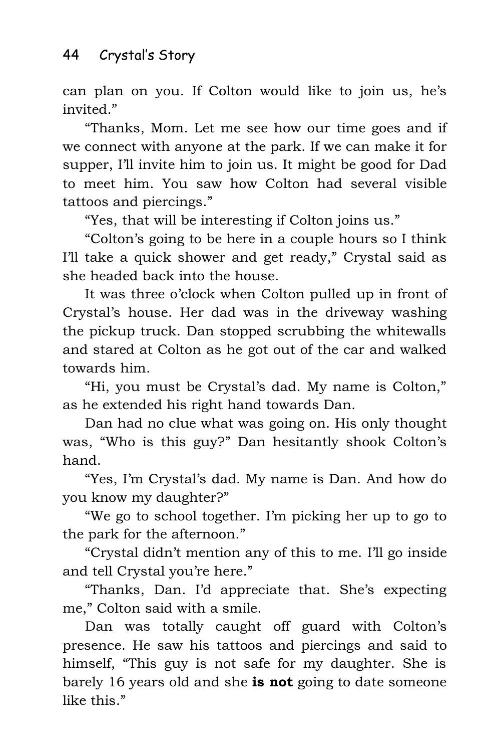can plan on you. If Colton would like to join us, he's invited."

"Thanks, Mom. Let me see how our time goes and if we connect with anyone at the park. If we can make it for supper, I'll invite him to join us. It might be good for Dad to meet him. You saw how Colton had several visible tattoos and piercings."

"Yes, that will be interesting if Colton joins us."

"Colton's going to be here in a couple hours so I think I'll take a quick shower and get ready," Crystal said as she headed back into the house.

It was three o'clock when Colton pulled up in front of Crystal's house. Her dad was in the driveway washing the pickup truck. Dan stopped scrubbing the whitewalls and stared at Colton as he got out of the car and walked towards him.

"Hi, you must be Crystal's dad. My name is Colton," as he extended his right hand towards Dan.

Dan had no clue what was going on. His only thought was, "Who is this guy?" Dan hesitantly shook Colton's hand.

"Yes, I'm Crystal's dad. My name is Dan. And how do you know my daughter?"

"We go to school together. I'm picking her up to go to the park for the afternoon."

"Crystal didn't mention any of this to me. I'll go inside and tell Crystal you're here."

"Thanks, Dan. I'd appreciate that. She's expecting me," Colton said with a smile.

Dan was totally caught off guard with Colton's presence. He saw his tattoos and piercings and said to himself, "This guy is not safe for my daughter. She is barely 16 years old and she **is not** going to date someone like this."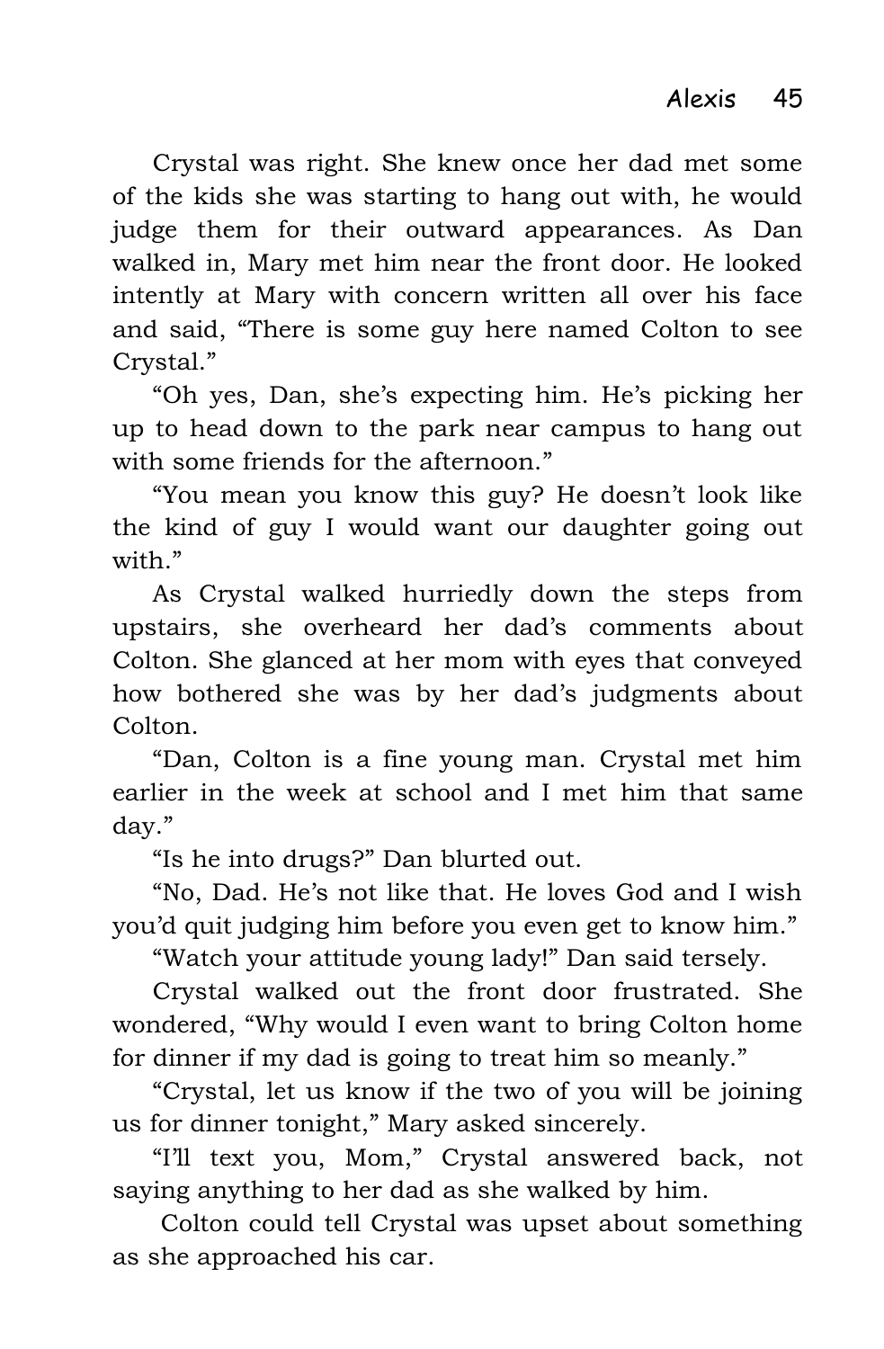Crystal was right. She knew once her dad met some of the kids she was starting to hang out with, he would judge them for their outward appearances. As Dan walked in, Mary met him near the front door. He looked intently at Mary with concern written all over his face and said, “There is some guy here named Colton to see Crystal.”

“Oh yes, Dan, she’s expecting him. He’s picking her up to head down to the park near campus to hang out with some friends for the afternoon.”

“You mean you know this guy? He doesn’t look like the kind of guy I would want our daughter going out with.”

As Crystal walked hurriedly down the steps from upstairs, she overheard her dad’s comments about Colton. She glanced at her mom with eyes that conveyed how bothered she was by her dad’s judgments about Colton.

“Dan, Colton is a fine young man. Crystal met him earlier in the week at school and I met him that same day.”

“Is he into drugs?” Dan blurted out.

“No, Dad. He’s not like that. He loves God and I wish you’d quit judging him before you even get to know him.”

“Watch your attitude young lady!” Dan said tersely.

Crystal walked out the front door frustrated. She wondered, “Why would I even want to bring Colton home for dinner if my dad is going to treat him so meanly.”

“Crystal, let us know if the two of you will be joining us for dinner tonight,” Mary asked sincerely.

“I’ll text you, Mom,” Crystal answered back, not saying anything to her dad as she walked by him.

Colton could tell Crystal was upset about something as she approached his car.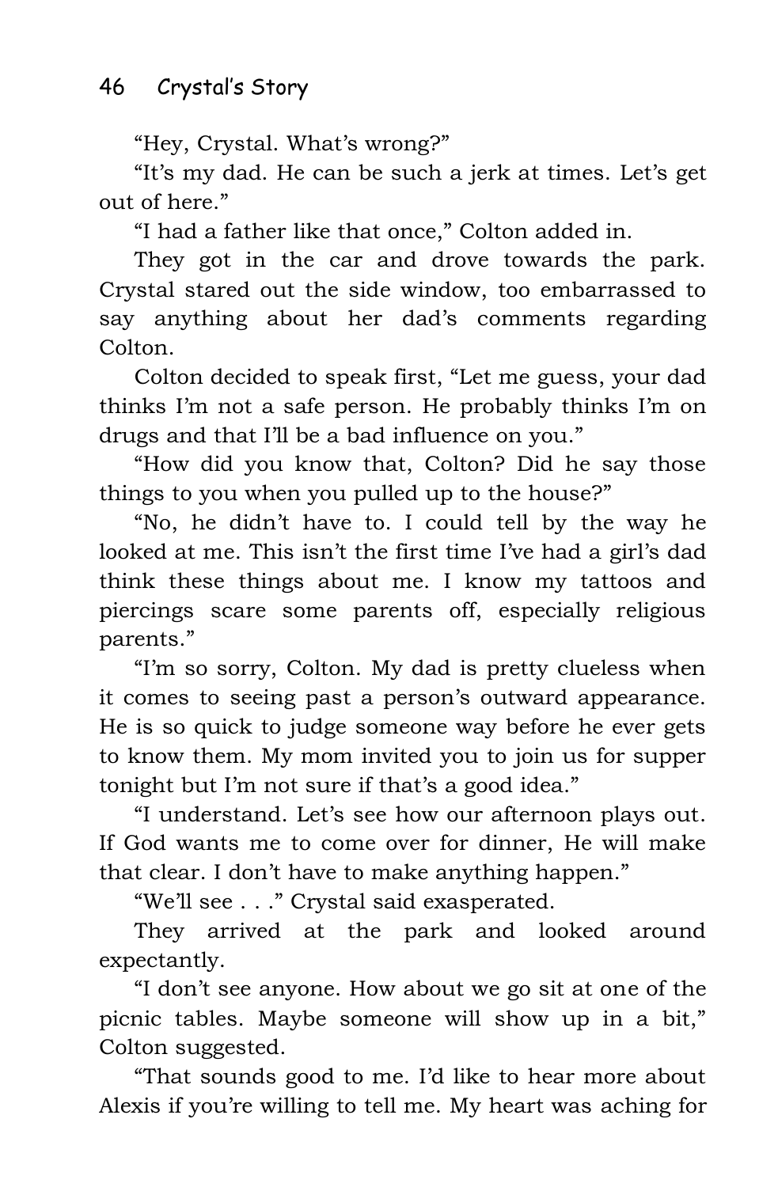"Hey, Crystal. What's wrong?"

"It's my dad. He can be such a jerk at times. Let's get out of here."

"I had a father like that once," Colton added in.

They got in the car and drove towards the park. Crystal stared out the side window, too embarrassed to say anything about her dad's comments regarding Colton.

Colton decided to speak first, "Let me guess, your dad thinks I'm not a safe person. He probably thinks I'm on drugs and that I'll be a bad influence on you."

"How did you know that, Colton? Did he say those things to you when you pulled up to the house?"

"No, he didn't have to. I could tell by the way he looked at me. This isn't the first time I've had a girl's dad think these things about me. I know my tattoos and piercings scare some parents off, especially religious parents."

"I'm so sorry, Colton. My dad is pretty clueless when it comes to seeing past a person's outward appearance. He is so quick to judge someone way before he ever gets to know them. My mom invited you to join us for supper tonight but I'm not sure if that's a good idea."

"I understand. Let's see how our afternoon plays out. If God wants me to come over for dinner, He will make that clear. I don't have to make anything happen."

"We'll see . . ." Crystal said exasperated.

They arrived at the park and looked around expectantly.

"I don't see anyone. How about we go sit at one of the picnic tables. Maybe someone will show up in a bit," Colton suggested.

"That sounds good to me. I'd like to hear more about Alexis if you're willing to tell me. My heart was aching for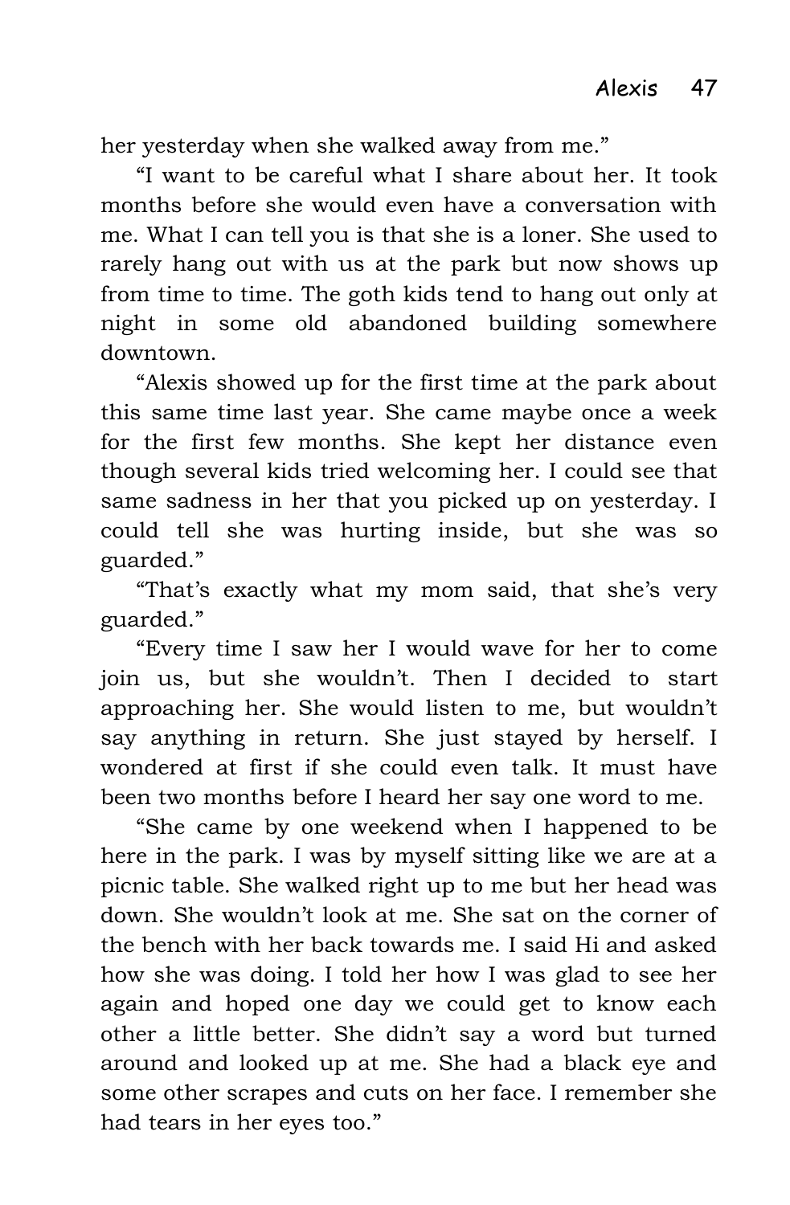her yesterday when she walked away from me."

"I want to be careful what I share about her. It took months before she would even have a conversation with me. What I can tell you is that she is a loner. She used to rarely hang out with us at the park but now shows up from time to time. The goth kids tend to hang out only at night in some old abandoned building somewhere downtown.

"Alexis showed up for the first time at the park about this same time last year. She came maybe once a week for the first few months. She kept her distance even though several kids tried welcoming her. I could see that same sadness in her that you picked up on yesterday. I could tell she was hurting inside, but she was so guarded."

"That's exactly what my mom said, that she's very guarded."

"Every time I saw her I would wave for her to come join us, but she wouldn't. Then I decided to start approaching her. She would listen to me, but wouldn't say anything in return. She just stayed by herself. I wondered at first if she could even talk. It must have been two months before I heard her say one word to me.

"She came by one weekend when I happened to be here in the park. I was by myself sitting like we are at a picnic table. She walked right up to me but her head was down. She wouldn't look at me. She sat on the corner of the bench with her back towards me. I said Hi and asked how she was doing. I told her how I was glad to see her again and hoped one day we could get to know each other a little better. She didn't say a word but turned around and looked up at me. She had a black eye and some other scrapes and cuts on her face. I remember she had tears in her eyes too."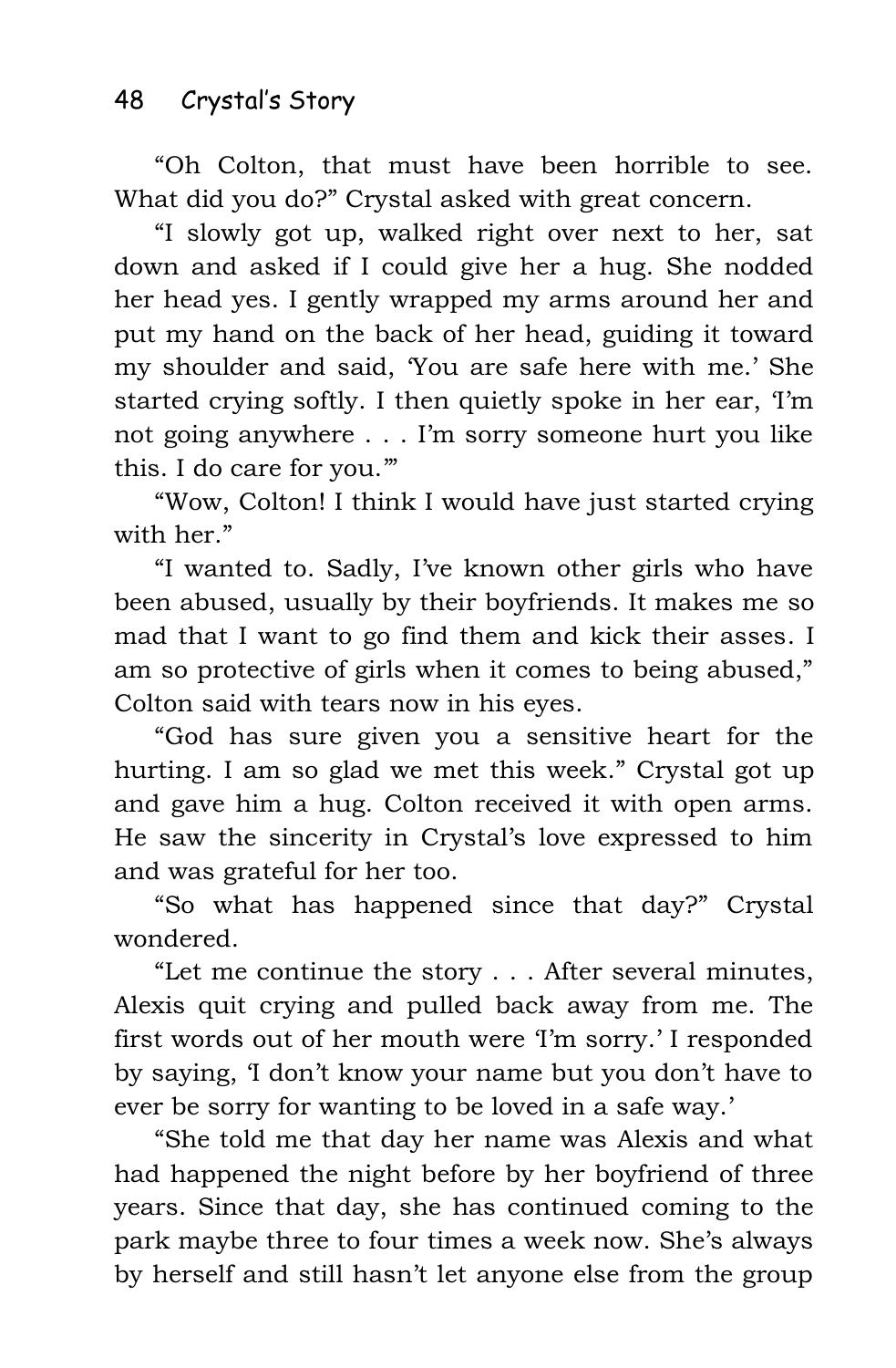"Oh Colton, that must have been horrible to see. What did you do?" Crystal asked with great concern.

"I slowly got up, walked right over next to her, sat down and asked if I could give her a hug. She nodded her head yes. I gently wrapped my arms around her and put my hand on the back of her head, guiding it toward my shoulder and said, 'You are safe here with me.' She started crying softly. I then quietly spoke in her ear, 'I'm not going anywhere . . . I'm sorry someone hurt you like this. I do care for you.'"

"Wow, Colton! I think I would have just started crying with her."

"I wanted to. Sadly, I've known other girls who have been abused, usually by their boyfriends. It makes me so mad that I want to go find them and kick their asses. I am so protective of girls when it comes to being abused," Colton said with tears now in his eyes.

"God has sure given you a sensitive heart for the hurting. I am so glad we met this week." Crystal got up and gave him a hug. Colton received it with open arms. He saw the sincerity in Crystal's love expressed to him and was grateful for her too.

"So what has happened since that day?" Crystal wondered.

"Let me continue the story . . . After several minutes, Alexis quit crying and pulled back away from me. The first words out of her mouth were 'I'm sorry.' I responded by saying, 'I don't know your name but you don't have to ever be sorry for wanting to be loved in a safe way.'

"She told me that day her name was Alexis and what had happened the night before by her boyfriend of three years. Since that day, she has continued coming to the park maybe three to four times a week now. She's always by herself and still hasn't let anyone else from the group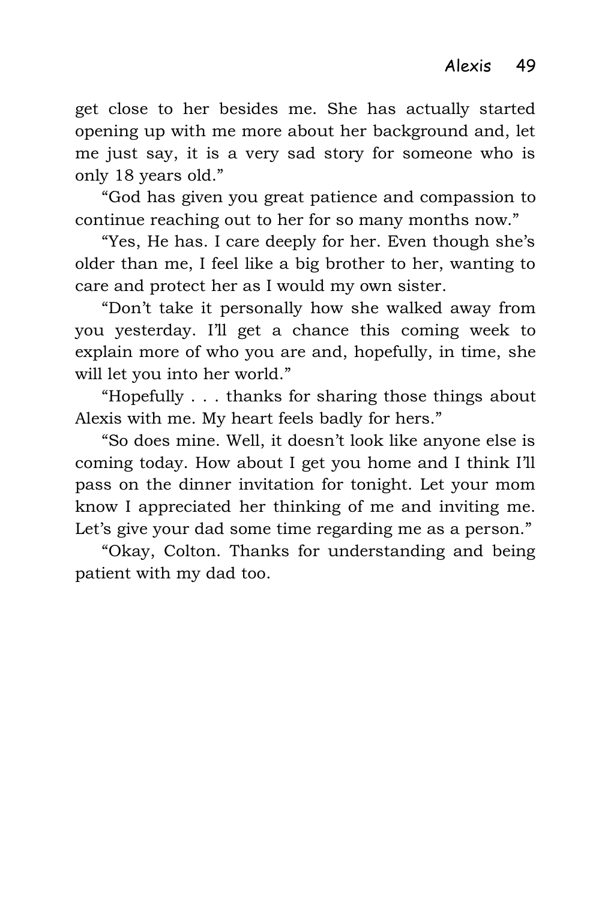get close to her besides me. She has actually started opening up with me more about her background and, let me just say, it is a very sad story for someone who is only 18 years old."

"God has given you great patience and compassion to continue reaching out to her for so many months now."

"Yes, He has. I care deeply for her. Even though she's older than me, I feel like a big brother to her, wanting to care and protect her as I would my own sister.

"Don't take it personally how she walked away from you yesterday. I'll get a chance this coming week to explain more of who you are and, hopefully, in time, she will let you into her world."

"Hopefully . . . thanks for sharing those things about Alexis with me. My heart feels badly for hers."

"So does mine. Well, it doesn't look like anyone else is coming today. How about I get you home and I think I'll pass on the dinner invitation for tonight. Let your mom know I appreciated her thinking of me and inviting me. Let's give your dad some time regarding me as a person."

"Okay, Colton. Thanks for understanding and being patient with my dad too.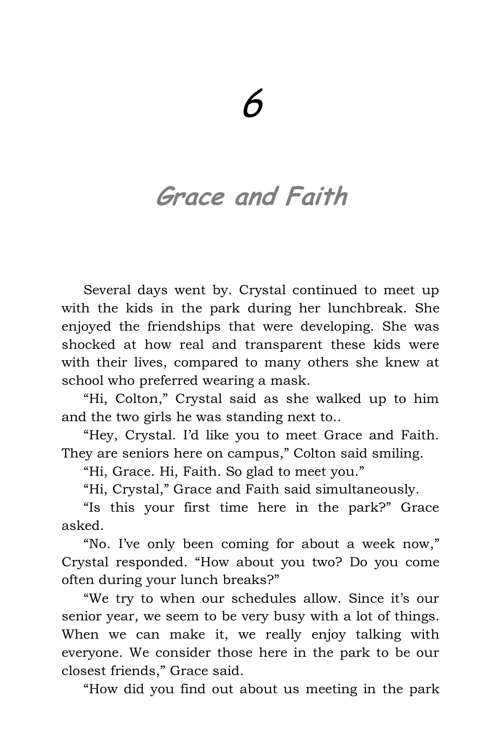# 6

## *Grace and Faith*

Several days went by. Crystal continued to meet up with the kids in the park during her lunchbreak. She enjoyed the friendships that were developing. She was shocked at how real and transparent these kids were with their lives, compared to many others she knew at school who preferred wearing a mask.

"Hi, Colton," Crystal said as she walked up to him and the two girls he was standing next to..

"Hey, Crystal. I'd like you to meet Grace and Faith. They are seniors here on campus," Colton said smiling.

"Hi, Grace. Hi, Faith. So glad to meet you."

"Hi, Crystal," Grace and Faith said simultaneously.

"Is this your first time here in the park?" Grace asked.

"No. I've only been coming for about a week now," Crystal responded. "How about you two? Do you come often during your lunch breaks?"

"We try to when our schedules allow. Since it's our senior year, we seem to be very busy with a lot of things. When we can make it, we really enjoy talking with everyone. We consider those here in the park to be our closest friends," Grace said.

"How did you find out about us meeting in the park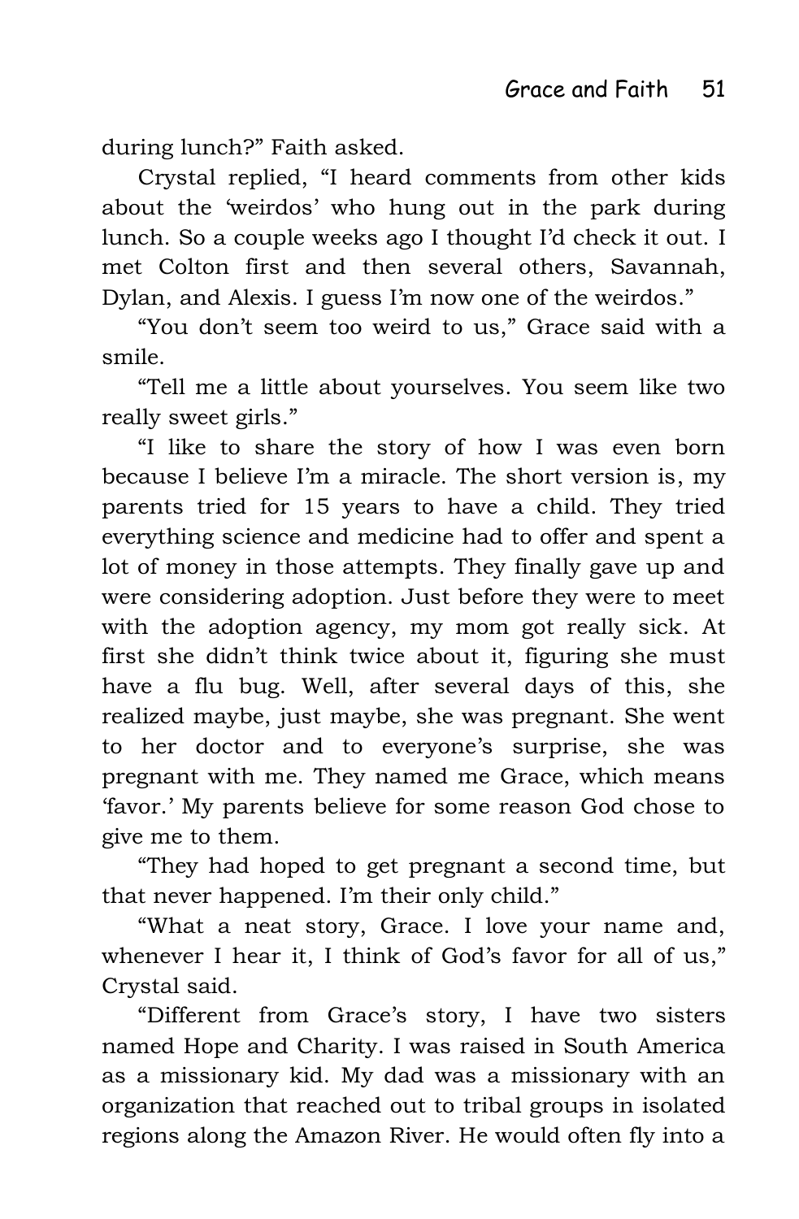during lunch?" Faith asked.

Crystal replied, "I heard comments from other kids about the 'weirdos' who hung out in the park during lunch. So a couple weeks ago I thought I'd check it out. I met Colton first and then several others, Savannah, Dylan, and Alexis. I guess I'm now one of the weirdos."

"You don't seem too weird to us," Grace said with a smile.

"Tell me a little about yourselves. You seem like two really sweet girls."

"I like to share the story of how I was even born because I believe I'm a miracle. The short version is, my parents tried for 15 years to have a child. They tried everything science and medicine had to offer and spent a lot of money in those attempts. They finally gave up and were considering adoption. Just before they were to meet with the adoption agency, my mom got really sick. At first she didn't think twice about it, figuring she must have a flu bug. Well, after several days of this, she realized maybe, just maybe, she was pregnant. She went to her doctor and to everyone's surprise, she was pregnant with me. They named me Grace, which means 'favor.' My parents believe for some reason God chose to give me to them.

"They had hoped to get pregnant a second time, but that never happened. I'm their only child."

"What a neat story, Grace. I love your name and, whenever I hear it, I think of God's favor for all of us," Crystal said.

"Different from Grace's story, I have two sisters named Hope and Charity. I was raised in South America as a missionary kid. My dad was a missionary with an organization that reached out to tribal groups in isolated regions along the Amazon River. He would often fly into a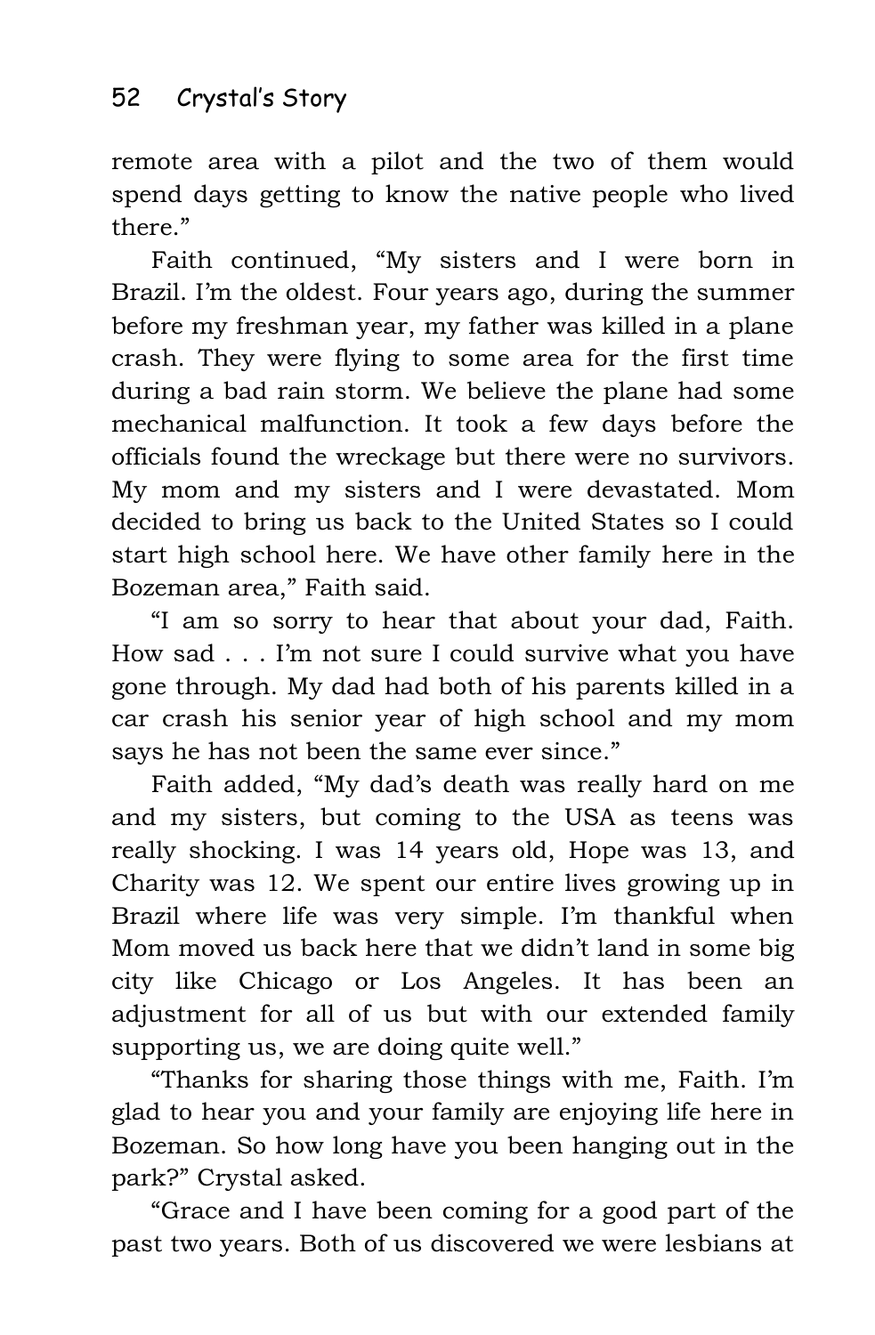remote area with a pilot and the two of them would spend days getting to know the native people who lived there."

Faith continued, "My sisters and I were born in Brazil. I'm the oldest. Four years ago, during the summer before my freshman year, my father was killed in a plane crash. They were flying to some area for the first time during a bad rain storm. We believe the plane had some mechanical malfunction. It took a few days before the officials found the wreckage but there were no survivors. My mom and my sisters and I were devastated. Mom decided to bring us back to the United States so I could start high school here. We have other family here in the Bozeman area," Faith said.

"I am so sorry to hear that about your dad, Faith. How sad . . . I'm not sure I could survive what you have gone through. My dad had both of his parents killed in a car crash his senior year of high school and my mom says he has not been the same ever since."

Faith added, "My dad's death was really hard on me and my sisters, but coming to the USA as teens was really shocking. I was 14 years old, Hope was 13, and Charity was 12. We spent our entire lives growing up in Brazil where life was very simple. I'm thankful when Mom moved us back here that we didn't land in some big city like Chicago or Los Angeles. It has been an adjustment for all of us but with our extended family supporting us, we are doing quite well."

"Thanks for sharing those things with me, Faith. I'm glad to hear you and your family are enjoying life here in Bozeman. So how long have you been hanging out in the park?" Crystal asked.

"Grace and I have been coming for a good part of the past two years. Both of us discovered we were lesbians at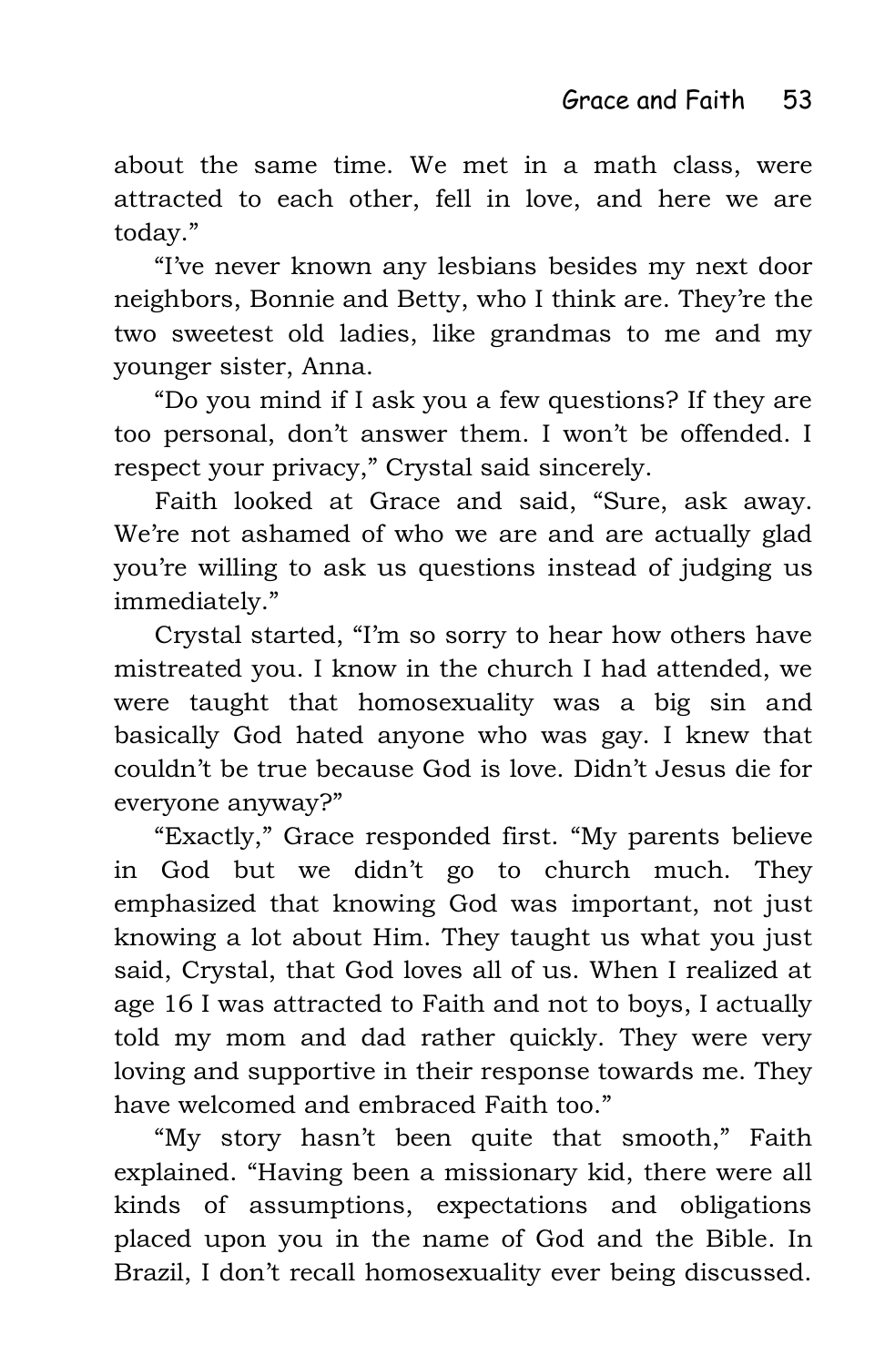about the same time. We met in a math class, were attracted to each other, fell in love, and here we are today."

"I've never known any lesbians besides my next door neighbors, Bonnie and Betty, who I think are. They're the two sweetest old ladies, like grandmas to me and my younger sister, Anna.

"Do you mind if I ask you a few questions? If they are too personal, don't answer them. I won't be offended. I respect your privacy," Crystal said sincerely.

Faith looked at Grace and said, "Sure, ask away. We're not ashamed of who we are and are actually glad you're willing to ask us questions instead of judging us immediately."

Crystal started, "I'm so sorry to hear how others have mistreated you. I know in the church I had attended, we were taught that homosexuality was a big sin and basically God hated anyone who was gay. I knew that couldn't be true because God is love. Didn't Jesus die for everyone anyway?"

"Exactly," Grace responded first. "My parents believe in God but we didn't go to church much. They emphasized that knowing God was important, not just knowing a lot about Him. They taught us what you just said, Crystal, that God loves all of us. When I realized at age 16 I was attracted to Faith and not to boys, I actually told my mom and dad rather quickly. They were very loving and supportive in their response towards me. They have welcomed and embraced Faith too."

"My story hasn't been quite that smooth," Faith explained. "Having been a missionary kid, there were all kinds of assumptions, expectations and obligations placed upon you in the name of God and the Bible. In Brazil, I don't recall homosexuality ever being discussed.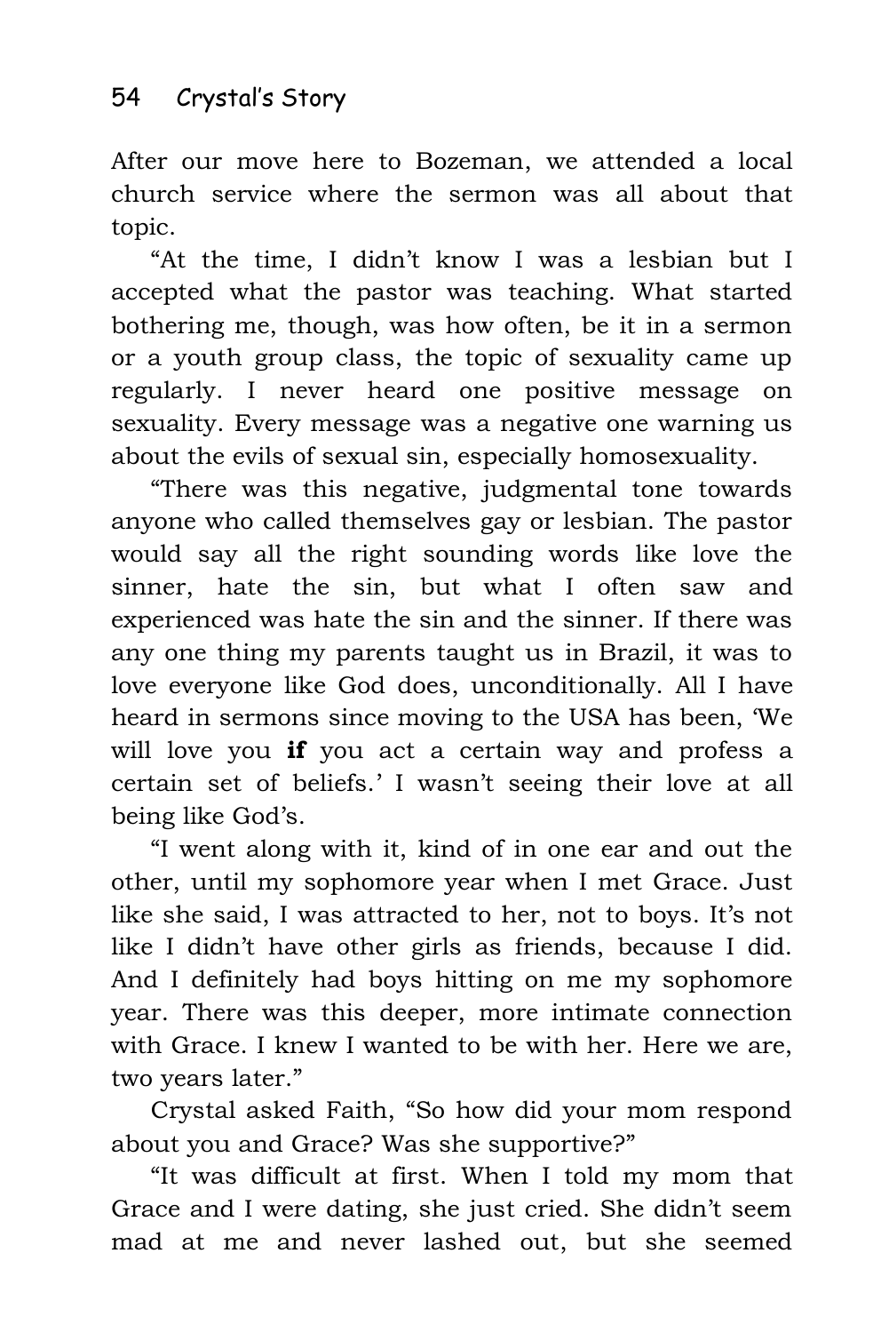After our move here to Bozeman, we attended a local church service where the sermon was all about that topic.

"At the time, I didn't know I was a lesbian but I accepted what the pastor was teaching. What started bothering me, though, was how often, be it in a sermon or a youth group class, the topic of sexuality came up regularly. I never heard one positive message on sexuality. Every message was a negative one warning us about the evils of sexual sin, especially homosexuality.

"There was this negative, judgmental tone towards anyone who called themselves gay or lesbian. The pastor would say all the right sounding words like love the sinner, hate the sin, but what I often saw and experienced was hate the sin and the sinner. If there was any one thing my parents taught us in Brazil, it was to love everyone like God does, unconditionally. All I have heard in sermons since moving to the USA has been, 'We will love you **if** you act a certain way and profess a certain set of beliefs.' I wasn't seeing their love at all being like God's.

"I went along with it, kind of in one ear and out the other, until my sophomore year when I met Grace. Just like she said, I was attracted to her, not to boys. It's not like I didn't have other girls as friends, because I did. And I definitely had boys hitting on me my sophomore year. There was this deeper, more intimate connection with Grace. I knew I wanted to be with her. Here we are, two years later."

Crystal asked Faith, "So how did your mom respond about you and Grace? Was she supportive?"

"It was difficult at first. When I told my mom that Grace and I were dating, she just cried. She didn't seem mad at me and never lashed out, but she seemed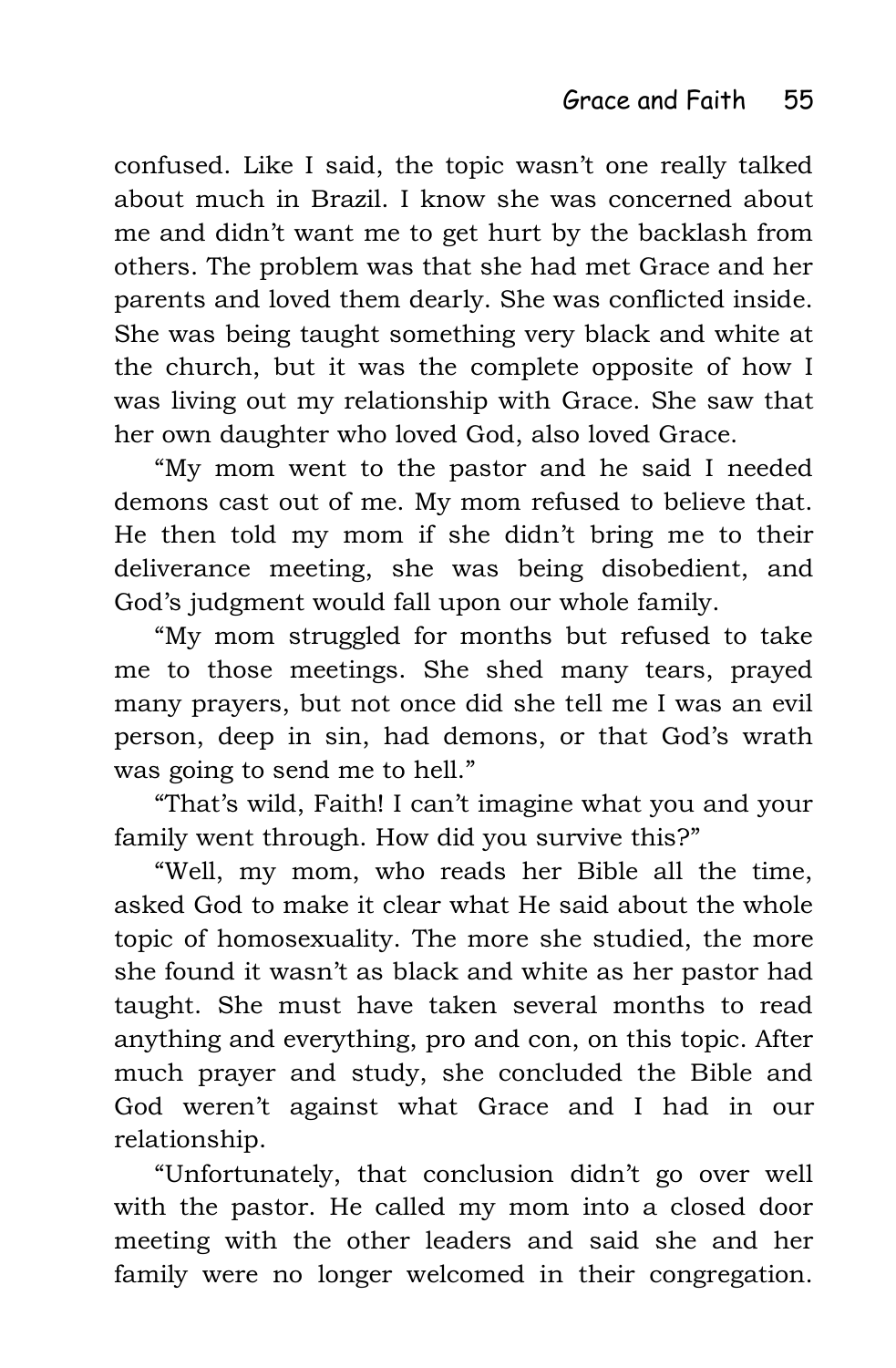confused. Like I said, the topic wasn't one really talked about much in Brazil. I know she was concerned about me and didn't want me to get hurt by the backlash from others. The problem was that she had met Grace and her parents and loved them dearly. She was conflicted inside. She was being taught something very black and white at the church, but it was the complete opposite of how I was living out my relationship with Grace. She saw that her own daughter who loved God, also loved Grace.

"My mom went to the pastor and he said I needed demons cast out of me. My mom refused to believe that. He then told my mom if she didn't bring me to their deliverance meeting, she was being disobedient, and God's judgment would fall upon our whole family.

"My mom struggled for months but refused to take me to those meetings. She shed many tears, prayed many prayers, but not once did she tell me I was an evil person, deep in sin, had demons, or that God's wrath was going to send me to hell."

"That's wild, Faith! I can't imagine what you and your family went through. How did you survive this?"

"Well, my mom, who reads her Bible all the time, asked God to make it clear what He said about the whole topic of homosexuality. The more she studied, the more she found it wasn't as black and white as her pastor had taught. She must have taken several months to read anything and everything, pro and con, on this topic. After much prayer and study, she concluded the Bible and God weren't against what Grace and I had in our relationship.

"Unfortunately, that conclusion didn't go over well with the pastor. He called my mom into a closed door meeting with the other leaders and said she and her family were no longer welcomed in their congregation.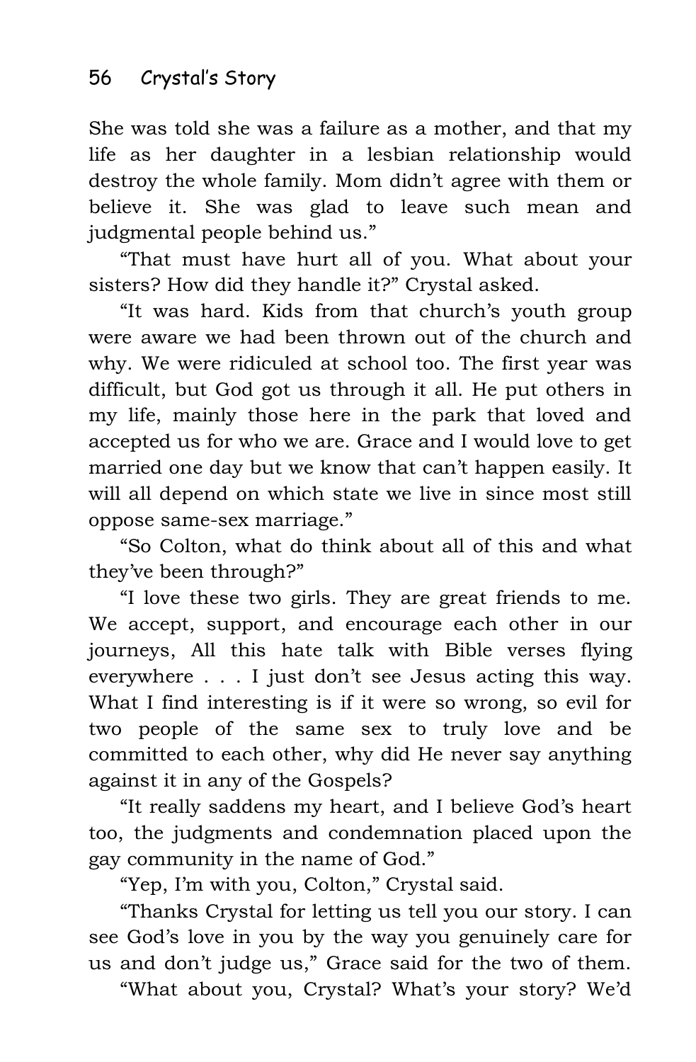She was told she was a failure as a mother, and that my life as her daughter in a lesbian relationship would destroy the whole family. Mom didn't agree with them or believe it. She was glad to leave such mean and judgmental people behind us."

"That must have hurt all of you. What about your sisters? How did they handle it?" Crystal asked.

"It was hard. Kids from that church's youth group were aware we had been thrown out of the church and why. We were ridiculed at school too. The first year was difficult, but God got us through it all. He put others in my life, mainly those here in the park that loved and accepted us for who we are. Grace and I would love to get married one day but we know that can't happen easily. It will all depend on which state we live in since most still oppose same-sex marriage."

"So Colton, what do think about all of this and what they've been through?"

"I love these two girls. They are great friends to me. We accept, support, and encourage each other in our journeys, All this hate talk with Bible verses flying everywhere . . . I just don't see Jesus acting this way. What I find interesting is if it were so wrong, so evil for two people of the same sex to truly love and be committed to each other, why did He never say anything against it in any of the Gospels?

"It really saddens my heart, and I believe God's heart too, the judgments and condemnation placed upon the gay community in the name of God."

"Yep, I'm with you, Colton," Crystal said.

"Thanks Crystal for letting us tell you our story. I can see God's love in you by the way you genuinely care for us and don't judge us," Grace said for the two of them.

"What about you, Crystal? What's your story? We'd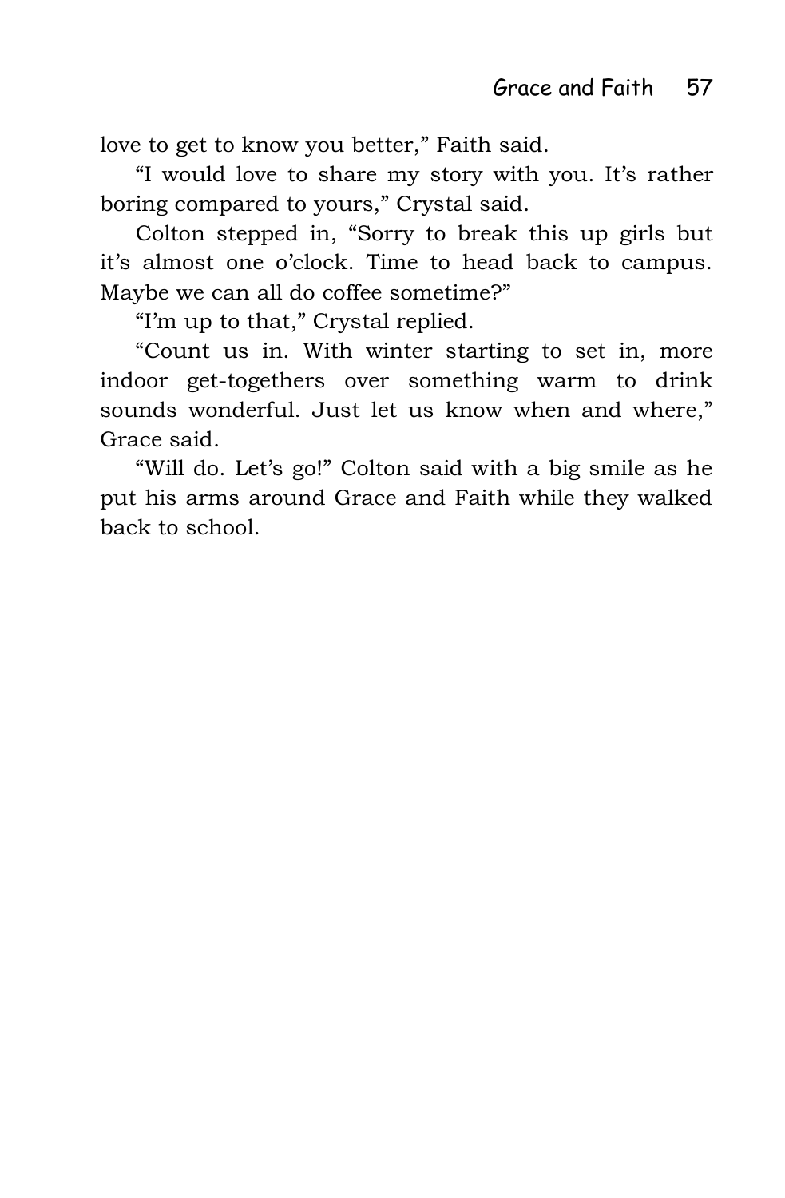love to get to know you better," Faith said.

"I would love to share my story with you. It's rather boring compared to yours," Crystal said.

Colton stepped in, "Sorry to break this up girls but it's almost one o'clock. Time to head back to campus. Maybe we can all do coffee sometime?"

"I'm up to that," Crystal replied.

"Count us in. With winter starting to set in, more indoor get-togethers over something warm to drink sounds wonderful. Just let us know when and where," Grace said.

"Will do. Let's go!" Colton said with a big smile as he put his arms around Grace and Faith while they walked back to school.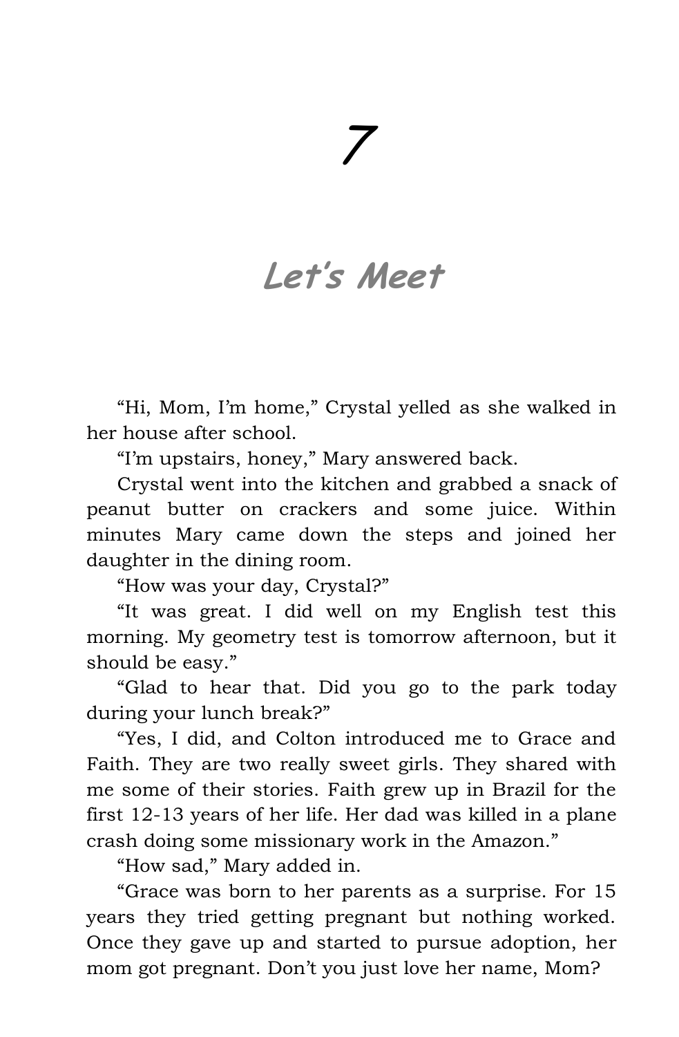# 7

## *Let's Meet*

"Hi, Mom, I'm home," Crystal yelled as she walked in her house after school.

"I'm upstairs, honey," Mary answered back.

Crystal went into the kitchen and grabbed a snack of peanut butter on crackers and some juice. Within minutes Mary came down the steps and joined her daughter in the dining room.

"How was your day, Crystal?"

"It was great. I did well on my English test this morning. My geometry test is tomorrow afternoon, but it should be easy."

"Glad to hear that. Did you go to the park today during your lunch break?"

"Yes, I did, and Colton introduced me to Grace and Faith. They are two really sweet girls. They shared with me some of their stories. Faith grew up in Brazil for the first 12-13 years of her life. Her dad was killed in a plane crash doing some missionary work in the Amazon."

"How sad," Mary added in.

"Grace was born to her parents as a surprise. For 15 years they tried getting pregnant but nothing worked. Once they gave up and started to pursue adoption, her mom got pregnant. Don't you just love her name, Mom?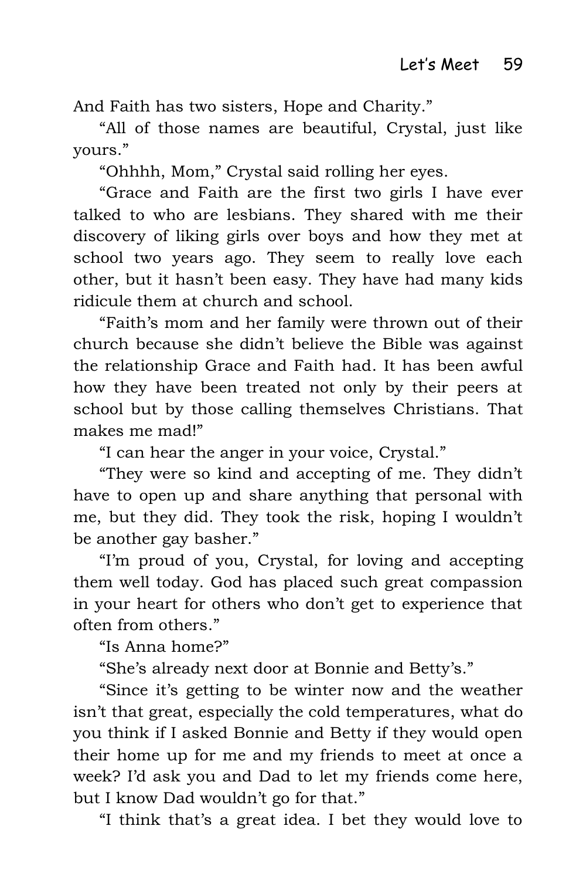And Faith has two sisters, Hope and Charity."

"All of those names are beautiful, Crystal, just like yours."

"Ohhhh, Mom," Crystal said rolling her eyes.

"Grace and Faith are the first two girls I have ever talked to who are lesbians. They shared with me their discovery of liking girls over boys and how they met at school two years ago. They seem to really love each other, but it hasn't been easy. They have had many kids ridicule them at church and school.

"Faith's mom and her family were thrown out of their church because she didn't believe the Bible was against the relationship Grace and Faith had. It has been awful how they have been treated not only by their peers at school but by those calling themselves Christians. That makes me mad!"

"I can hear the anger in your voice, Crystal."

"They were so kind and accepting of me. They didn't have to open up and share anything that personal with me, but they did. They took the risk, hoping I wouldn't be another gay basher."

"I'm proud of you, Crystal, for loving and accepting them well today. God has placed such great compassion in your heart for others who don't get to experience that often from others."

"Is Anna home?"

"She's already next door at Bonnie and Betty's."

"Since it's getting to be winter now and the weather isn't that great, especially the cold temperatures, what do you think if I asked Bonnie and Betty if they would open their home up for me and my friends to meet at once a week? I'd ask you and Dad to let my friends come here, but I know Dad wouldn't go for that."

"I think that's a great idea. I bet they would love to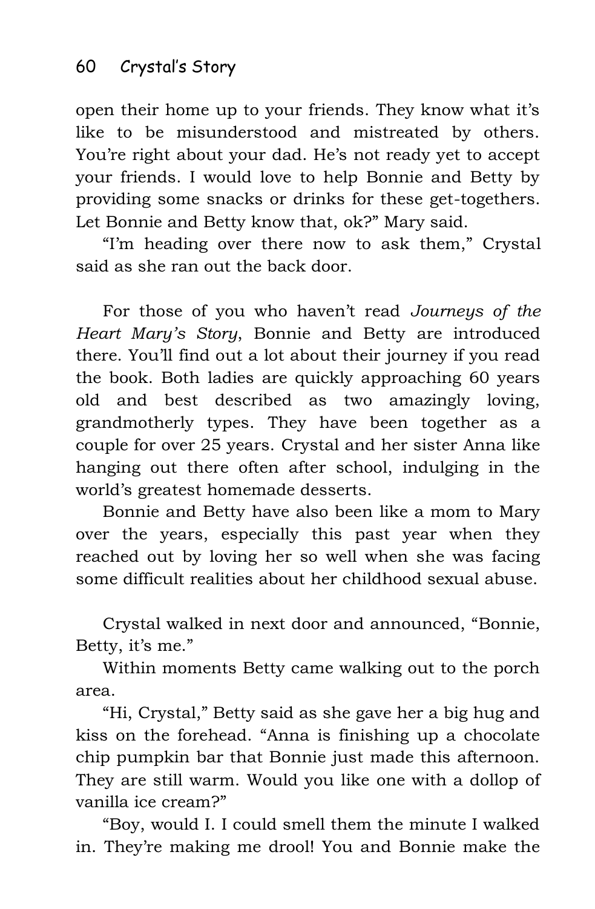open their home up to your friends. They know what it's like to be misunderstood and mistreated by others. You're right about your dad. He's not ready yet to accept your friends. I would love to help Bonnie and Betty by providing some snacks or drinks for these get-togethers. Let Bonnie and Betty know that, ok?" Mary said.

"I'm heading over there now to ask them," Crystal said as she ran out the back door.

For those of you who haven't read *Journeys of the Heart Mary's Story*, Bonnie and Betty are introduced there. You'll find out a lot about their journey if you read the book. Both ladies are quickly approaching 60 years old and best described as two amazingly loving, grandmotherly types. They have been together as a couple for over 25 years. Crystal and her sister Anna like hanging out there often after school, indulging in the world's greatest homemade desserts.

Bonnie and Betty have also been like a mom to Mary over the years, especially this past year when they reached out by loving her so well when she was facing some difficult realities about her childhood sexual abuse.

Crystal walked in next door and announced, "Bonnie, Betty, it's me."

Within moments Betty came walking out to the porch area.

"Hi, Crystal," Betty said as she gave her a big hug and kiss on the forehead. "Anna is finishing up a chocolate chip pumpkin bar that Bonnie just made this afternoon. They are still warm. Would you like one with a dollop of vanilla ice cream?"

"Boy, would I. I could smell them the minute I walked in. They're making me drool! You and Bonnie make the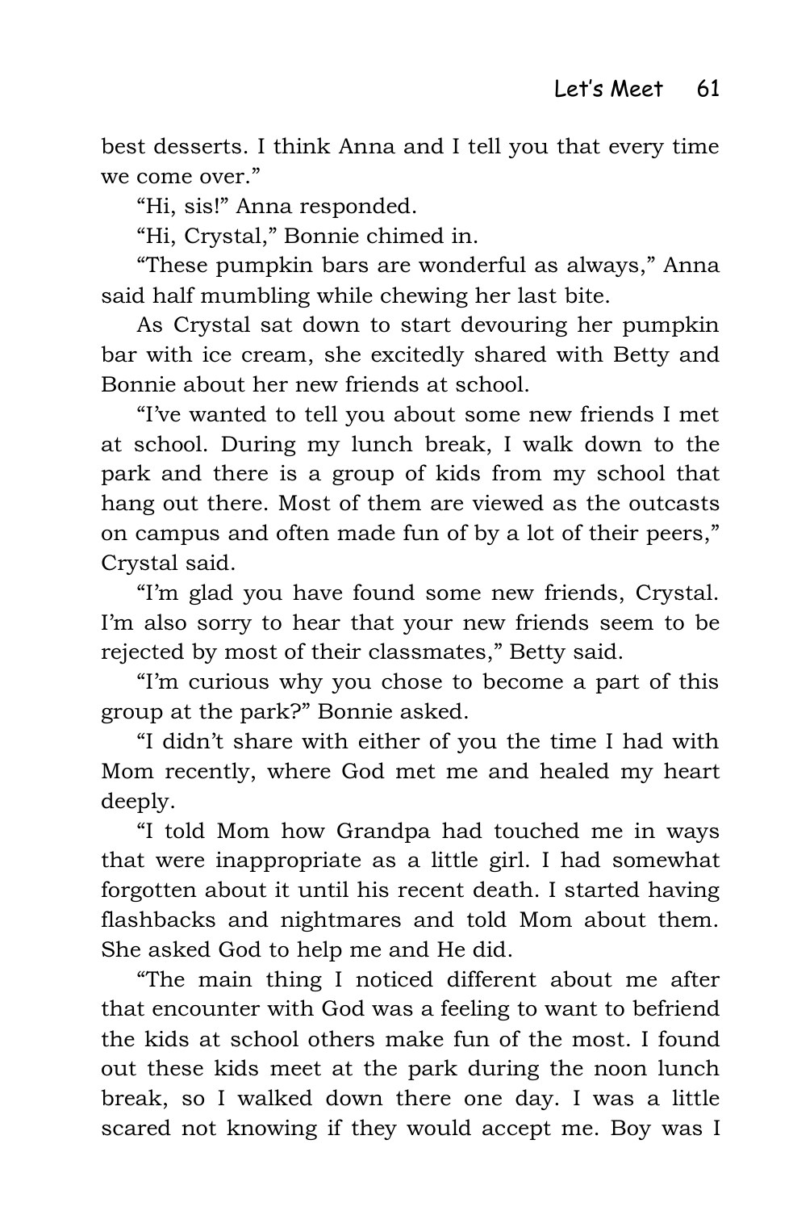best desserts. I think Anna and I tell you that every time we come over."

"Hi, sis!" Anna responded.

"Hi, Crystal," Bonnie chimed in.

"These pumpkin bars are wonderful as always," Anna said half mumbling while chewing her last bite.

As Crystal sat down to start devouring her pumpkin bar with ice cream, she excitedly shared with Betty and Bonnie about her new friends at school.

"I've wanted to tell you about some new friends I met at school. During my lunch break, I walk down to the park and there is a group of kids from my school that hang out there. Most of them are viewed as the outcasts on campus and often made fun of by a lot of their peers," Crystal said.

"I'm glad you have found some new friends, Crystal. I'm also sorry to hear that your new friends seem to be rejected by most of their classmates," Betty said.

"I'm curious why you chose to become a part of this group at the park?" Bonnie asked.

"I didn't share with either of you the time I had with Mom recently, where God met me and healed my heart deeply.

"I told Mom how Grandpa had touched me in ways that were inappropriate as a little girl. I had somewhat forgotten about it until his recent death. I started having flashbacks and nightmares and told Mom about them. She asked God to help me and He did.

"The main thing I noticed different about me after that encounter with God was a feeling to want to befriend the kids at school others make fun of the most. I found out these kids meet at the park during the noon lunch break, so I walked down there one day. I was a little scared not knowing if they would accept me. Boy was I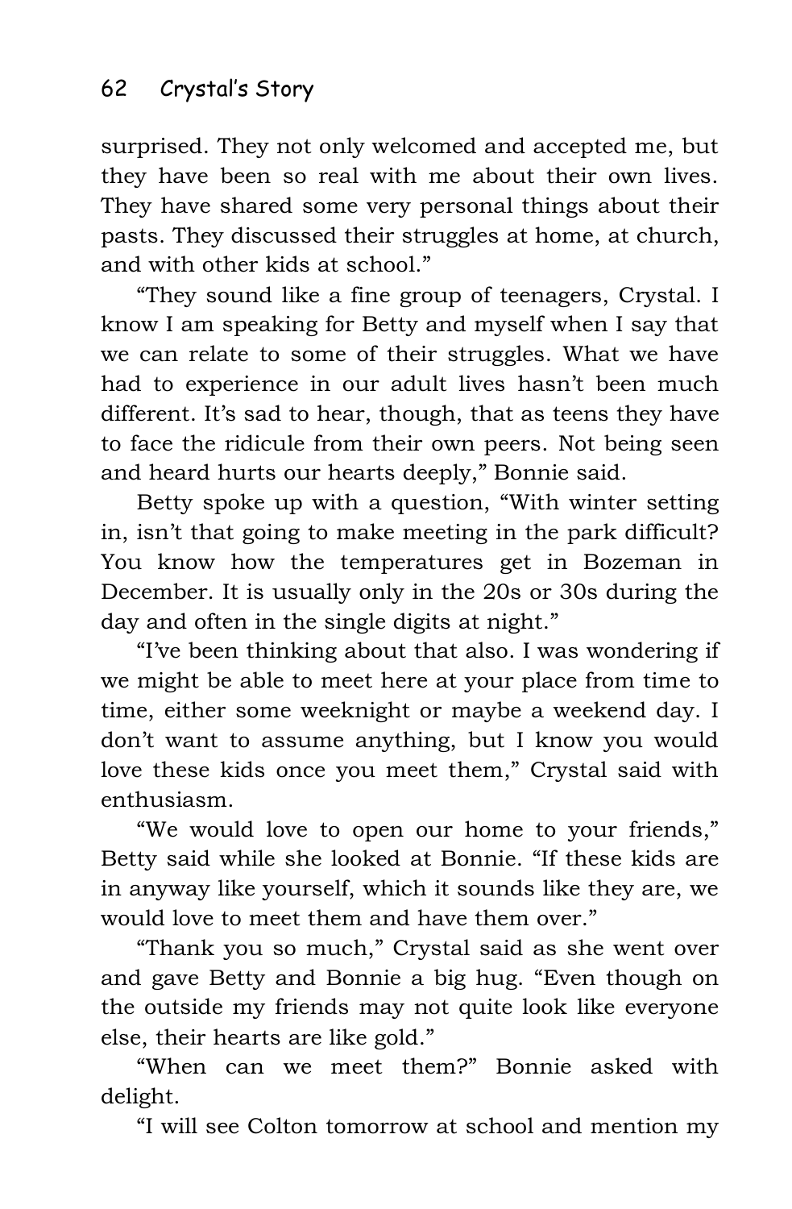surprised. They not only welcomed and accepted me, but they have been so real with me about their own lives. They have shared some very personal things about their pasts. They discussed their struggles at home, at church, and with other kids at school."

"They sound like a fine group of teenagers, Crystal. I know I am speaking for Betty and myself when I say that we can relate to some of their struggles. What we have had to experience in our adult lives hasn't been much different. It's sad to hear, though, that as teens they have to face the ridicule from their own peers. Not being seen and heard hurts our hearts deeply," Bonnie said.

Betty spoke up with a question, "With winter setting in, isn't that going to make meeting in the park difficult? You know how the temperatures get in Bozeman in December. It is usually only in the 20s or 30s during the day and often in the single digits at night."

"I've been thinking about that also. I was wondering if we might be able to meet here at your place from time to time, either some weeknight or maybe a weekend day. I don't want to assume anything, but I know you would love these kids once you meet them," Crystal said with enthusiasm.

"We would love to open our home to your friends," Betty said while she looked at Bonnie. "If these kids are in anyway like yourself, which it sounds like they are, we would love to meet them and have them over."

"Thank you so much," Crystal said as she went over and gave Betty and Bonnie a big hug. "Even though on the outside my friends may not quite look like everyone else, their hearts are like gold."

"When can we meet them?" Bonnie asked with delight.

"I will see Colton tomorrow at school and mention my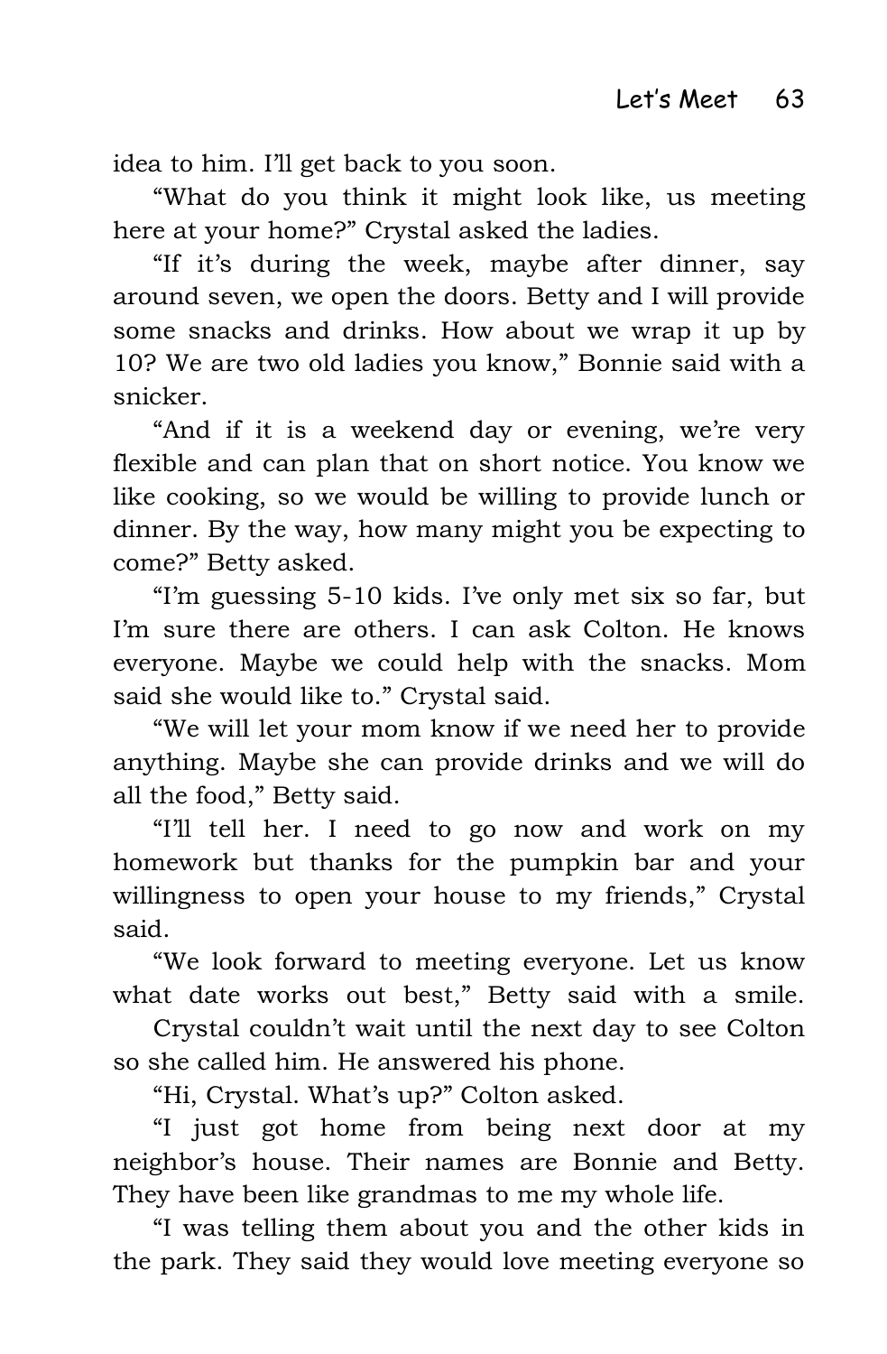idea to him. I'll get back to you soon.

"What do you think it might look like, us meeting here at your home?" Crystal asked the ladies.

"If it's during the week, maybe after dinner, say around seven, we open the doors. Betty and I will provide some snacks and drinks. How about we wrap it up by 10? We are two old ladies you know," Bonnie said with a snicker.

"And if it is a weekend day or evening, we're very flexible and can plan that on short notice. You know we like cooking, so we would be willing to provide lunch or dinner. By the way, how many might you be expecting to come?" Betty asked.

"I'm guessing 5-10 kids. I've only met six so far, but I'm sure there are others. I can ask Colton. He knows everyone. Maybe we could help with the snacks. Mom said she would like to." Crystal said.

"We will let your mom know if we need her to provide anything. Maybe she can provide drinks and we will do all the food," Betty said.

"I'll tell her. I need to go now and work on my homework but thanks for the pumpkin bar and your willingness to open your house to my friends," Crystal said.

"We look forward to meeting everyone. Let us know what date works out best," Betty said with a smile.

Crystal couldn't wait until the next day to see Colton so she called him. He answered his phone.

"Hi, Crystal. What's up?" Colton asked.

"I just got home from being next door at my neighbor's house. Their names are Bonnie and Betty. They have been like grandmas to me my whole life.

"I was telling them about you and the other kids in the park. They said they would love meeting everyone so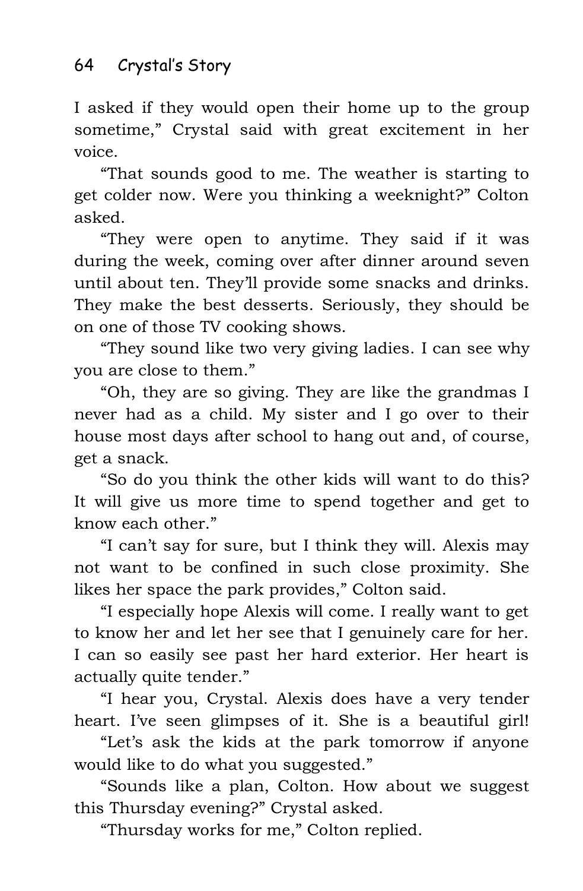I asked if they would open their home up to the group sometime," Crystal said with great excitement in her voice.

"That sounds good to me. The weather is starting to get colder now. Were you thinking a weeknight?" Colton asked.

"They were open to anytime. They said if it was during the week, coming over after dinner around seven until about ten. They'll provide some snacks and drinks. They make the best desserts. Seriously, they should be on one of those TV cooking shows.

"They sound like two very giving ladies. I can see why you are close to them."

"Oh, they are so giving. They are like the grandmas I never had as a child. My sister and I go over to their house most days after school to hang out and, of course, get a snack.

"So do you think the other kids will want to do this? It will give us more time to spend together and get to know each other."

"I can't say for sure, but I think they will. Alexis may not want to be confined in such close proximity. She likes her space the park provides," Colton said.

"I especially hope Alexis will come. I really want to get to know her and let her see that I genuinely care for her. I can so easily see past her hard exterior. Her heart is actually quite tender."

"I hear you, Crystal. Alexis does have a very tender heart. I've seen glimpses of it. She is a beautiful girl!

"Let's ask the kids at the park tomorrow if anyone would like to do what you suggested."

"Sounds like a plan, Colton. How about we suggest this Thursday evening?" Crystal asked.

"Thursday works for me," Colton replied.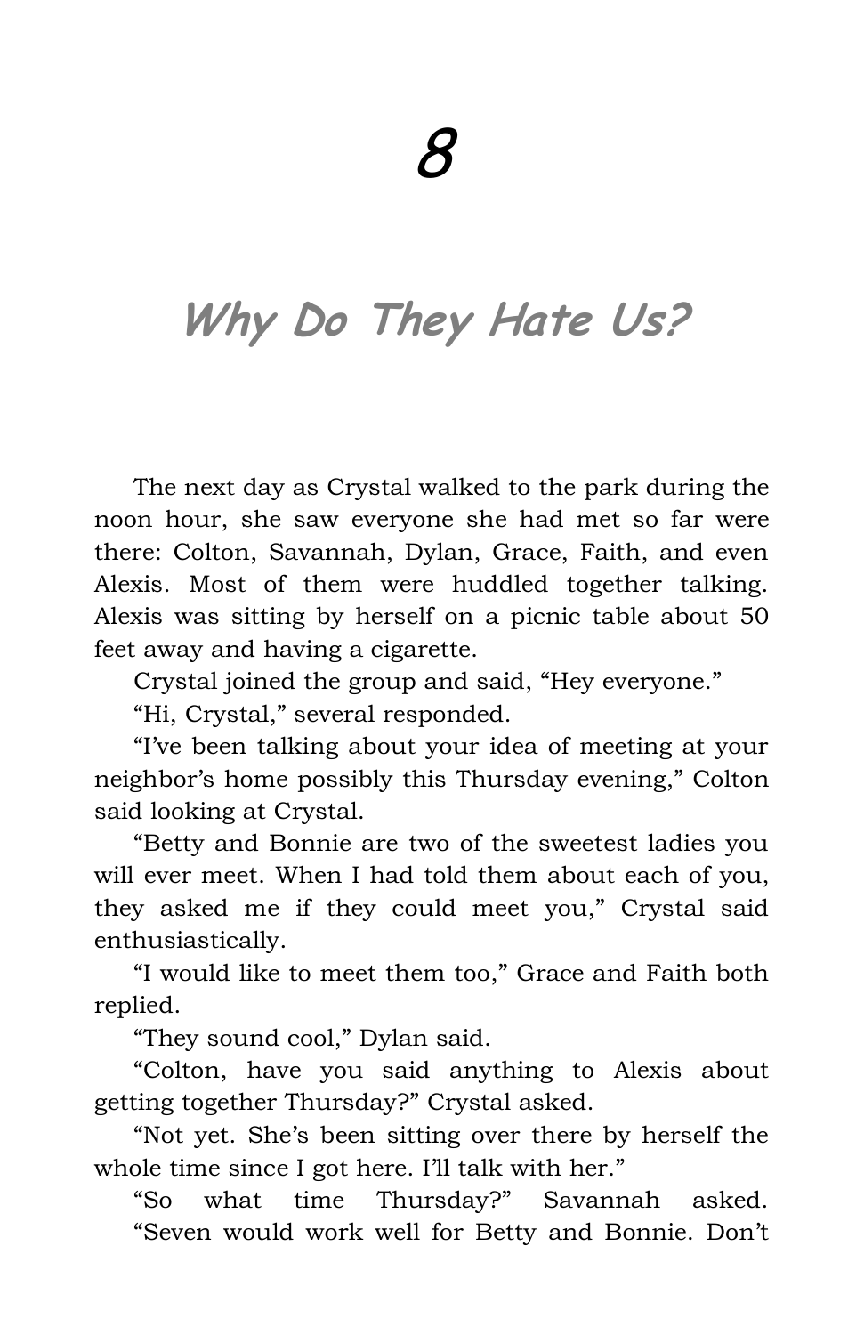# 8

## Why Do They Hate Us?

The next day as Crystal walked to the park during the noon hour, she saw everyone she had met so far were there: Colton, Savannah, Dylan, Grace, Faith, and even Alexis. Most of them were huddled together talking. Alexis was sitting by herself on a picnic table about 50 feet away and having a cigarette.

Crystal joined the group and said, "Hey everyone."

"Hi, Crystal," several responded.

"I've been talking about your idea of meeting at your neighbor's home possibly this Thursday evening," Colton said looking at Crystal.

"Betty and Bonnie are two of the sweetest ladies you will ever meet. When I had told them about each of you, they asked me if they could meet you," Crystal said enthusiastically.

"I would like to meet them too," Grace and Faith both replied.

"They sound cool," Dylan said.

"Colton, have you said anything to Alexis about getting together Thursday?" Crystal asked.

"Not yet. She's been sitting over there by herself the whole time since I got here. I'll talk with her."

"So what time Thursday?" Savannah asked.

"Seven would work well for Betty and Bonnie. Don't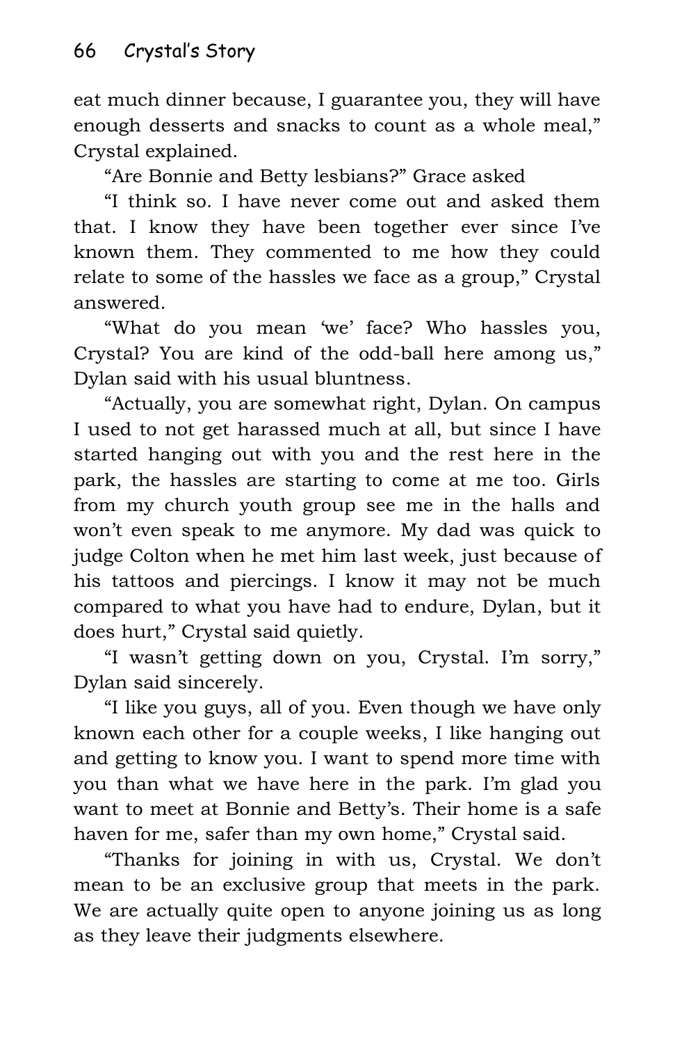eat much dinner because, I guarantee you, they will have enough desserts and snacks to count as a whole meal," Crystal explained.

"Are Bonnie and Betty lesbians?" Grace asked

"I think so. I have never come out and asked them that. I know they have been together ever since I've known them. They commented to me how they could relate to some of the hassles we face as a group," Crystal answered.

"What do you mean 'we' face? Who hassles you, Crystal? You are kind of the odd-ball here among us," Dylan said with his usual bluntness.

"Actually, you are somewhat right, Dylan. On campus I used to not get harassed much at all, but since I have started hanging out with you and the rest here in the park, the hassles are starting to come at me too. Girls from my church youth group see me in the halls and won't even speak to me anymore. My dad was quick to judge Colton when he met him last week, just because of his tattoos and piercings. I know it may not be much compared to what you have had to endure, Dylan, but it does hurt," Crystal said quietly.

"I wasn't getting down on you, Crystal. I'm sorry," Dylan said sincerely.

"I like you guys, all of you. Even though we have only known each other for a couple weeks, I like hanging out and getting to know you. I want to spend more time with you than what we have here in the park. I'm glad you want to meet at Bonnie and Betty's. Their home is a safe haven for me, safer than my own home," Crystal said.

"Thanks for joining in with us, Crystal. We don't mean to be an exclusive group that meets in the park. We are actually quite open to anyone joining us as long as they leave their judgments elsewhere.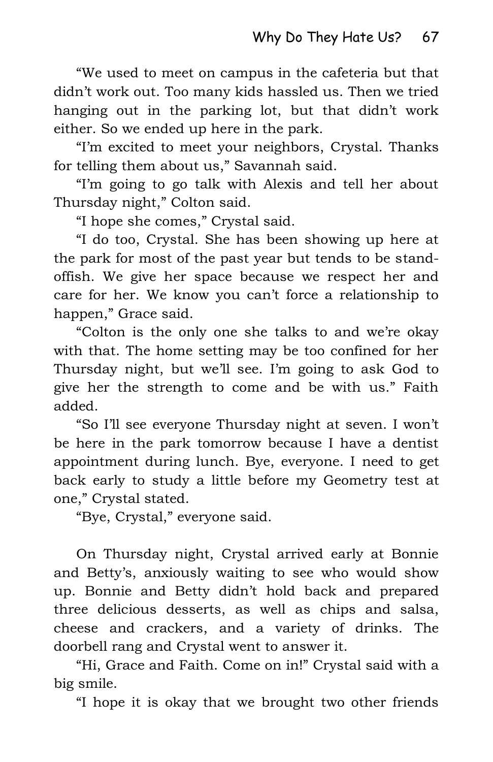"We used to meet on campus in the cafeteria but that didn't work out. Too many kids hassled us. Then we tried hanging out in the parking lot, but that didn't work either. So we ended up here in the park.

"I'm excited to meet your neighbors, Crystal. Thanks for telling them about us," Savannah said.

"I'm going to go talk with Alexis and tell her about Thursday night," Colton said.

"I hope she comes," Crystal said.

"I do too, Crystal. She has been showing up here at the park for most of the past year but tends to be stand-offish. We give her space because we respect her and care for her. We know you can't force a relationship to happen," Grace said.

"Colton is the only one she talks to and we're okay with that. The home setting may be too confined for her Thursday night, but we'll see. I'm going to ask God to give her the strength to come and be with us." Faith added.

"So I'll see everyone Thursday night at seven. I won't be here in the park tomorrow because I have a dentist appointment during lunch. Bye, everyone. I need to get back early to study a little before my Geometry test at one," Crystal stated.

"Bye, Crystal," everyone said.

On Thursday night, Crystal arrived early at Bonnie and Betty's, anxiously waiting to see who would show up. Bonnie and Betty didn't hold back and prepared three delicious desserts, as well as chips and salsa, cheese and crackers, and a variety of drinks. The doorbell rang and Crystal went to answer it.

"Hi, Grace and Faith. Come on in!" Crystal said with a big smile.

"I hope it is okay that we brought two other friends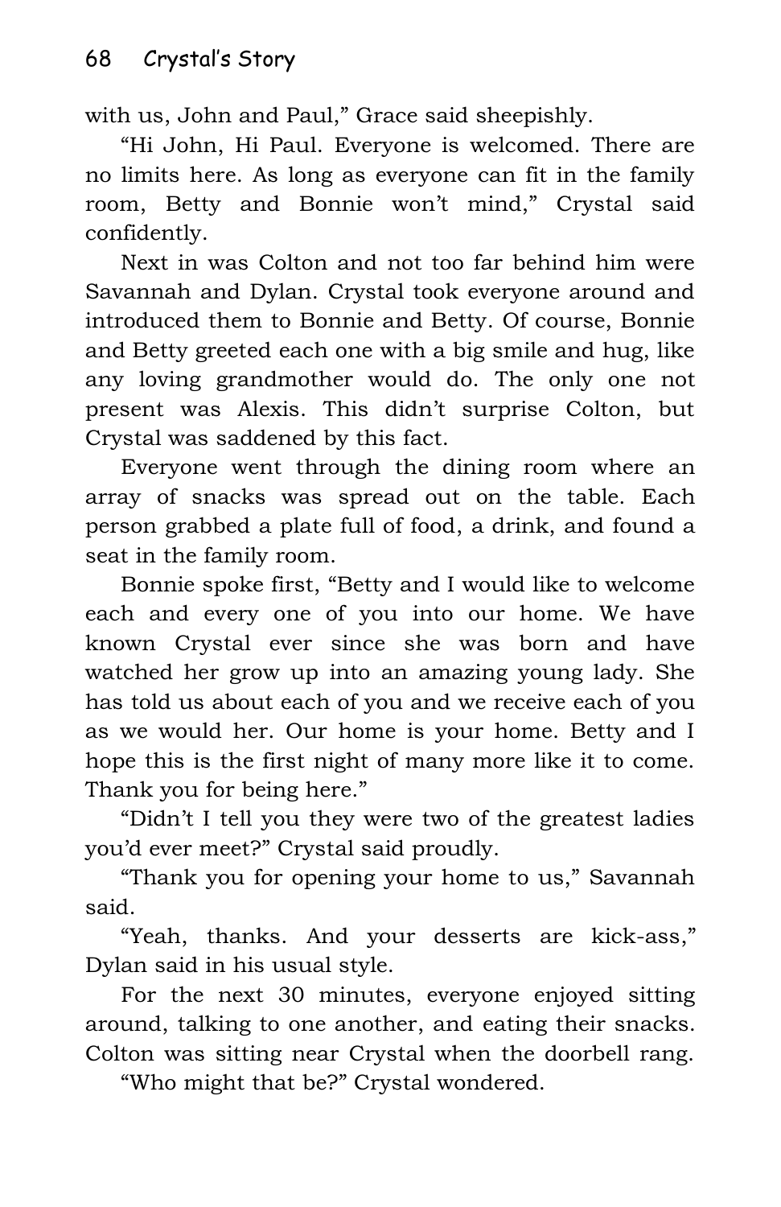with us, John and Paul," Grace said sheepishly.

"Hi John, Hi Paul. Everyone is welcomed. There are no limits here. As long as everyone can fit in the family room, Betty and Bonnie won't mind," Crystal said confidently.

Next in was Colton and not too far behind him were Savannah and Dylan. Crystal took everyone around and introduced them to Bonnie and Betty. Of course, Bonnie and Betty greeted each one with a big smile and hug, like any loving grandmother would do. The only one not present was Alexis. This didn't surprise Colton, but Crystal was saddened by this fact.

Everyone went through the dining room where an array of snacks was spread out on the table. Each person grabbed a plate full of food, a drink, and found a seat in the family room.

Bonnie spoke first, "Betty and I would like to welcome each and every one of you into our home. We have known Crystal ever since she was born and have watched her grow up into an amazing young lady. She has told us about each of you and we receive each of you as we would her. Our home is your home. Betty and I hope this is the first night of many more like it to come. Thank you for being here."

"Didn't I tell you they were two of the greatest ladies you'd ever meet?" Crystal said proudly.

"Thank you for opening your home to us," Savannah said.

"Yeah, thanks. And your desserts are kick-ass," Dylan said in his usual style.

For the next 30 minutes, everyone enjoyed sitting around, talking to one another, and eating their snacks. Colton was sitting near Crystal when the doorbell rang.

"Who might that be?" Crystal wondered.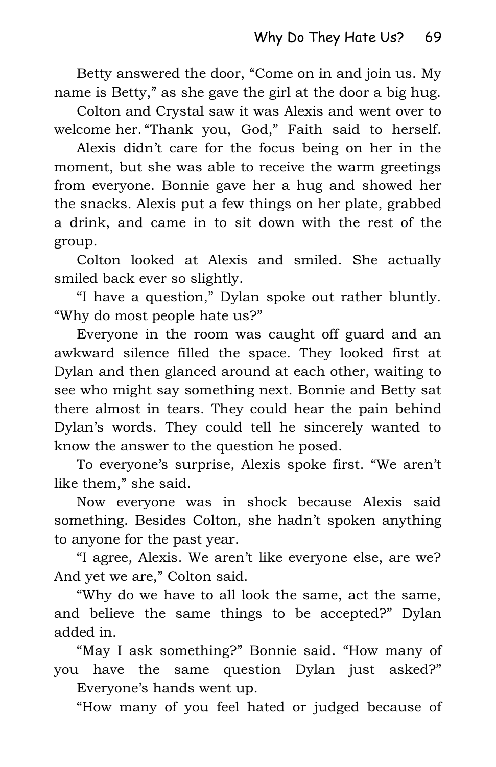Betty answered the door, "Come on in and join us. My name is Betty," as she gave the girl at the door a big hug.

Colton and Crystal saw it was Alexis and went over to welcome her. "Thank you, God," Faith said to herself.

Alexis didn't care for the focus being on her in the moment, but she was able to receive the warm greetings from everyone. Bonnie gave her a hug and showed her the snacks. Alexis put a few things on her plate, grabbed a drink, and came in to sit down with the rest of the group.

Colton looked at Alexis and smiled. She actually smiled back ever so slightly.

"I have a question," Dylan spoke out rather bluntly. "Why do most people hate us?"

Everyone in the room was caught off guard and an awkward silence filled the space. They looked first at Dylan and then glanced around at each other, waiting to see who might say something next. Bonnie and Betty sat there almost in tears. They could hear the pain behind Dylan's words. They could tell he sincerely wanted to know the answer to the question he posed.

To everyone's surprise, Alexis spoke first. "We aren't like them," she said.

Now everyone was in shock because Alexis said something. Besides Colton, she hadn't spoken anything to anyone for the past year.

"I agree, Alexis. We aren't like everyone else, are we? And yet we are," Colton said.

"Why do we have to all look the same, act the same, and believe the same things to be accepted?" Dylan added in.

"May I ask something?" Bonnie said. "How many of you have the same question Dylan just asked?"

Everyone's hands went up.

"How many of you feel hated or judged because of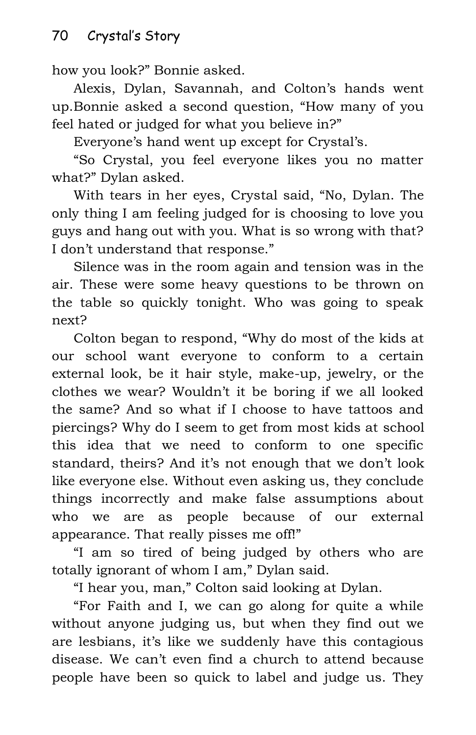how you look?" Bonnie asked.

Alexis, Dylan, Savannah, and Colton's hands went up.Bonnie asked a second question, "How many of you feel hated or judged for what you believe in?"

Everyone's hand went up except for Crystal's.

"So Crystal, you feel everyone likes you no matter what?" Dylan asked.

With tears in her eyes, Crystal said, "No, Dylan. The only thing I am feeling judged for is choosing to love you guys and hang out with you. What is so wrong with that? I don't understand that response."

Silence was in the room again and tension was in the air. These were some heavy questions to be thrown on the table so quickly tonight. Who was going to speak next?

Colton began to respond, "Why do most of the kids at our school want everyone to conform to a certain external look, be it hair style, make-up, jewelry, or the clothes we wear? Wouldn't it be boring if we all looked the same? And so what if I choose to have tattoos and piercings? Why do I seem to get from most kids at school this idea that we need to conform to one specific standard, theirs? And it's not enough that we don't look like everyone else. Without even asking us, they conclude things incorrectly and make false assumptions about who we are as people because of our external appearance. That really pisses me off!"

"I am so tired of being judged by others who are totally ignorant of whom I am," Dylan said.

"I hear you, man," Colton said looking at Dylan.

"For Faith and I, we can go along for quite a while without anyone judging us, but when they find out we are lesbians, it's like we suddenly have this contagious disease. We can't even find a church to attend because people have been so quick to label and judge us. They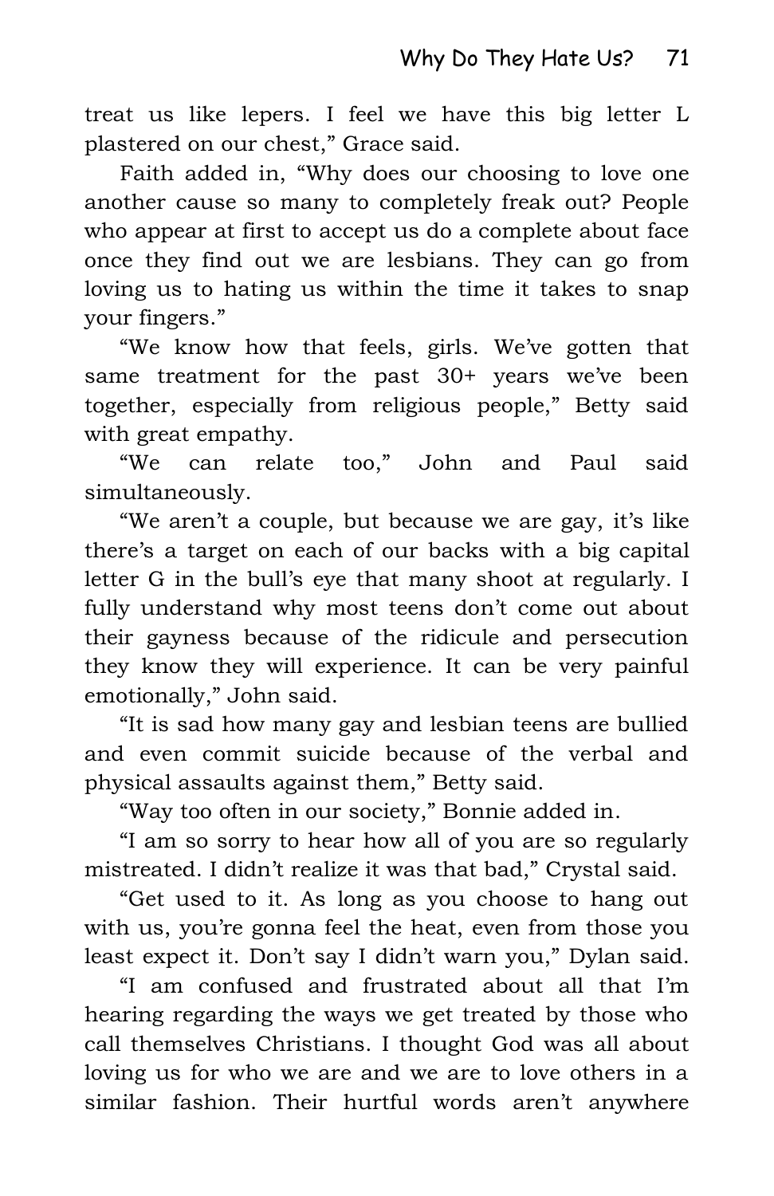treat us like lepers. I feel we have this big letter L plastered on our chest," Grace said.

Faith added in, "Why does our choosing to love one another cause so many to completely freak out? People who appear at first to accept us do a complete about face once they find out we are lesbians. They can go from loving us to hating us within the time it takes to snap your fingers."

"We know how that feels, girls. We've gotten that same treatment for the past 30+ years we've been together, especially from religious people," Betty said with great empathy.

"We can relate too," John and Paul said simultaneously.

"We aren't a couple, but because we are gay, it's like there's a target on each of our backs with a big capital letter G in the bull's eye that many shoot at regularly. I fully understand why most teens don't come out about their gayness because of the ridicule and persecution they know they will experience. It can be very painful emotionally," John said.

"It is sad how many gay and lesbian teens are bullied and even commit suicide because of the verbal and physical assaults against them," Betty said.

"Way too often in our society," Bonnie added in.

"I am so sorry to hear how all of you are so regularly mistreated. I didn't realize it was that bad," Crystal said.

"Get used to it. As long as you choose to hang out with us, you're gonna feel the heat, even from those you least expect it. Don't say I didn't warn you," Dylan said.

"I am confused and frustrated about all that I'm hearing regarding the ways we get treated by those who call themselves Christians. I thought God was all about loving us for who we are and we are to love others in a similar fashion. Their hurtful words aren't anywhere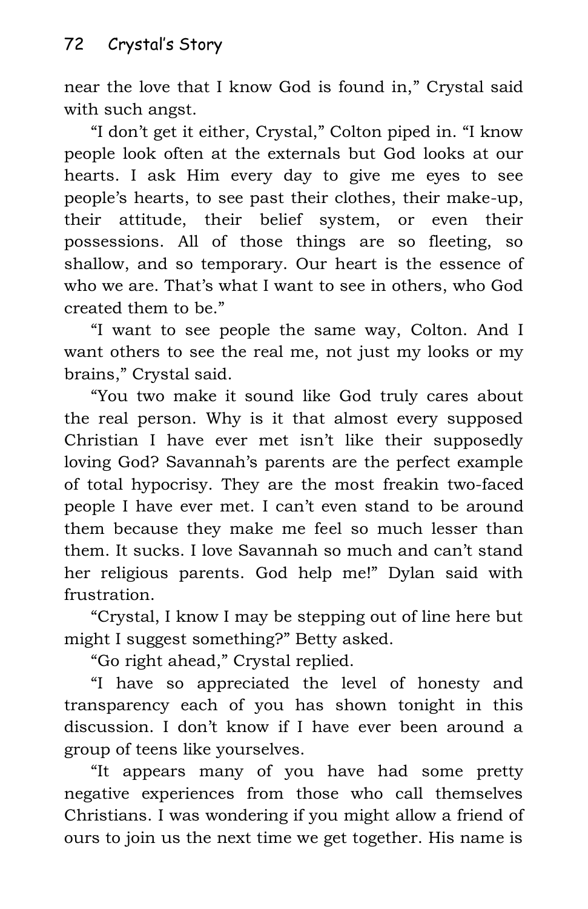near the love that I know God is found in," Crystal said with such angst.

"I don't get it either, Crystal," Colton piped in. "I know people look often at the externals but God looks at our hearts. I ask Him every day to give me eyes to see people's hearts, to see past their clothes, their make-up, their attitude, their belief system, or even their possessions. All of those things are so fleeting, so shallow, and so temporary. Our heart is the essence of who we are. That's what I want to see in others, who God created them to be."

"I want to see people the same way, Colton. And I want others to see the real me, not just my looks or my brains," Crystal said.

"You two make it sound like God truly cares about the real person. Why is it that almost every supposed Christian I have ever met isn't like their supposedly loving God? Savannah's parents are the perfect example of total hypocrisy. They are the most freakin two-faced people I have ever met. I can't even stand to be around them because they make me feel so much lesser than them. It sucks. I love Savannah so much and can't stand her religious parents. God help me!" Dylan said with frustration.

"Crystal, I know I may be stepping out of line here but might I suggest something?" Betty asked.

"Go right ahead," Crystal replied.

"I have so appreciated the level of honesty and transparency each of you has shown tonight in this discussion. I don't know if I have ever been around a group of teens like yourselves.

"It appears many of you have had some pretty negative experiences from those who call themselves Christians. I was wondering if you might allow a friend of ours to join us the next time we get together. His name is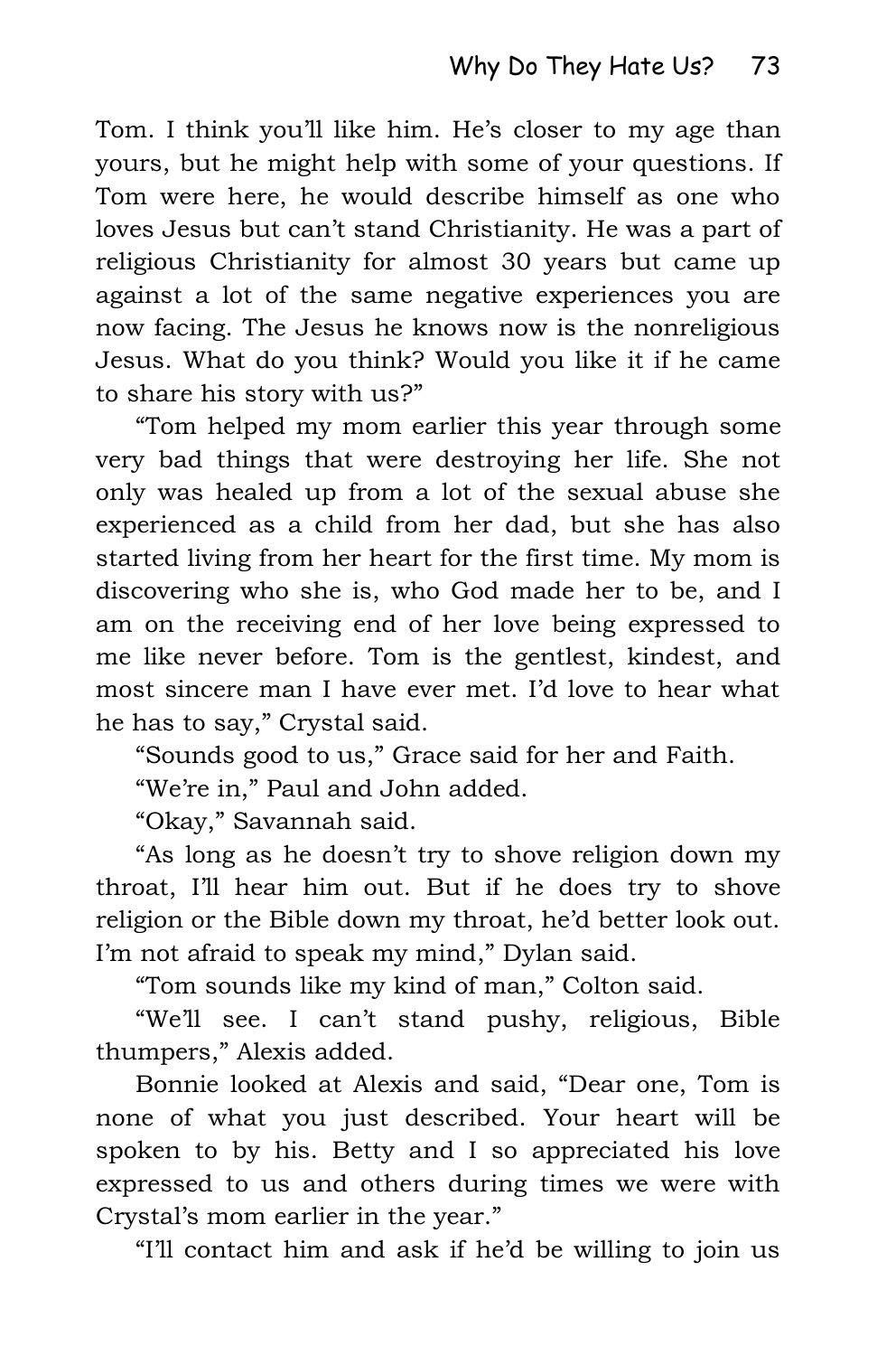Tom. I think you'll like him. He's closer to my age than yours, but he might help with some of your questions. If Tom were here, he would describe himself as one who loves Jesus but can't stand Christianity. He was a part of religious Christianity for almost 30 years but came up against a lot of the same negative experiences you are now facing. The Jesus he knows now is the nonreligious Jesus. What do you think? Would you like it if he came to share his story with us?"

"Tom helped my mom earlier this year through some very bad things that were destroying her life. She not only was healed up from a lot of the sexual abuse she experienced as a child from her dad, but she has also started living from her heart for the first time. My mom is discovering who she is, who God made her to be, and I am on the receiving end of her love being expressed to me like never before. Tom is the gentlest, kindest, and most sincere man I have ever met. I'd love to hear what he has to say," Crystal said.

"Sounds good to us," Grace said for her and Faith.

"We're in," Paul and John added.

"Okay," Savannah said.

"As long as he doesn't try to shove religion down my throat, I'll hear him out. But if he does try to shove religion or the Bible down my throat, he'd better look out. I'm not afraid to speak my mind," Dylan said.

"Tom sounds like my kind of man," Colton said.

"We'll see. I can't stand pushy, religious, Bible thumpers," Alexis added.

Bonnie looked at Alexis and said, "Dear one, Tom is none of what you just described. Your heart will be spoken to by his. Betty and I so appreciated his love expressed to us and others during times we were with Crystal's mom earlier in the year."

"I'll contact him and ask if he'd be willing to join us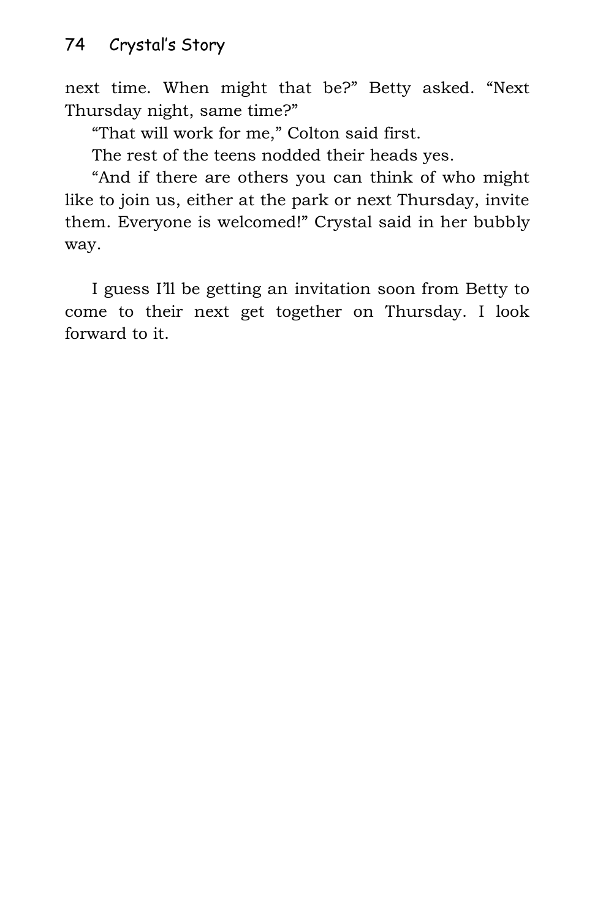next time. When might that be?" Betty asked. "Next Thursday night, same time?"

"That will work for me," Colton said first.

The rest of the teens nodded their heads yes.

"And if there are others you can think of who might like to join us, either at the park or next Thursday, invite them. Everyone is welcomed!" Crystal said in her bubbly way.

I guess I'll be getting an invitation soon from Betty to come to their next get together on Thursday. I look forward to it.